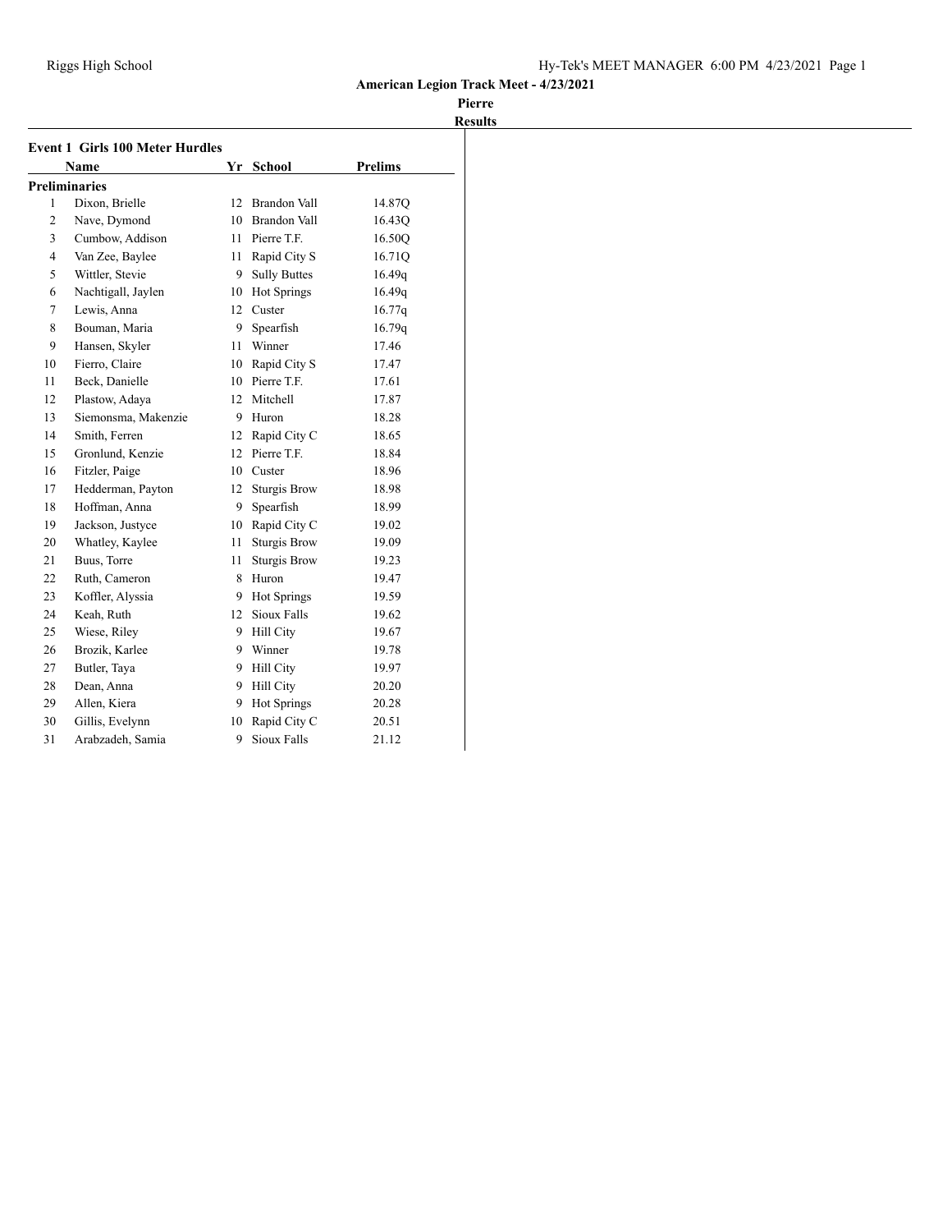**American Legion Track Meet - 4/23/2021**

**Pierre**

**Results**

### Event 1 Girls 100 Meter Hurdles

| | Name | Yr | School | Prelims |
|---|---|---|---|---|
| **Preliminaries** | | | | |
| 1 | Dixon, Brielle | 12 | Brandon Vall | 14.87Q |
| 2 | Nave, Dymond | 10 | Brandon Vall | 16.43Q |
| 3 | Cumbow, Addison | 11 | Pierre T.F. | 16.50Q |
| 4 | Van Zee, Baylee | 11 | Rapid City S | 16.71Q |
| 5 | Wittler, Stevie | 9 | Sully Buttes | 16.49q |
| 6 | Nachtigall, Jaylen | 10 | Hot Springs | 16.49q |
| 7 | Lewis, Anna | 12 | Custer | 16.77q |
| 8 | Bouman, Maria | 9 | Spearfish | 16.79q |
| 9 | Hansen, Skyler | 11 | Winner | 17.46 |
| 10 | Fierro, Claire | 10 | Rapid City S | 17.47 |
| 11 | Beck, Danielle | 10 | Pierre T.F. | 17.61 |
| 12 | Plastow, Adaya | 12 | Mitchell | 17.87 |
| 13 | Siemonsma, Makenzie | 9 | Huron | 18.28 |
| 14 | Smith, Ferren | 12 | Rapid City C | 18.65 |
| 15 | Gronlund, Kenzie | 12 | Pierre T.F. | 18.84 |
| 16 | Fitzler, Paige | 10 | Custer | 18.96 |
| 17 | Hedderman, Payton | 12 | Sturgis Brow | 18.98 |
| 18 | Hoffman, Anna | 9 | Spearfish | 18.99 |
| 19 | Jackson, Justyce | 10 | Rapid City C | 19.02 |
| 20 | Whatley, Kaylee | 11 | Sturgis Brow | 19.09 |
| 21 | Buus, Torre | 11 | Sturgis Brow | 19.23 |
| 22 | Ruth, Cameron | 8 | Huron | 19.47 |
| 23 | Koffler, Alyssia | 9 | Hot Springs | 19.59 |
| 24 | Keah, Ruth | 12 | Sioux Falls | 19.62 |
| 25 | Wiese, Riley | 9 | Hill City | 19.67 |
| 26 | Brozik, Karlee | 9 | Winner | 19.78 |
| 27 | Butler, Taya | 9 | Hill City | 19.97 |
| 28 | Dean, Anna | 9 | Hill City | 20.20 |
| 29 | Allen, Kiera | 9 | Hot Springs | 20.28 |
| 30 | Gillis, Evelynn | 10 | Rapid City C | 20.51 |
| 31 | Arabzadeh, Samia | 9 | Sioux Falls | 21.12 |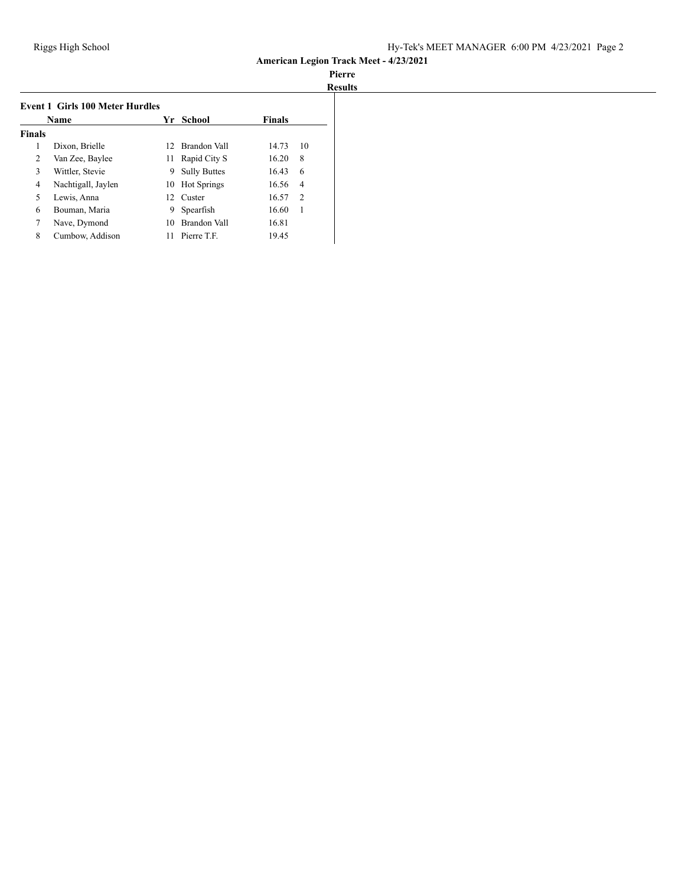American Legion Track Meet - 4/23/2021

Pierre

Results

### Event 1 Girls 100 Meter Hurdles

| | Name | Yr | School | Finals | |
|---|---|---|---|---|---|
| **Finals** | | | | | |
| 1 | Dixon, Brielle | 12 | Brandon Vall | 14.73 | 10 |
| 2 | Van Zee, Baylee | 11 | Rapid City S | 16.20 | 8 |
| 3 | Wittler, Stevie | 9 | Sully Buttes | 16.43 | 6 |
| 4 | Nachtigall, Jaylen | 10 | Hot Springs | 16.56 | 4 |
| 5 | Lewis, Anna | 12 | Custer | 16.57 | 2 |
| 6 | Bouman, Maria | 9 | Spearfish | 16.60 | 1 |
| 7 | Nave, Dymond | 10 | Brandon Vall | 16.81 | |
| 8 | Cumbow, Addison | 11 | Pierre T.F. | 19.45 | |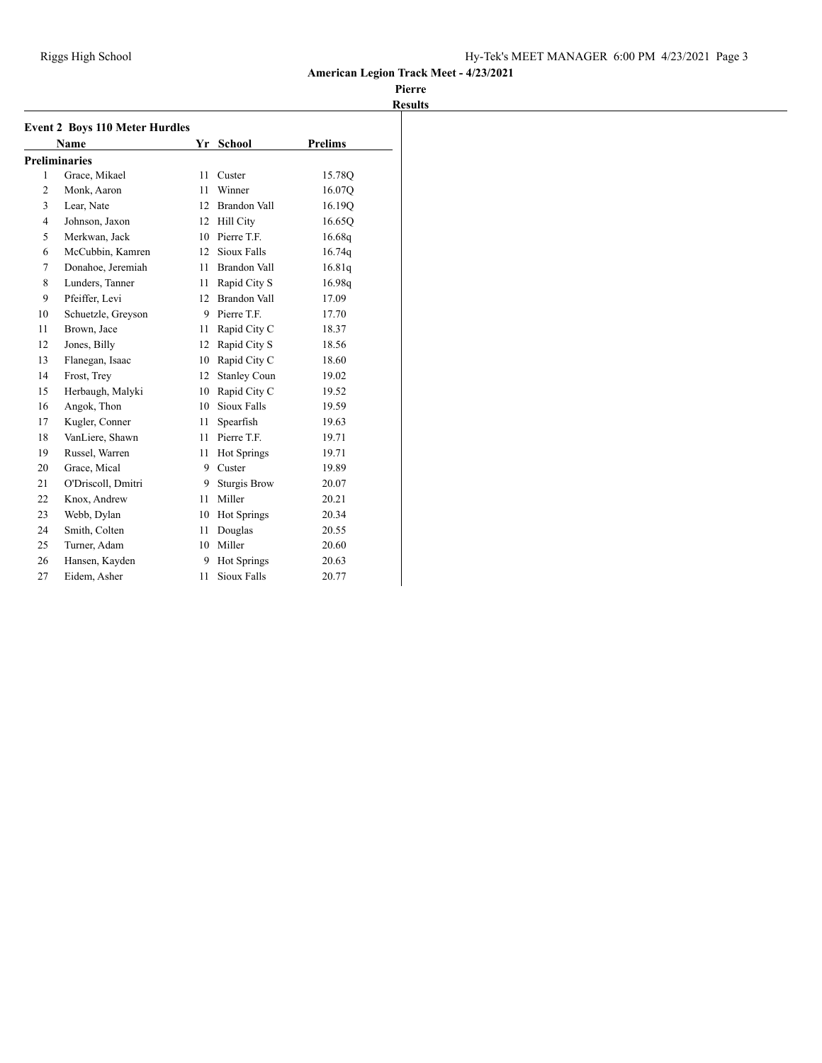American Legion Track Meet - 4/23/2021

Pierre

Results

### Event 2 Boys 110 Meter Hurdles

| | Name | Yr | School | Prelims |
|---|---|---|---|---|
| **Preliminaries** | | | | |
| 1 | Grace, Mikael | 11 | Custer | 15.78Q |
| 2 | Monk, Aaron | 11 | Winner | 16.07Q |
| 3 | Lear, Nate | 12 | Brandon Vall | 16.19Q |
| 4 | Johnson, Jaxon | 12 | Hill City | 16.65Q |
| 5 | Merkwan, Jack | 10 | Pierre T.F. | 16.68q |
| 6 | McCubbin, Kamren | 12 | Sioux Falls | 16.74q |
| 7 | Donahoe, Jeremiah | 11 | Brandon Vall | 16.81q |
| 8 | Lunders, Tanner | 11 | Rapid City S | 16.98q |
| 9 | Pfeiffer, Levi | 12 | Brandon Vall | 17.09 |
| 10 | Schuetzle, Greyson | 9 | Pierre T.F. | 17.70 |
| 11 | Brown, Jace | 11 | Rapid City C | 18.37 |
| 12 | Jones, Billy | 12 | Rapid City S | 18.56 |
| 13 | Flanegan, Isaac | 10 | Rapid City C | 18.60 |
| 14 | Frost, Trey | 12 | Stanley Coun | 19.02 |
| 15 | Herbaugh, Malyki | 10 | Rapid City C | 19.52 |
| 16 | Angok, Thon | 10 | Sioux Falls | 19.59 |
| 17 | Kugler, Conner | 11 | Spearfish | 19.63 |
| 18 | VanLiere, Shawn | 11 | Pierre T.F. | 19.71 |
| 19 | Russel, Warren | 11 | Hot Springs | 19.71 |
| 20 | Grace, Mical | 9 | Custer | 19.89 |
| 21 | O'Driscoll, Dmitri | 9 | Sturgis Brow | 20.07 |
| 22 | Knox, Andrew | 11 | Miller | 20.21 |
| 23 | Webb, Dylan | 10 | Hot Springs | 20.34 |
| 24 | Smith, Colten | 11 | Douglas | 20.55 |
| 25 | Turner, Adam | 10 | Miller | 20.60 |
| 26 | Hansen, Kayden | 9 | Hot Springs | 20.63 |
| 27 | Eidem, Asher | 11 | Sioux Falls | 20.77 |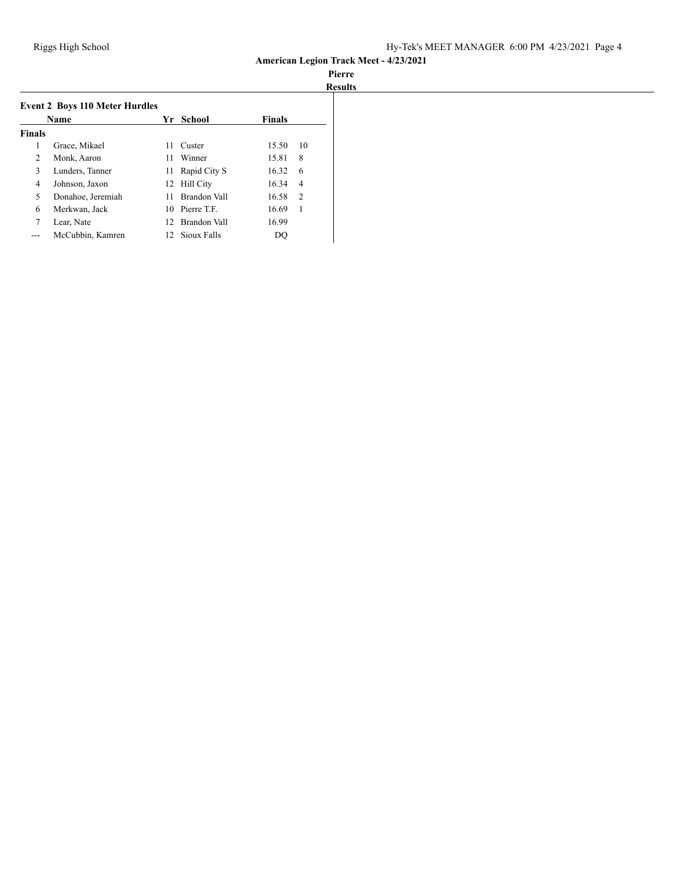**American Legion Track Meet - 4/23/2021**

**Pierre**

**Results**

### Event 2 Boys 110 Meter Hurdles

| | Name | Yr | School | Finals | |
|---|---|---|---|---|---|
| **Finals** | | | | | |
| 1 | Grace, Mikael | 11 | Custer | 15.50 | 10 |
| 2 | Monk, Aaron | 11 | Winner | 15.81 | 8 |
| 3 | Lunders, Tanner | 11 | Rapid City S | 16.32 | 6 |
| 4 | Johnson, Jaxon | 12 | Hill City | 16.34 | 4 |
| 5 | Donahoe, Jeremiah | 11 | Brandon Vall | 16.58 | 2 |
| 6 | Merkwan, Jack | 10 | Pierre T.F. | 16.69 | 1 |
| 7 | Lear, Nate | 12 | Brandon Vall | 16.99 | |
| --- | McCubbin, Kamren | 12 | Sioux Falls | DQ | |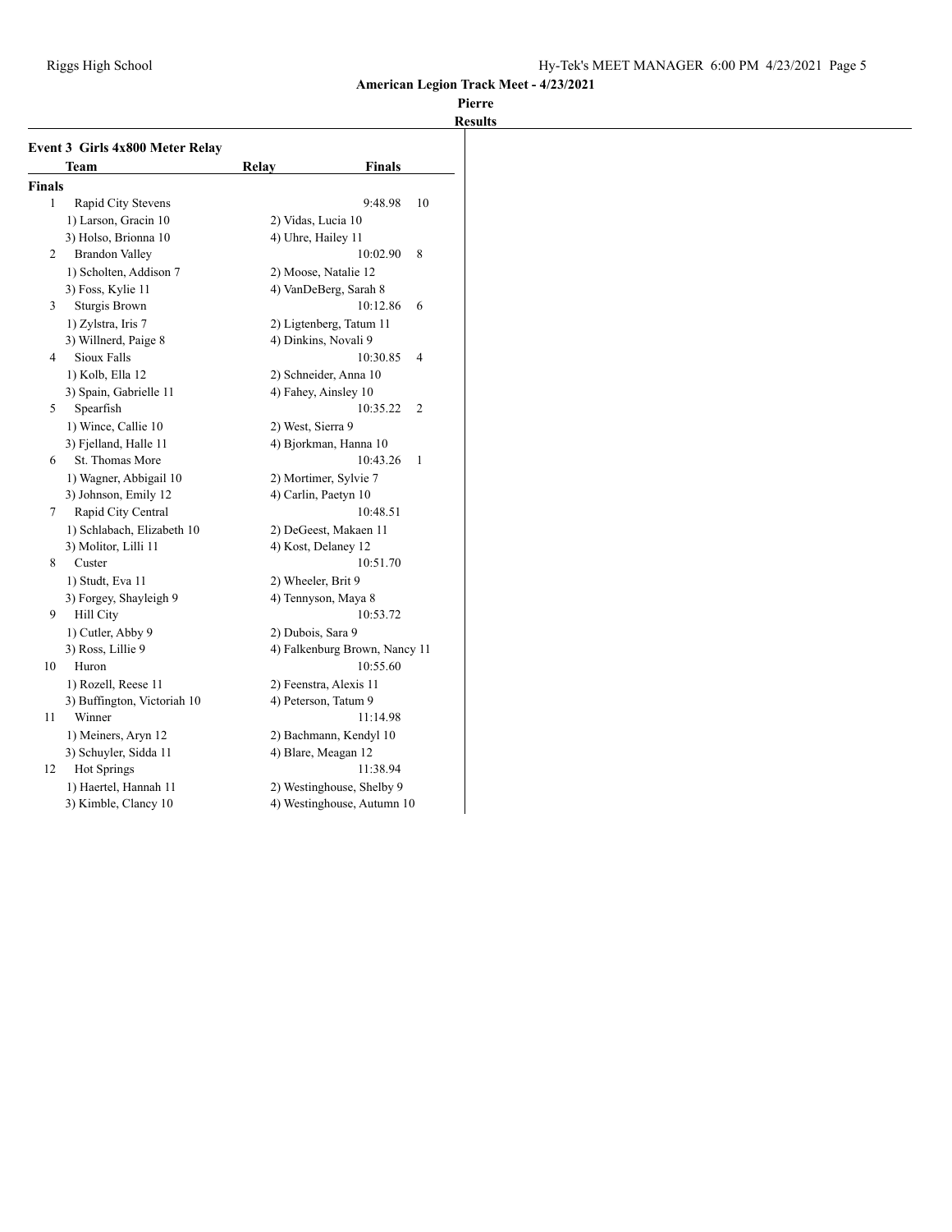**American Legion Track Meet - 4/23/2021**

**Pierre**

**Results**

### Event 3 Girls 4x800 Meter Relay

| | Team | Relay | Finals | |
|---|---|---|---|---|
| **Finals** | | | | |
| 1 | Rapid City Stevens | | 9:48.98 | 10 |
| | 1) Larson, Gracin 10 | 2) Vidas, Lucia 10 | | |
| | 3) Holso, Brionna 10 | 4) Uhre, Hailey 11 | | |
| 2 | Brandon Valley | | 10:02.90 | 8 |
| | 1) Scholten, Addison 7 | 2) Moose, Natalie 12 | | |
| | 3) Foss, Kylie 11 | 4) VanDeBerg, Sarah 8 | | |
| 3 | Sturgis Brown | | 10:12.86 | 6 |
| | 1) Zylstra, Iris 7 | 2) Ligtenberg, Tatum 11 | | |
| | 3) Willnerd, Paige 8 | 4) Dinkins, Novali 9 | | |
| 4 | Sioux Falls | | 10:30.85 | 4 |
| | 1) Kolb, Ella 12 | 2) Schneider, Anna 10 | | |
| | 3) Spain, Gabrielle 11 | 4) Fahey, Ainsley 10 | | |
| 5 | Spearfish | | 10:35.22 | 2 |
| | 1) Wince, Callie 10 | 2) West, Sierra 9 | | |
| | 3) Fjelland, Halle 11 | 4) Bjorkman, Hanna 10 | | |
| 6 | St. Thomas More | | 10:43.26 | 1 |
| | 1) Wagner, Abbigail 10 | 2) Mortimer, Sylvie 7 | | |
| | 3) Johnson, Emily 12 | 4) Carlin, Paetyn 10 | | |
| 7 | Rapid City Central | | 10:48.51 | |
| | 1) Schlabach, Elizabeth 10 | 2) DeGeest, Makaen 11 | | |
| | 3) Molitor, Lilli 11 | 4) Kost, Delaney 12 | | |
| 8 | Custer | | 10:51.70 | |
| | 1) Studt, Eva 11 | 2) Wheeler, Brit 9 | | |
| | 3) Forgey, Shayleigh 9 | 4) Tennyson, Maya 8 | | |
| 9 | Hill City | | 10:53.72 | |
| | 1) Cutler, Abby 9 | 2) Dubois, Sara 9 | | |
| | 3) Ross, Lillie 9 | 4) Falkenburg Brown, Nancy 11 | | |
| 10 | Huron | | 10:55.60 | |
| | 1) Rozell, Reese 11 | 2) Feenstra, Alexis 11 | | |
| | 3) Buffington, Victoriah 10 | 4) Peterson, Tatum 9 | | |
| 11 | Winner | | 11:14.98 | |
| | 1) Meiners, Aryn 12 | 2) Bachmann, Kendyl 10 | | |
| | 3) Schuyler, Sidda 11 | 4) Blare, Meagan 12 | | |
| 12 | Hot Springs | | 11:38.94 | |
| | 1) Haertel, Hannah 11 | 2) Westinghouse, Shelby 9 | | |
| | 3) Kimble, Clancy 10 | 4) Westinghouse, Autumn 10 | | |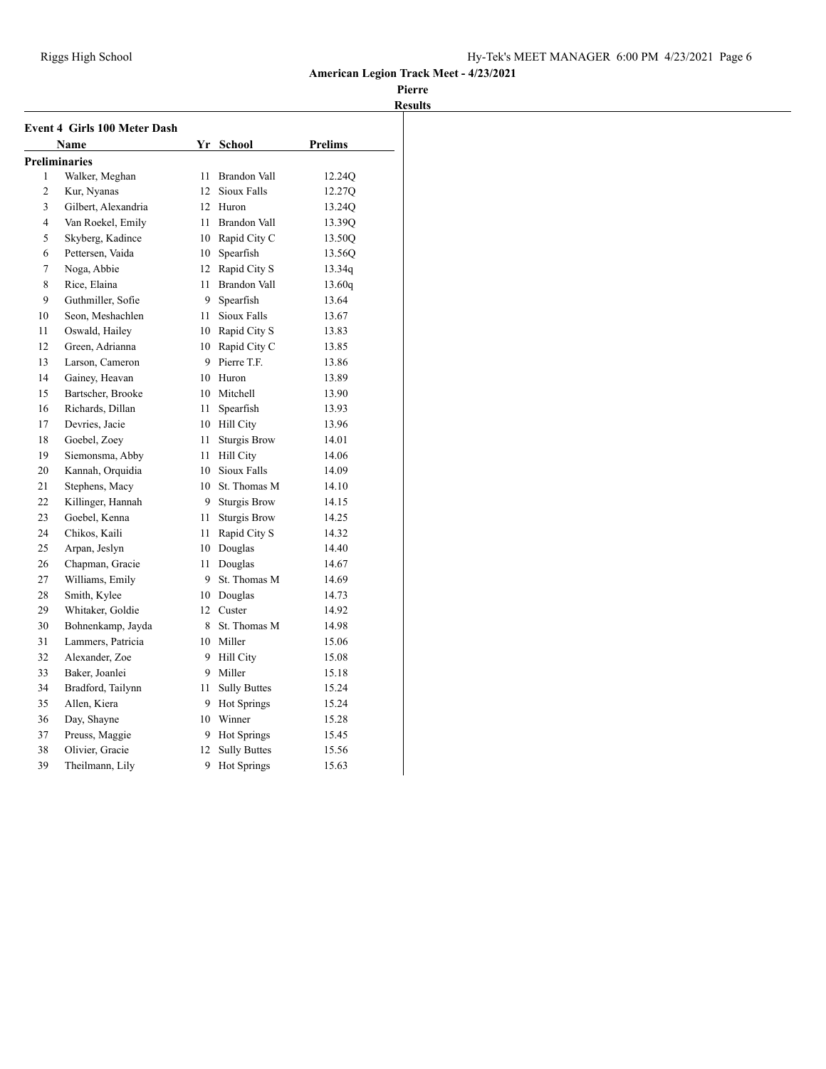**American Legion Track Meet - 4/23/2021**

**Pierre**

**Results**

### Event 4 Girls 100 Meter Dash

| | Name | Yr | School | Prelims |
|---|---|---|---|---|
| **Preliminaries** | | | | |
| 1 | Walker, Meghan | 11 | Brandon Vall | 12.24Q |
| 2 | Kur, Nyanas | 12 | Sioux Falls | 12.27Q |
| 3 | Gilbert, Alexandria | 12 | Huron | 13.24Q |
| 4 | Van Roekel, Emily | 11 | Brandon Vall | 13.39Q |
| 5 | Skyberg, Kadince | 10 | Rapid City C | 13.50Q |
| 6 | Pettersen, Vaida | 10 | Spearfish | 13.56Q |
| 7 | Noga, Abbie | 12 | Rapid City S | 13.34q |
| 8 | Rice, Elaina | 11 | Brandon Vall | 13.60q |
| 9 | Guthmiller, Sofie | 9 | Spearfish | 13.64 |
| 10 | Seon, Meshachlen | 11 | Sioux Falls | 13.67 |
| 11 | Oswald, Hailey | 10 | Rapid City S | 13.83 |
| 12 | Green, Adrianna | 10 | Rapid City C | 13.85 |
| 13 | Larson, Cameron | 9 | Pierre T.F. | 13.86 |
| 14 | Gainey, Heavan | 10 | Huron | 13.89 |
| 15 | Bartscher, Brooke | 10 | Mitchell | 13.90 |
| 16 | Richards, Dillan | 11 | Spearfish | 13.93 |
| 17 | Devries, Jacie | 10 | Hill City | 13.96 |
| 18 | Goebel, Zoey | 11 | Sturgis Brow | 14.01 |
| 19 | Siemonsma, Abby | 11 | Hill City | 14.06 |
| 20 | Kannah, Orquidia | 10 | Sioux Falls | 14.09 |
| 21 | Stephens, Macy | 10 | St. Thomas M | 14.10 |
| 22 | Killinger, Hannah | 9 | Sturgis Brow | 14.15 |
| 23 | Goebel, Kenna | 11 | Sturgis Brow | 14.25 |
| 24 | Chikos, Kaili | 11 | Rapid City S | 14.32 |
| 25 | Arpan, Jeslyn | 10 | Douglas | 14.40 |
| 26 | Chapman, Gracie | 11 | Douglas | 14.67 |
| 27 | Williams, Emily | 9 | St. Thomas M | 14.69 |
| 28 | Smith, Kylee | 10 | Douglas | 14.73 |
| 29 | Whitaker, Goldie | 12 | Custer | 14.92 |
| 30 | Bohnenkamp, Jayda | 8 | St. Thomas M | 14.98 |
| 31 | Lammers, Patricia | 10 | Miller | 15.06 |
| 32 | Alexander, Zoe | 9 | Hill City | 15.08 |
| 33 | Baker, Joanlei | 9 | Miller | 15.18 |
| 34 | Bradford, Tailynn | 11 | Sully Buttes | 15.24 |
| 35 | Allen, Kiera | 9 | Hot Springs | 15.24 |
| 36 | Day, Shayne | 10 | Winner | 15.28 |
| 37 | Preuss, Maggie | 9 | Hot Springs | 15.45 |
| 38 | Olivier, Gracie | 12 | Sully Buttes | 15.56 |
| 39 | Theilmann, Lily | 9 | Hot Springs | 15.63 |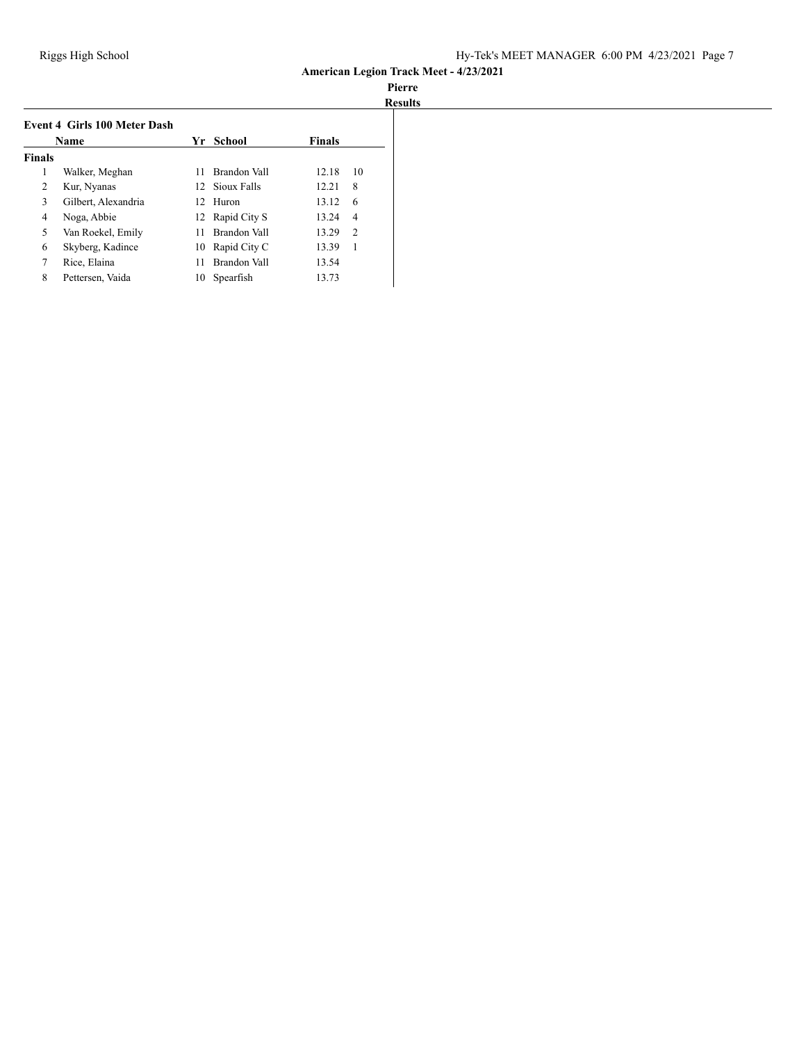**American Legion Track Meet - 4/23/2021**

**Pierre**

**Results**

### Event 4 Girls 100 Meter Dash

| | Name | Yr | School | Finals | |
|---|---|---|---|---|---|
| **Finals** | | | | | |
| 1 | Walker, Meghan | 11 | Brandon Vall | 12.18 | 10 |
| 2 | Kur, Nyanas | 12 | Sioux Falls | 12.21 | 8 |
| 3 | Gilbert, Alexandria | 12 | Huron | 13.12 | 6 |
| 4 | Noga, Abbie | 12 | Rapid City S | 13.24 | 4 |
| 5 | Van Roekel, Emily | 11 | Brandon Vall | 13.29 | 2 |
| 6 | Skyberg, Kadince | 10 | Rapid City C | 13.39 | 1 |
| 7 | Rice, Elaina | 11 | Brandon Vall | 13.54 | |
| 8 | Pettersen, Vaida | 10 | Spearfish | 13.73 | |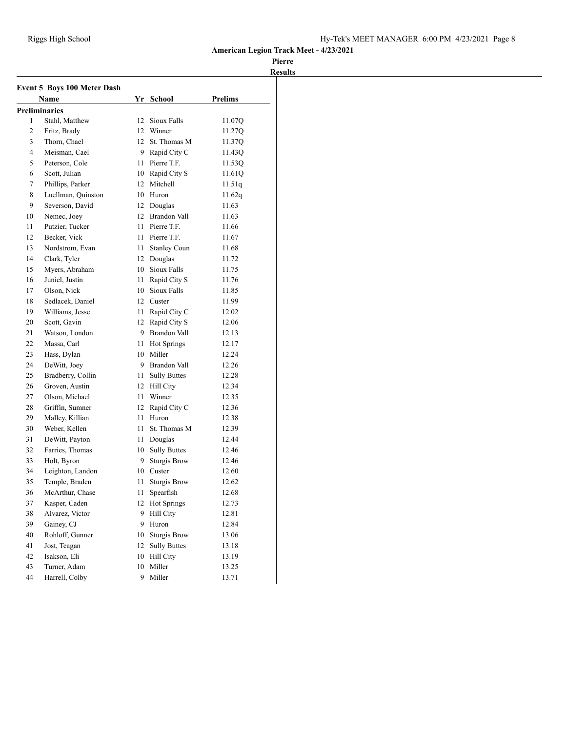**American Legion Track Meet - 4/23/2021**

**Pierre**

**Results**

### Event 5 Boys 100 Meter Dash

| | Name | Yr | School | Prelims |
|---|---|---|---|---|
| **Preliminaries** | | | | |
| 1 | Stahl, Matthew | 12 | Sioux Falls | 11.07Q |
| 2 | Fritz, Brady | 12 | Winner | 11.27Q |
| 3 | Thorn, Chael | 12 | St. Thomas M | 11.37Q |
| 4 | Meisman, Cael | 9 | Rapid City C | 11.43Q |
| 5 | Peterson, Cole | 11 | Pierre T.F. | 11.53Q |
| 6 | Scott, Julian | 10 | Rapid City S | 11.61Q |
| 7 | Phillips, Parker | 12 | Mitchell | 11.51q |
| 8 | Luellman, Quinston | 10 | Huron | 11.62q |
| 9 | Severson, David | 12 | Douglas | 11.63 |
| 10 | Nemec, Joey | 12 | Brandon Vall | 11.63 |
| 11 | Putzier, Tucker | 11 | Pierre T.F. | 11.66 |
| 12 | Becker, Vick | 11 | Pierre T.F. | 11.67 |
| 13 | Nordstrom, Evan | 11 | Stanley Coun | 11.68 |
| 14 | Clark, Tyler | 12 | Douglas | 11.72 |
| 15 | Myers, Abraham | 10 | Sioux Falls | 11.75 |
| 16 | Juniel, Justin | 11 | Rapid City S | 11.76 |
| 17 | Olson, Nick | 10 | Sioux Falls | 11.85 |
| 18 | Sedlacek, Daniel | 12 | Custer | 11.99 |
| 19 | Williams, Jesse | 11 | Rapid City C | 12.02 |
| 20 | Scott, Gavin | 12 | Rapid City S | 12.06 |
| 21 | Watson, London | 9 | Brandon Vall | 12.13 |
| 22 | Massa, Carl | 11 | Hot Springs | 12.17 |
| 23 | Hass, Dylan | 10 | Miller | 12.24 |
| 24 | DeWitt, Joey | 9 | Brandon Vall | 12.26 |
| 25 | Bradberry, Collin | 11 | Sully Buttes | 12.28 |
| 26 | Groven, Austin | 12 | Hill City | 12.34 |
| 27 | Olson, Michael | 11 | Winner | 12.35 |
| 28 | Griffin, Sumner | 12 | Rapid City C | 12.36 |
| 29 | Malley, Killian | 11 | Huron | 12.38 |
| 30 | Weber, Kellen | 11 | St. Thomas M | 12.39 |
| 31 | DeWitt, Payton | 11 | Douglas | 12.44 |
| 32 | Farries, Thomas | 10 | Sully Buttes | 12.46 |
| 33 | Holt, Byron | 9 | Sturgis Brow | 12.46 |
| 34 | Leighton, Landon | 10 | Custer | 12.60 |
| 35 | Temple, Braden | 11 | Sturgis Brow | 12.62 |
| 36 | McArthur, Chase | 11 | Spearfish | 12.68 |
| 37 | Kasper, Caden | 12 | Hot Springs | 12.73 |
| 38 | Alvarez, Victor | 9 | Hill City | 12.81 |
| 39 | Gainey, CJ | 9 | Huron | 12.84 |
| 40 | Rohloff, Gunner | 10 | Sturgis Brow | 13.06 |
| 41 | Jost, Teagan | 12 | Sully Buttes | 13.18 |
| 42 | Isakson, Eli | 10 | Hill City | 13.19 |
| 43 | Turner, Adam | 10 | Miller | 13.25 |
| 44 | Harrell, Colby | 9 | Miller | 13.71 |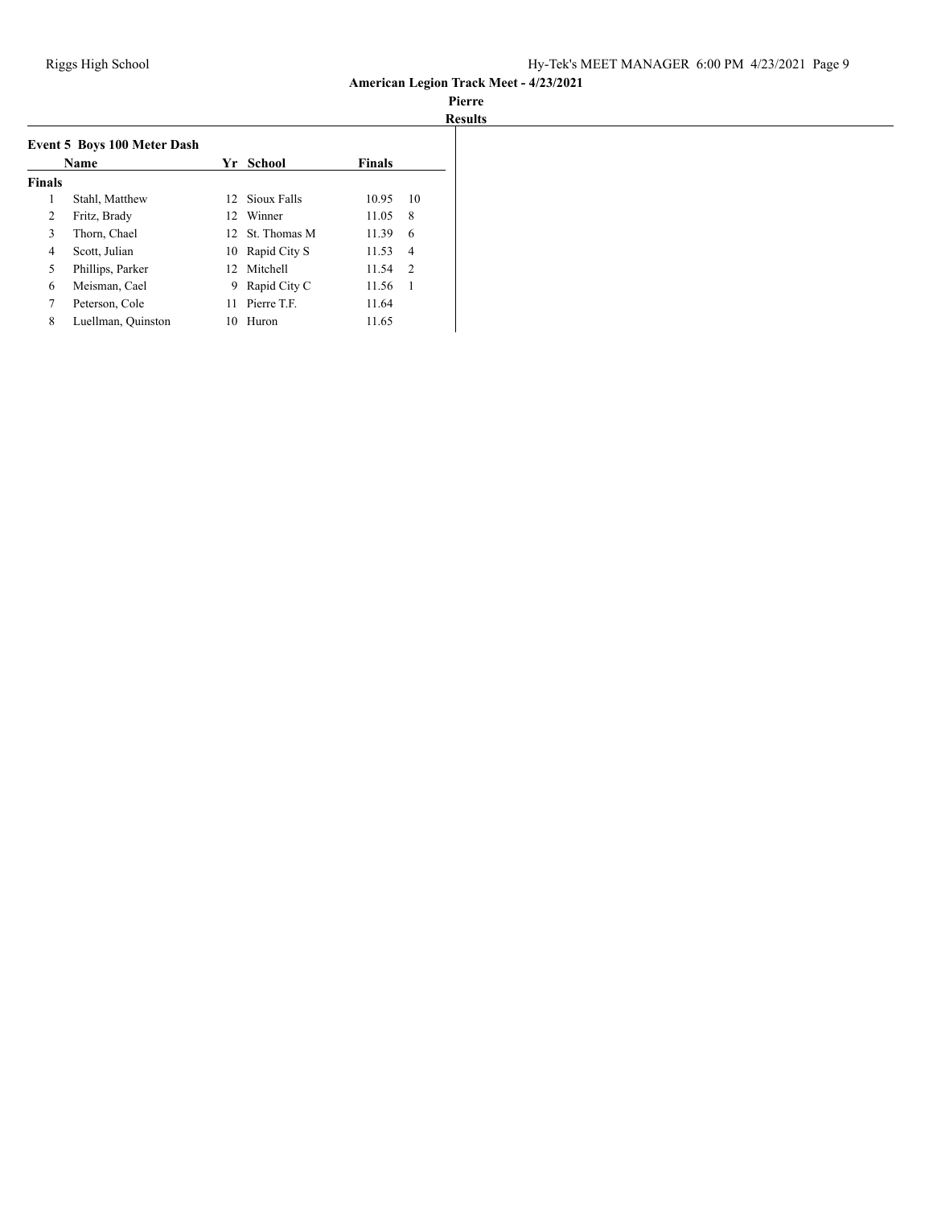**American Legion Track Meet - 4/23/2021**

**Pierre**

**Results**

### Event 5 Boys 100 Meter Dash

| | Name | Yr | School | Finals | |
|---|---|---|---|---|---|
| **Finals** | | | | | |
| 1 | Stahl, Matthew | 12 | Sioux Falls | 10.95 | 10 |
| 2 | Fritz, Brady | 12 | Winner | 11.05 | 8 |
| 3 | Thorn, Chael | 12 | St. Thomas M | 11.39 | 6 |
| 4 | Scott, Julian | 10 | Rapid City S | 11.53 | 4 |
| 5 | Phillips, Parker | 12 | Mitchell | 11.54 | 2 |
| 6 | Meisman, Cael | 9 | Rapid City C | 11.56 | 1 |
| 7 | Peterson, Cole | 11 | Pierre T.F. | 11.64 | |
| 8 | Luellman, Quinston | 10 | Huron | 11.65 | |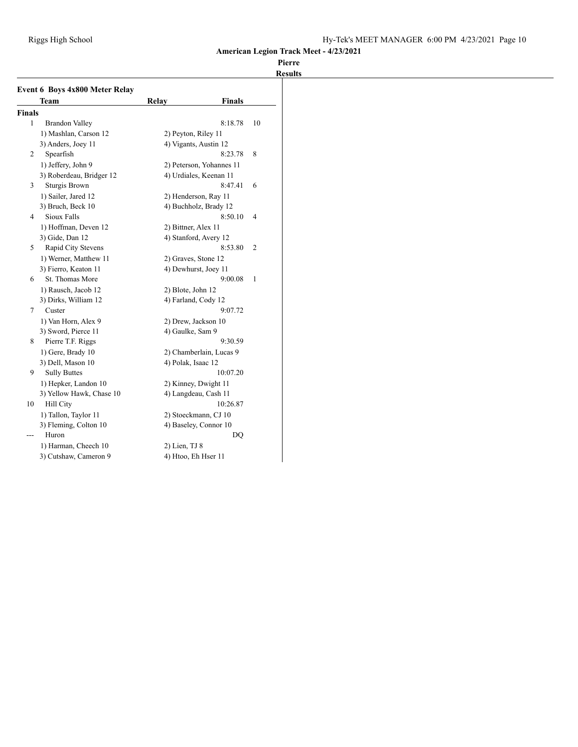## American Legion Track Meet - 4/23/2021

### Pierre

### Results

#### Event 6 Boys 4x800 Meter Relay

| | Team | Relay | Finals | |
|---|---|---|---|---|
| **Finals** | | | | |
| 1 | Brandon Valley | | 8:18.78 | 10 |
| | 1) Mashlan, Carson 12 | 2) Peyton, Riley 11 | | |
| | 3) Anders, Joey 11 | 4) Vigants, Austin 12 | | |
| 2 | Spearfish | | 8:23.78 | 8 |
| | 1) Jeffery, John 9 | 2) Peterson, Yohannes 11 | | |
| | 3) Roberdeau, Bridger 12 | 4) Urdiales, Keenan 11 | | |
| 3 | Sturgis Brown | | 8:47.41 | 6 |
| | 1) Sailer, Jared 12 | 2) Henderson, Ray 11 | | |
| | 3) Bruch, Beck 10 | 4) Buchholz, Brady 12 | | |
| 4 | Sioux Falls | | 8:50.10 | 4 |
| | 1) Hoffman, Deven 12 | 2) Bittner, Alex 11 | | |
| | 3) Gide, Dan 12 | 4) Stanford, Avery 12 | | |
| 5 | Rapid City Stevens | | 8:53.80 | 2 |
| | 1) Werner, Matthew 11 | 2) Graves, Stone 12 | | |
| | 3) Fierro, Keaton 11 | 4) Dewhurst, Joey 11 | | |
| 6 | St. Thomas More | | 9:00.08 | 1 |
| | 1) Rausch, Jacob 12 | 2) Blote, John 12 | | |
| | 3) Dirks, William 12 | 4) Farland, Cody 12 | | |
| 7 | Custer | | 9:07.72 | |
| | 1) Van Horn, Alex 9 | 2) Drew, Jackson 10 | | |
| | 3) Sword, Pierce 11 | 4) Gaulke, Sam 9 | | |
| 8 | Pierre T.F. Riggs | | 9:30.59 | |
| | 1) Gere, Brady 10 | 2) Chamberlain, Lucas 9 | | |
| | 3) Dell, Mason 10 | 4) Polak, Isaac 12 | | |
| 9 | Sully Buttes | | 10:07.20 | |
| | 1) Hepker, Landon 10 | 2) Kinney, Dwight 11 | | |
| | 3) Yellow Hawk, Chase 10 | 4) Langdeau, Cash 11 | | |
| 10 | Hill City | | 10:26.87 | |
| | 1) Tallon, Taylor 11 | 2) Stoeckmann, CJ 10 | | |
| | 3) Fleming, Colton 10 | 4) Baseley, Connor 10 | | |
| --- | Huron | | DQ | |
| | 1) Harman, Cheech 10 | 2) Lien, TJ 8 | | |
| | 3) Cutshaw, Cameron 9 | 4) Htoo, Eh Hser 11 | | |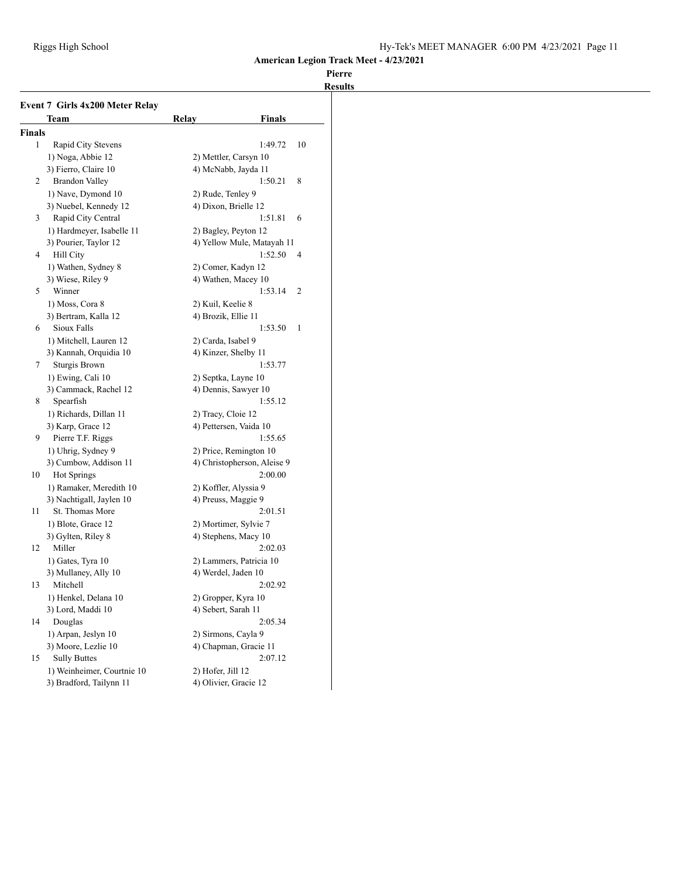# American Legion Track Meet - 4/23/2021

## Pierre

### Results

#### Event 7 Girls 4x200 Meter Relay

| Place | Team | Relay | Finals | Points |
|---|---|---|---|---|
| **Finals** | | | | |
| 1 | Rapid City Stevens | | 1:49.72 | 10 |
| | 1) Noga, Abbie 12 | 2) Mettler, Carsyn 10 | | |
| | 3) Fierro, Claire 10 | 4) McNabb, Jayda 11 | | |
| 2 | Brandon Valley | | 1:50.21 | 8 |
| | 1) Nave, Dymond 10 | 2) Rude, Tenley 9 | | |
| | 3) Nuebel, Kennedy 12 | 4) Dixon, Brielle 12 | | |
| 3 | Rapid City Central | | 1:51.81 | 6 |
| | 1) Hardmeyer, Isabelle 11 | 2) Bagley, Peyton 12 | | |
| | 3) Pourier, Taylor 12 | 4) Yellow Mule, Matayah 11 | | |
| 4 | Hill City | | 1:52.50 | 4 |
| | 1) Wathen, Sydney 8 | 2) Comer, Kadyn 12 | | |
| | 3) Wiese, Riley 9 | 4) Wathen, Macey 10 | | |
| 5 | Winner | | 1:53.14 | 2 |
| | 1) Moss, Cora 8 | 2) Kuil, Keelie 8 | | |
| | 3) Bertram, Kalla 12 | 4) Brozik, Ellie 11 | | |
| 6 | Sioux Falls | | 1:53.50 | 1 |
| | 1) Mitchell, Lauren 12 | 2) Carda, Isabel 9 | | |
| | 3) Kannah, Orquidia 10 | 4) Kinzer, Shelby 11 | | |
| 7 | Sturgis Brown | | 1:53.77 | |
| | 1) Ewing, Cali 10 | 2) Septka, Layne 10 | | |
| | 3) Cammack, Rachel 12 | 4) Dennis, Sawyer 10 | | |
| 8 | Spearfish | | 1:55.12 | |
| | 1) Richards, Dillan 11 | 2) Tracy, Cloie 12 | | |
| | 3) Karp, Grace 12 | 4) Pettersen, Vaida 10 | | |
| 9 | Pierre T.F. Riggs | | 1:55.65 | |
| | 1) Uhrig, Sydney 9 | 2) Price, Remington 10 | | |
| | 3) Cumbow, Addison 11 | 4) Christopherson, Aleise 9 | | |
| 10 | Hot Springs | | 2:00.00 | |
| | 1) Ramaker, Meredith 10 | 2) Koffler, Alyssia 9 | | |
| | 3) Nachtigall, Jaylen 10 | 4) Preuss, Maggie 9 | | |
| 11 | St. Thomas More | | 2:01.51 | |
| | 1) Blote, Grace 12 | 2) Mortimer, Sylvie 7 | | |
| | 3) Gylten, Riley 8 | 4) Stephens, Macy 10 | | |
| 12 | Miller | | 2:02.03 | |
| | 1) Gates, Tyra 10 | 2) Lammers, Patricia 10 | | |
| | 3) Mullaney, Ally 10 | 4) Werdel, Jaden 10 | | |
| 13 | Mitchell | | 2:02.92 | |
| | 1) Henkel, Delana 10 | 2) Gropper, Kyra 10 | | |
| | 3) Lord, Maddi 10 | 4) Sebert, Sarah 11 | | |
| 14 | Douglas | | 2:05.34 | |
| | 1) Arpan, Jeslyn 10 | 2) Sirmons, Cayla 9 | | |
| | 3) Moore, Lezlie 10 | 4) Chapman, Gracie 11 | | |
| 15 | Sully Buttes | | 2:07.12 | |
| | 1) Weinheimer, Courtnie 10 | 2) Hofer, Jill 12 | | |
| | 3) Bradford, Tailynn 11 | 4) Olivier, Gracie 12 | | |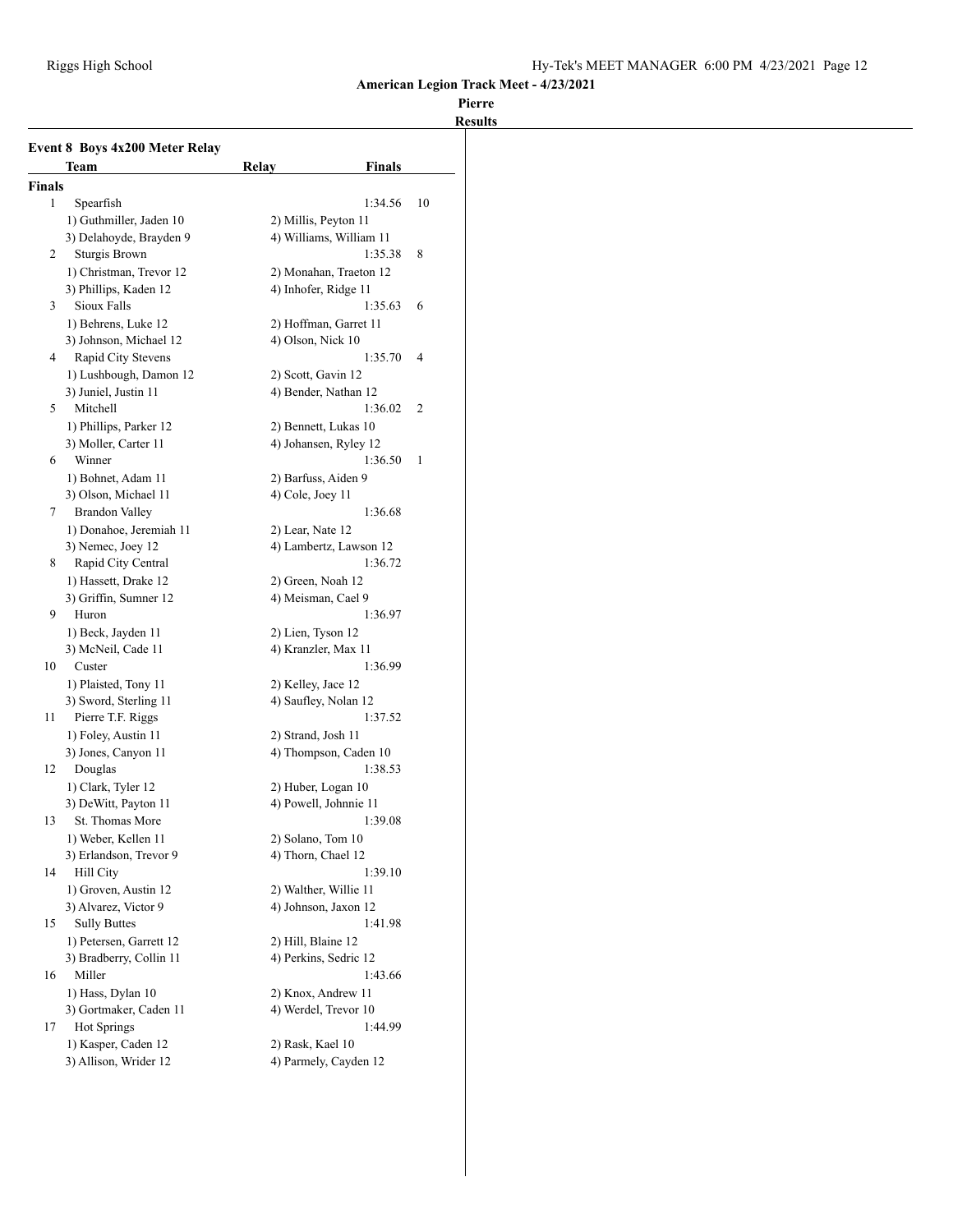**American Legion Track Meet - 4/23/2021**

**Pierre**

**Results**

### Event 8 Boys 4x200 Meter Relay

| | Team | Relay | Finals | Points |
|---|---|---|---|---|
| **Finals** | | | | |
| 1 | Spearfish | | 1:34.56 | 10 |
| | 1) Guthmiller, Jaden 10 | 2) Millis, Peyton 11 | | |
| | 3) Delahoyde, Brayden 9 | 4) Williams, William 11 | | |
| 2 | Sturgis Brown | | 1:35.38 | 8 |
| | 1) Christman, Trevor 12 | 2) Monahan, Traeton 12 | | |
| | 3) Phillips, Kaden 12 | 4) Inhofer, Ridge 11 | | |
| 3 | Sioux Falls | | 1:35.63 | 6 |
| | 1) Behrens, Luke 12 | 2) Hoffman, Garret 11 | | |
| | 3) Johnson, Michael 12 | 4) Olson, Nick 10 | | |
| 4 | Rapid City Stevens | | 1:35.70 | 4 |
| | 1) Lushbough, Damon 12 | 2) Scott, Gavin 12 | | |
| | 3) Juniel, Justin 11 | 4) Bender, Nathan 12 | | |
| 5 | Mitchell | | 1:36.02 | 2 |
| | 1) Phillips, Parker 12 | 2) Bennett, Lukas 10 | | |
| | 3) Moller, Carter 11 | 4) Johansen, Ryley 12 | | |
| 6 | Winner | | 1:36.50 | 1 |
| | 1) Bohnet, Adam 11 | 2) Barfuss, Aiden 9 | | |
| | 3) Olson, Michael 11 | 4) Cole, Joey 11 | | |
| 7 | Brandon Valley | | 1:36.68 | |
| | 1) Donahoe, Jeremiah 11 | 2) Lear, Nate 12 | | |
| | 3) Nemec, Joey 12 | 4) Lambertz, Lawson 12 | | |
| 8 | Rapid City Central | | 1:36.72 | |
| | 1) Hassett, Drake 12 | 2) Green, Noah 12 | | |
| | 3) Griffin, Sumner 12 | 4) Meisman, Cael 9 | | |
| 9 | Huron | | 1:36.97 | |
| | 1) Beck, Jayden 11 | 2) Lien, Tyson 12 | | |
| | 3) McNeil, Cade 11 | 4) Kranzler, Max 11 | | |
| 10 | Custer | | 1:36.99 | |
| | 1) Plaisted, Tony 11 | 2) Kelley, Jace 12 | | |
| | 3) Sword, Sterling 11 | 4) Saufley, Nolan 12 | | |
| 11 | Pierre T.F. Riggs | | 1:37.52 | |
| | 1) Foley, Austin 11 | 2) Strand, Josh 11 | | |
| | 3) Jones, Canyon 11 | 4) Thompson, Caden 10 | | |
| 12 | Douglas | | 1:38.53 | |
| | 1) Clark, Tyler 12 | 2) Huber, Logan 10 | | |
| | 3) DeWitt, Payton 11 | 4) Powell, Johnnie 11 | | |
| 13 | St. Thomas More | | 1:39.08 | |
| | 1) Weber, Kellen 11 | 2) Solano, Tom 10 | | |
| | 3) Erlandson, Trevor 9 | 4) Thorn, Chael 12 | | |
| 14 | Hill City | | 1:39.10 | |
| | 1) Groven, Austin 12 | 2) Walther, Willie 11 | | |
| | 3) Alvarez, Victor 9 | 4) Johnson, Jaxon 12 | | |
| 15 | Sully Buttes | | 1:41.98 | |
| | 1) Petersen, Garrett 12 | 2) Hill, Blaine 12 | | |
| | 3) Bradberry, Collin 11 | 4) Perkins, Sedric 12 | | |
| 16 | Miller | | 1:43.66 | |
| | 1) Hass, Dylan 10 | 2) Knox, Andrew 11 | | |
| | 3) Gortmaker, Caden 11 | 4) Werdel, Trevor 10 | | |
| 17 | Hot Springs | | 1:44.99 | |
| | 1) Kasper, Caden 12 | 2) Rask, Kael 10 | | |
| | 3) Allison, Wrider 12 | 4) Parmely, Cayden 12 | | |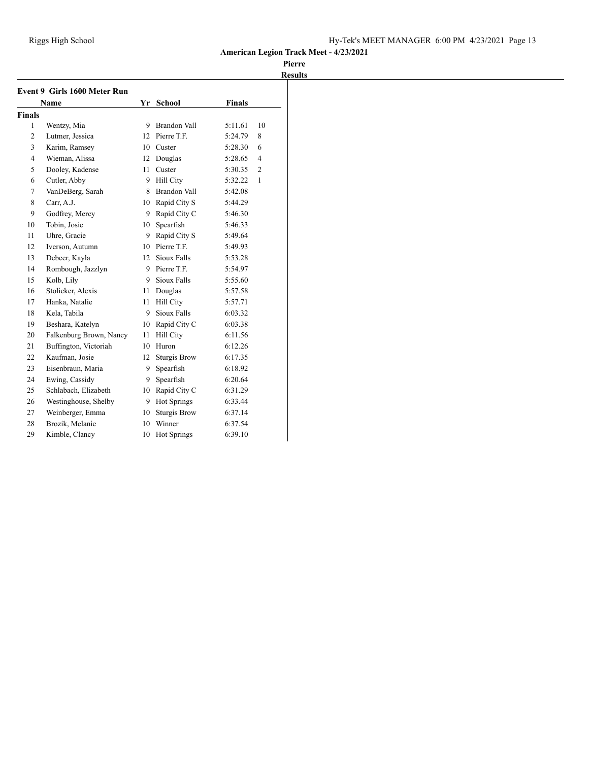**American Legion Track Meet - 4/23/2021**

**Pierre**

**Results**

### Event 9 Girls 1600 Meter Run

| | Name | Yr | School | Finals | |
|---|---|---|---|---|---|
| **Finals** | | | | | |
| 1 | Wentzy, Mia | 9 | Brandon Vall | 5:11.61 | 10 |
| 2 | Lutmer, Jessica | 12 | Pierre T.F. | 5:24.79 | 8 |
| 3 | Karim, Ramsey | 10 | Custer | 5:28.30 | 6 |
| 4 | Wieman, Alissa | 12 | Douglas | 5:28.65 | 4 |
| 5 | Dooley, Kadense | 11 | Custer | 5:30.35 | 2 |
| 6 | Cutler, Abby | 9 | Hill City | 5:32.22 | 1 |
| 7 | VanDeBerg, Sarah | 8 | Brandon Vall | 5:42.08 | |
| 8 | Carr, A.J. | 10 | Rapid City S | 5:44.29 | |
| 9 | Godfrey, Mercy | 9 | Rapid City C | 5:46.30 | |
| 10 | Tobin, Josie | 10 | Spearfish | 5:46.33 | |
| 11 | Uhre, Gracie | 9 | Rapid City S | 5:49.64 | |
| 12 | Iverson, Autumn | 10 | Pierre T.F. | 5:49.93 | |
| 13 | Debeer, Kayla | 12 | Sioux Falls | 5:53.28 | |
| 14 | Rombough, Jazzlyn | 9 | Pierre T.F. | 5:54.97 | |
| 15 | Kolb, Lily | 9 | Sioux Falls | 5:55.60 | |
| 16 | Stolicker, Alexis | 11 | Douglas | 5:57.58 | |
| 17 | Hanka, Natalie | 11 | Hill City | 5:57.71 | |
| 18 | Kela, Tabila | 9 | Sioux Falls | 6:03.32 | |
| 19 | Beshara, Katelyn | 10 | Rapid City C | 6:03.38 | |
| 20 | Falkenburg Brown, Nancy | 11 | Hill City | 6:11.56 | |
| 21 | Buffington, Victoriah | 10 | Huron | 6:12.26 | |
| 22 | Kaufman, Josie | 12 | Sturgis Brow | 6:17.35 | |
| 23 | Eisenbraun, Maria | 9 | Spearfish | 6:18.92 | |
| 24 | Ewing, Cassidy | 9 | Spearfish | 6:20.64 | |
| 25 | Schlabach, Elizabeth | 10 | Rapid City C | 6:31.29 | |
| 26 | Westinghouse, Shelby | 9 | Hot Springs | 6:33.44 | |
| 27 | Weinberger, Emma | 10 | Sturgis Brow | 6:37.14 | |
| 28 | Brozik, Melanie | 10 | Winner | 6:37.54 | |
| 29 | Kimble, Clancy | 10 | Hot Springs | 6:39.10 | |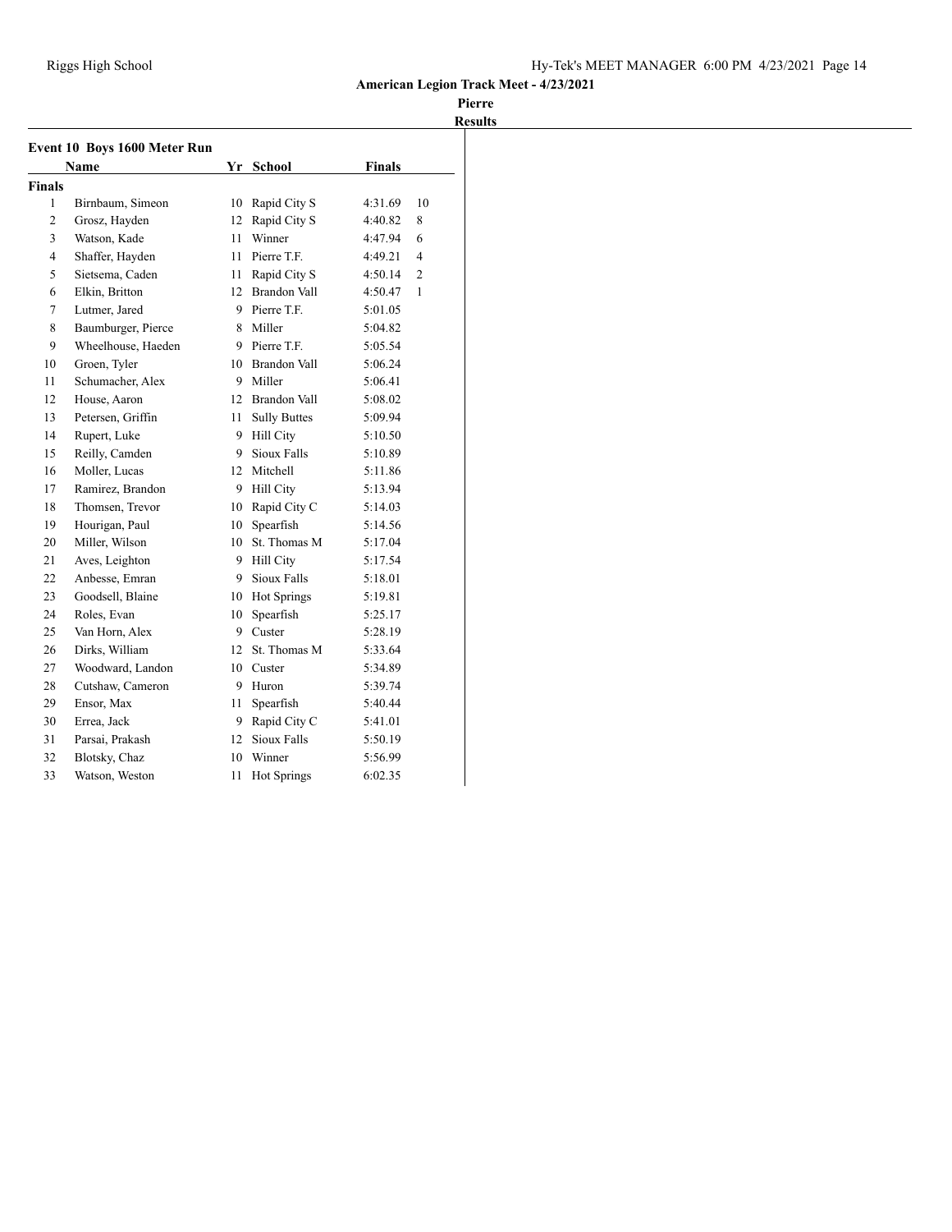**American Legion Track Meet - 4/23/2021**

**Pierre**

**Results**

### Event 10 Boys 1600 Meter Run

| | Name | Yr | School | Finals | |
|---|---|---|---|---|---|
| **Finals** | | | | | |
| 1 | Birnbaum, Simeon | 10 | Rapid City S | 4:31.69 | 10 |
| 2 | Grosz, Hayden | 12 | Rapid City S | 4:40.82 | 8 |
| 3 | Watson, Kade | 11 | Winner | 4:47.94 | 6 |
| 4 | Shaffer, Hayden | 11 | Pierre T.F. | 4:49.21 | 4 |
| 5 | Sietsema, Caden | 11 | Rapid City S | 4:50.14 | 2 |
| 6 | Elkin, Britton | 12 | Brandon Vall | 4:50.47 | 1 |
| 7 | Lutmer, Jared | 9 | Pierre T.F. | 5:01.05 | |
| 8 | Baumburger, Pierce | 8 | Miller | 5:04.82 | |
| 9 | Wheelhouse, Haeden | 9 | Pierre T.F. | 5:05.54 | |
| 10 | Groen, Tyler | 10 | Brandon Vall | 5:06.24 | |
| 11 | Schumacher, Alex | 9 | Miller | 5:06.41 | |
| 12 | House, Aaron | 12 | Brandon Vall | 5:08.02 | |
| 13 | Petersen, Griffin | 11 | Sully Buttes | 5:09.94 | |
| 14 | Rupert, Luke | 9 | Hill City | 5:10.50 | |
| 15 | Reilly, Camden | 9 | Sioux Falls | 5:10.89 | |
| 16 | Moller, Lucas | 12 | Mitchell | 5:11.86 | |
| 17 | Ramirez, Brandon | 9 | Hill City | 5:13.94 | |
| 18 | Thomsen, Trevor | 10 | Rapid City C | 5:14.03 | |
| 19 | Hourigan, Paul | 10 | Spearfish | 5:14.56 | |
| 20 | Miller, Wilson | 10 | St. Thomas M | 5:17.04 | |
| 21 | Aves, Leighton | 9 | Hill City | 5:17.54 | |
| 22 | Anbesse, Emran | 9 | Sioux Falls | 5:18.01 | |
| 23 | Goodsell, Blaine | 10 | Hot Springs | 5:19.81 | |
| 24 | Roles, Evan | 10 | Spearfish | 5:25.17 | |
| 25 | Van Horn, Alex | 9 | Custer | 5:28.19 | |
| 26 | Dirks, William | 12 | St. Thomas M | 5:33.64 | |
| 27 | Woodward, Landon | 10 | Custer | 5:34.89 | |
| 28 | Cutshaw, Cameron | 9 | Huron | 5:39.74 | |
| 29 | Ensor, Max | 11 | Spearfish | 5:40.44 | |
| 30 | Errea, Jack | 9 | Rapid City C | 5:41.01 | |
| 31 | Parsai, Prakash | 12 | Sioux Falls | 5:50.19 | |
| 32 | Blotsky, Chaz | 10 | Winner | 5:56.99 | |
| 33 | Watson, Weston | 11 | Hot Springs | 6:02.35 | |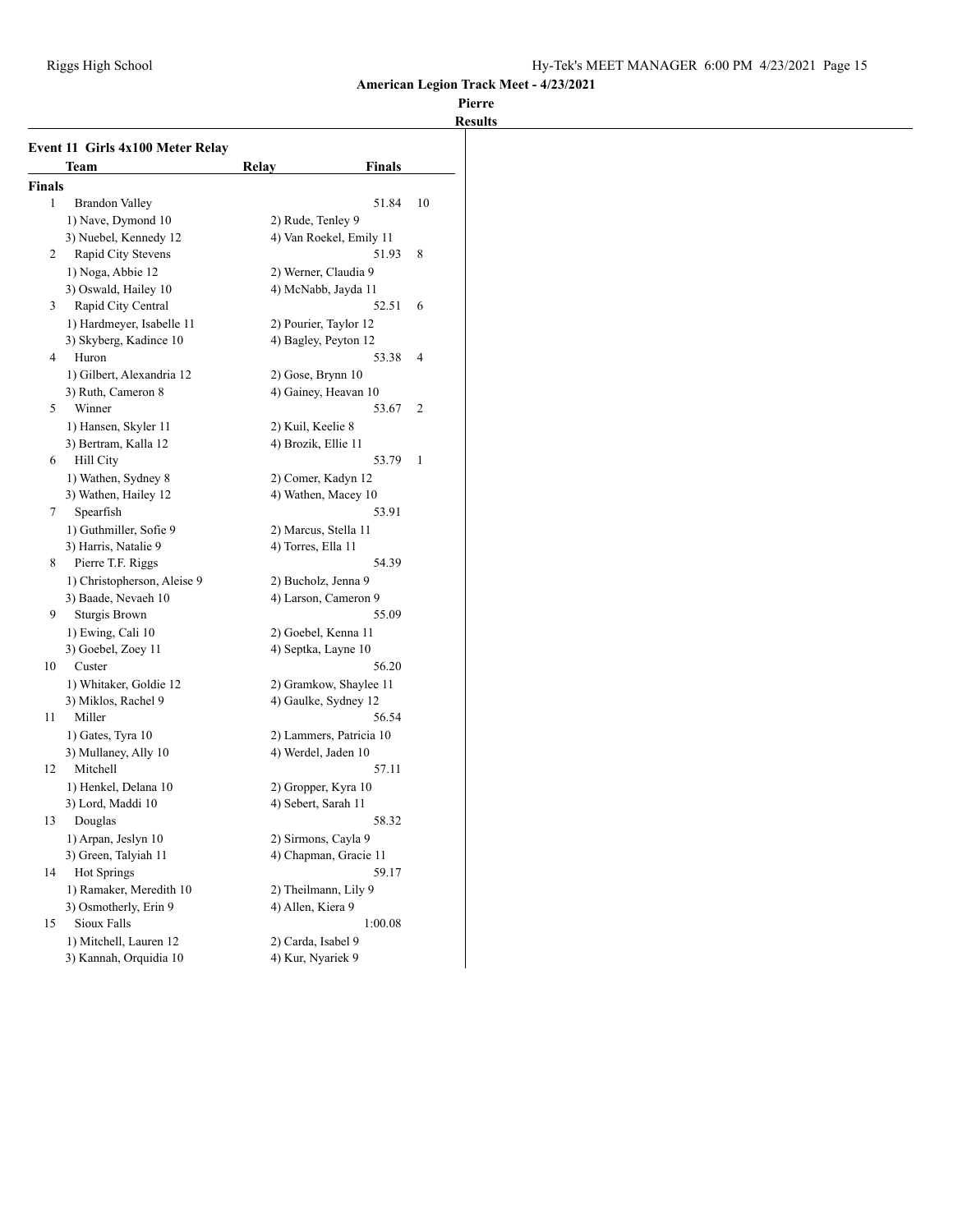**American Legion Track Meet - 4/23/2021**

**Pierre**

**Results**

### Event 11 Girls 4x100 Meter Relay

| | Team | Relay | Finals | |
|---|---|---|---|---|
| **Finals** | | | | |
| 1 | Brandon Valley | | 51.84 | 10 |
| | 1) Nave, Dymond 10 | 2) Rude, Tenley 9 | | |
| | 3) Nuebel, Kennedy 12 | 4) Van Roekel, Emily 11 | | |
| 2 | Rapid City Stevens | | 51.93 | 8 |
| | 1) Noga, Abbie 12 | 2) Werner, Claudia 9 | | |
| | 3) Oswald, Hailey 10 | 4) McNabb, Jayda 11 | | |
| 3 | Rapid City Central | | 52.51 | 6 |
| | 1) Hardmeyer, Isabelle 11 | 2) Pourier, Taylor 12 | | |
| | 3) Skyberg, Kadince 10 | 4) Bagley, Peyton 12 | | |
| 4 | Huron | | 53.38 | 4 |
| | 1) Gilbert, Alexandria 12 | 2) Gose, Brynn 10 | | |
| | 3) Ruth, Cameron 8 | 4) Gainey, Heavan 10 | | |
| 5 | Winner | | 53.67 | 2 |
| | 1) Hansen, Skyler 11 | 2) Kuil, Keelie 8 | | |
| | 3) Bertram, Kalla 12 | 4) Brozik, Ellie 11 | | |
| 6 | Hill City | | 53.79 | 1 |
| | 1) Wathen, Sydney 8 | 2) Comer, Kadyn 12 | | |
| | 3) Wathen, Hailey 12 | 4) Wathen, Macey 10 | | |
| 7 | Spearfish | | 53.91 | |
| | 1) Guthmiller, Sofie 9 | 2) Marcus, Stella 11 | | |
| | 3) Harris, Natalie 9 | 4) Torres, Ella 11 | | |
| 8 | Pierre T.F. Riggs | | 54.39 | |
| | 1) Christopherson, Aleise 9 | 2) Bucholz, Jenna 9 | | |
| | 3) Baade, Nevaeh 10 | 4) Larson, Cameron 9 | | |
| 9 | Sturgis Brown | | 55.09 | |
| | 1) Ewing, Cali 10 | 2) Goebel, Kenna 11 | | |
| | 3) Goebel, Zoey 11 | 4) Septka, Layne 10 | | |
| 10 | Custer | | 56.20 | |
| | 1) Whitaker, Goldie 12 | 2) Gramkow, Shaylee 11 | | |
| | 3) Miklos, Rachel 9 | 4) Gaulke, Sydney 12 | | |
| 11 | Miller | | 56.54 | |
| | 1) Gates, Tyra 10 | 2) Lammers, Patricia 10 | | |
| | 3) Mullaney, Ally 10 | 4) Werdel, Jaden 10 | | |
| 12 | Mitchell | | 57.11 | |
| | 1) Henkel, Delana 10 | 2) Gropper, Kyra 10 | | |
| | 3) Lord, Maddi 10 | 4) Sebert, Sarah 11 | | |
| 13 | Douglas | | 58.32 | |
| | 1) Arpan, Jeslyn 10 | 2) Sirmons, Cayla 9 | | |
| | 3) Green, Talyiah 11 | 4) Chapman, Gracie 11 | | |
| 14 | Hot Springs | | 59.17 | |
| | 1) Ramaker, Meredith 10 | 2) Theilmann, Lily 9 | | |
| | 3) Osmotherly, Erin 9 | 4) Allen, Kiera 9 | | |
| 15 | Sioux Falls | | 1:00.08 | |
| | 1) Mitchell, Lauren 12 | 2) Carda, Isabel 9 | | |
| | 3) Kannah, Orquidia 10 | 4) Kur, Nyariek 9 | | |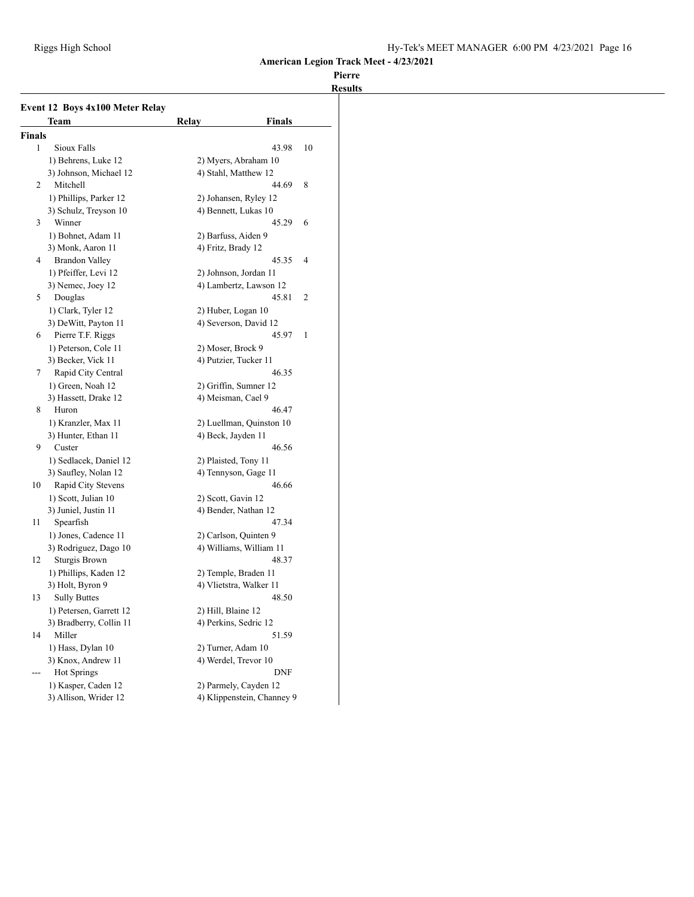## American Legion Track Meet - 4/23/2021

### Pierre

### Results

**Event 12 Boys 4x100 Meter Relay**

| | Team | Relay | Finals | |
|---|---|---|---|---|
| **Finals** | | | | |
| 1 | Sioux Falls | | 43.98 | 10 |
| | 1) Behrens, Luke 12 | 2) Myers, Abraham 10 | | |
| | 3) Johnson, Michael 12 | 4) Stahl, Matthew 12 | | |
| 2 | Mitchell | | 44.69 | 8 |
| | 1) Phillips, Parker 12 | 2) Johansen, Ryley 12 | | |
| | 3) Schulz, Treyson 10 | 4) Bennett, Lukas 10 | | |
| 3 | Winner | | 45.29 | 6 |
| | 1) Bohnet, Adam 11 | 2) Barfuss, Aiden 9 | | |
| | 3) Monk, Aaron 11 | 4) Fritz, Brady 12 | | |
| 4 | Brandon Valley | | 45.35 | 4 |
| | 1) Pfeiffer, Levi 12 | 2) Johnson, Jordan 11 | | |
| | 3) Nemec, Joey 12 | 4) Lambertz, Lawson 12 | | |
| 5 | Douglas | | 45.81 | 2 |
| | 1) Clark, Tyler 12 | 2) Huber, Logan 10 | | |
| | 3) DeWitt, Payton 11 | 4) Severson, David 12 | | |
| 6 | Pierre T.F. Riggs | | 45.97 | 1 |
| | 1) Peterson, Cole 11 | 2) Moser, Brock 9 | | |
| | 3) Becker, Vick 11 | 4) Putzier, Tucker 11 | | |
| 7 | Rapid City Central | | 46.35 | |
| | 1) Green, Noah 12 | 2) Griffin, Sumner 12 | | |
| | 3) Hassett, Drake 12 | 4) Meisman, Cael 9 | | |
| 8 | Huron | | 46.47 | |
| | 1) Kranzler, Max 11 | 2) Luellman, Quinston 10 | | |
| | 3) Hunter, Ethan 11 | 4) Beck, Jayden 11 | | |
| 9 | Custer | | 46.56 | |
| | 1) Sedlacek, Daniel 12 | 2) Plaisted, Tony 11 | | |
| | 3) Saufley, Nolan 12 | 4) Tennyson, Gage 11 | | |
| 10 | Rapid City Stevens | | 46.66 | |
| | 1) Scott, Julian 10 | 2) Scott, Gavin 12 | | |
| | 3) Juniel, Justin 11 | 4) Bender, Nathan 12 | | |
| 11 | Spearfish | | 47.34 | |
| | 1) Jones, Cadence 11 | 2) Carlson, Quinten 9 | | |
| | 3) Rodriguez, Dago 10 | 4) Williams, William 11 | | |
| 12 | Sturgis Brown | | 48.37 | |
| | 1) Phillips, Kaden 12 | 2) Temple, Braden 11 | | |
| | 3) Holt, Byron 9 | 4) Vlietstra, Walker 11 | | |
| 13 | Sully Buttes | | 48.50 | |
| | 1) Petersen, Garrett 12 | 2) Hill, Blaine 12 | | |
| | 3) Bradberry, Collin 11 | 4) Perkins, Sedric 12 | | |
| 14 | Miller | | 51.59 | |
| | 1) Hass, Dylan 10 | 2) Turner, Adam 10 | | |
| | 3) Knox, Andrew 11 | 4) Werdel, Trevor 10 | | |
| --- | Hot Springs | | DNF | |
| | 1) Kasper, Caden 12 | 2) Parmely, Cayden 12 | | |
| | 3) Allison, Wrider 12 | 4) Klippenstein, Channey 9 | | |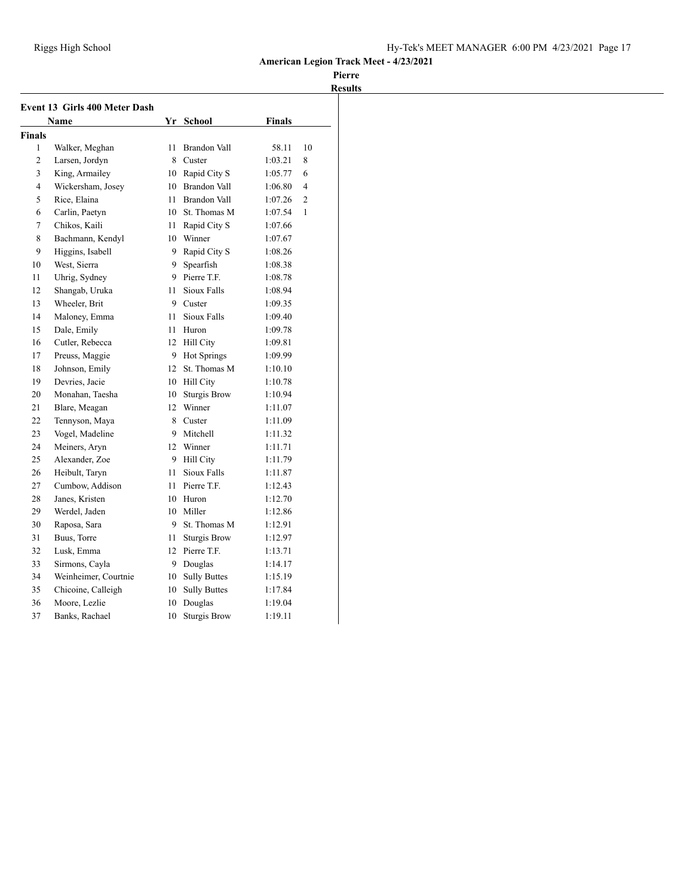**American Legion Track Meet - 4/23/2021**

**Pierre**

**Results**

### Event 13 Girls 400 Meter Dash

| | Name | Yr | School | Finals | |
|---|---|---|---|---|---|
| **Finals** | | | | | |
| 1 | Walker, Meghan | 11 | Brandon Vall | 58.11 | 10 |
| 2 | Larsen, Jordyn | 8 | Custer | 1:03.21 | 8 |
| 3 | King, Armailey | 10 | Rapid City S | 1:05.77 | 6 |
| 4 | Wickersham, Josey | 10 | Brandon Vall | 1:06.80 | 4 |
| 5 | Rice, Elaina | 11 | Brandon Vall | 1:07.26 | 2 |
| 6 | Carlin, Paetyn | 10 | St. Thomas M | 1:07.54 | 1 |
| 7 | Chikos, Kaili | 11 | Rapid City S | 1:07.66 | |
| 8 | Bachmann, Kendyl | 10 | Winner | 1:07.67 | |
| 9 | Higgins, Isabell | 9 | Rapid City S | 1:08.26 | |
| 10 | West, Sierra | 9 | Spearfish | 1:08.38 | |
| 11 | Uhrig, Sydney | 9 | Pierre T.F. | 1:08.78 | |
| 12 | Shangab, Uruka | 11 | Sioux Falls | 1:08.94 | |
| 13 | Wheeler, Brit | 9 | Custer | 1:09.35 | |
| 14 | Maloney, Emma | 11 | Sioux Falls | 1:09.40 | |
| 15 | Dale, Emily | 11 | Huron | 1:09.78 | |
| 16 | Cutler, Rebecca | 12 | Hill City | 1:09.81 | |
| 17 | Preuss, Maggie | 9 | Hot Springs | 1:09.99 | |
| 18 | Johnson, Emily | 12 | St. Thomas M | 1:10.10 | |
| 19 | Devries, Jacie | 10 | Hill City | 1:10.78 | |
| 20 | Monahan, Taesha | 10 | Sturgis Brow | 1:10.94 | |
| 21 | Blare, Meagan | 12 | Winner | 1:11.07 | |
| 22 | Tennyson, Maya | 8 | Custer | 1:11.09 | |
| 23 | Vogel, Madeline | 9 | Mitchell | 1:11.32 | |
| 24 | Meiners, Aryn | 12 | Winner | 1:11.71 | |
| 25 | Alexander, Zoe | 9 | Hill City | 1:11.79 | |
| 26 | Heibult, Taryn | 11 | Sioux Falls | 1:11.87 | |
| 27 | Cumbow, Addison | 11 | Pierre T.F. | 1:12.43 | |
| 28 | Janes, Kristen | 10 | Huron | 1:12.70 | |
| 29 | Werdel, Jaden | 10 | Miller | 1:12.86 | |
| 30 | Raposa, Sara | 9 | St. Thomas M | 1:12.91 | |
| 31 | Buus, Torre | 11 | Sturgis Brow | 1:12.97 | |
| 32 | Lusk, Emma | 12 | Pierre T.F. | 1:13.71 | |
| 33 | Sirmons, Cayla | 9 | Douglas | 1:14.17 | |
| 34 | Weinheimer, Courtnie | 10 | Sully Buttes | 1:15.19 | |
| 35 | Chicoine, Calleigh | 10 | Sully Buttes | 1:17.84 | |
| 36 | Moore, Lezlie | 10 | Douglas | 1:19.04 | |
| 37 | Banks, Rachael | 10 | Sturgis Brow | 1:19.11 | |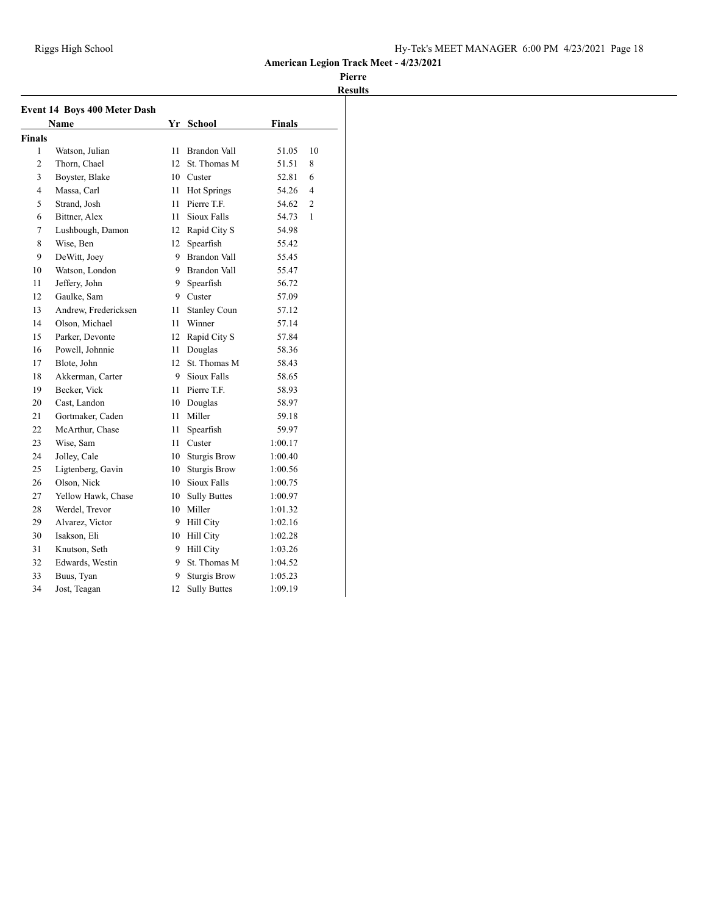**American Legion Track Meet - 4/23/2021**

**Pierre**

**Results**

## Event 14 Boys 400 Meter Dash

| | Name | Yr | School | Finals | |
|---|---|---|---|---|---|
| **Finals** | | | | | |
| 1 | Watson, Julian | 11 | Brandon Vall | 51.05 | 10 |
| 2 | Thorn, Chael | 12 | St. Thomas M | 51.51 | 8 |
| 3 | Boyster, Blake | 10 | Custer | 52.81 | 6 |
| 4 | Massa, Carl | 11 | Hot Springs | 54.26 | 4 |
| 5 | Strand, Josh | 11 | Pierre T.F. | 54.62 | 2 |
| 6 | Bittner, Alex | 11 | Sioux Falls | 54.73 | 1 |
| 7 | Lushbough, Damon | 12 | Rapid City S | 54.98 | |
| 8 | Wise, Ben | 12 | Spearfish | 55.42 | |
| 9 | DeWitt, Joey | 9 | Brandon Vall | 55.45 | |
| 10 | Watson, London | 9 | Brandon Vall | 55.47 | |
| 11 | Jeffery, John | 9 | Spearfish | 56.72 | |
| 12 | Gaulke, Sam | 9 | Custer | 57.09 | |
| 13 | Andrew, Fredericksen | 11 | Stanley Coun | 57.12 | |
| 14 | Olson, Michael | 11 | Winner | 57.14 | |
| 15 | Parker, Devonte | 12 | Rapid City S | 57.84 | |
| 16 | Powell, Johnnie | 11 | Douglas | 58.36 | |
| 17 | Blote, John | 12 | St. Thomas M | 58.43 | |
| 18 | Akkerman, Carter | 9 | Sioux Falls | 58.65 | |
| 19 | Becker, Vick | 11 | Pierre T.F. | 58.93 | |
| 20 | Cast, Landon | 10 | Douglas | 58.97 | |
| 21 | Gortmaker, Caden | 11 | Miller | 59.18 | |
| 22 | McArthur, Chase | 11 | Spearfish | 59.97 | |
| 23 | Wise, Sam | 11 | Custer | 1:00.17 | |
| 24 | Jolley, Cale | 10 | Sturgis Brow | 1:00.40 | |
| 25 | Ligtenberg, Gavin | 10 | Sturgis Brow | 1:00.56 | |
| 26 | Olson, Nick | 10 | Sioux Falls | 1:00.75 | |
| 27 | Yellow Hawk, Chase | 10 | Sully Buttes | 1:00.97 | |
| 28 | Werdel, Trevor | 10 | Miller | 1:01.32 | |
| 29 | Alvarez, Victor | 9 | Hill City | 1:02.16 | |
| 30 | Isakson, Eli | 10 | Hill City | 1:02.28 | |
| 31 | Knutson, Seth | 9 | Hill City | 1:03.26 | |
| 32 | Edwards, Westin | 9 | St. Thomas M | 1:04.52 | |
| 33 | Buus, Tyan | 9 | Sturgis Brow | 1:05.23 | |
| 34 | Jost, Teagan | 12 | Sully Buttes | 1:09.19 | |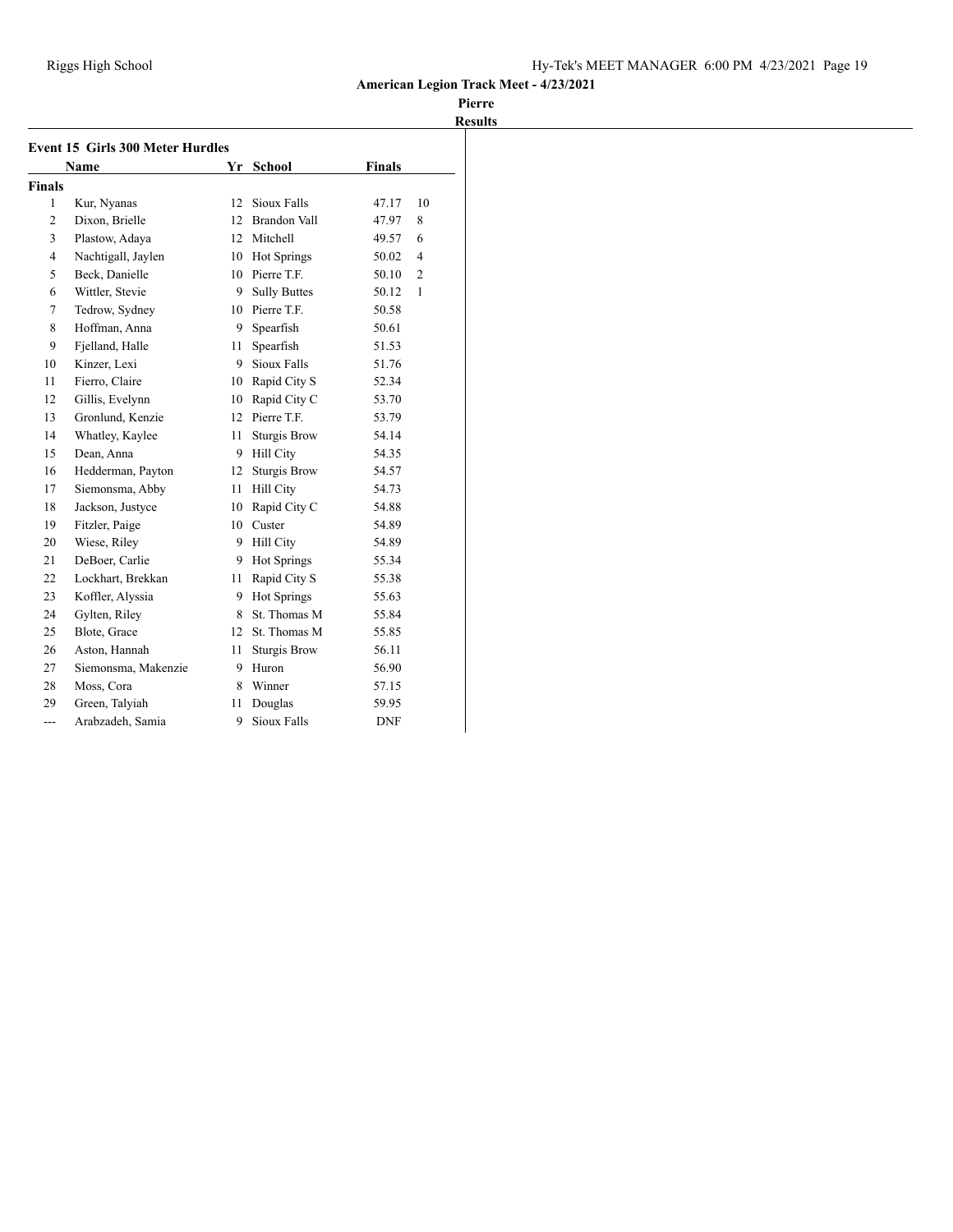**American Legion Track Meet - 4/23/2021**

**Pierre**

**Results**

### Event 15 Girls 300 Meter Hurdles

| | Name | Yr | School | Finals | |
|---|---|---|---|---|---|
| **Finals** | | | | | |
| 1 | Kur, Nyanas | 12 | Sioux Falls | 47.17 | 10 |
| 2 | Dixon, Brielle | 12 | Brandon Vall | 47.97 | 8 |
| 3 | Plastow, Adaya | 12 | Mitchell | 49.57 | 6 |
| 4 | Nachtigall, Jaylen | 10 | Hot Springs | 50.02 | 4 |
| 5 | Beck, Danielle | 10 | Pierre T.F. | 50.10 | 2 |
| 6 | Wittler, Stevie | 9 | Sully Buttes | 50.12 | 1 |
| 7 | Tedrow, Sydney | 10 | Pierre T.F. | 50.58 | |
| 8 | Hoffman, Anna | 9 | Spearfish | 50.61 | |
| 9 | Fjelland, Halle | 11 | Spearfish | 51.53 | |
| 10 | Kinzer, Lexi | 9 | Sioux Falls | 51.76 | |
| 11 | Fierro, Claire | 10 | Rapid City S | 52.34 | |
| 12 | Gillis, Evelynn | 10 | Rapid City C | 53.70 | |
| 13 | Gronlund, Kenzie | 12 | Pierre T.F. | 53.79 | |
| 14 | Whatley, Kaylee | 11 | Sturgis Brow | 54.14 | |
| 15 | Dean, Anna | 9 | Hill City | 54.35 | |
| 16 | Hedderman, Payton | 12 | Sturgis Brow | 54.57 | |
| 17 | Siemonsma, Abby | 11 | Hill City | 54.73 | |
| 18 | Jackson, Justyce | 10 | Rapid City C | 54.88 | |
| 19 | Fitzler, Paige | 10 | Custer | 54.89 | |
| 20 | Wiese, Riley | 9 | Hill City | 54.89 | |
| 21 | DeBoer, Carlie | 9 | Hot Springs | 55.34 | |
| 22 | Lockhart, Brekkan | 11 | Rapid City S | 55.38 | |
| 23 | Koffler, Alyssia | 9 | Hot Springs | 55.63 | |
| 24 | Gylten, Riley | 8 | St. Thomas M | 55.84 | |
| 25 | Blote, Grace | 12 | St. Thomas M | 55.85 | |
| 26 | Aston, Hannah | 11 | Sturgis Brow | 56.11 | |
| 27 | Siemonsma, Makenzie | 9 | Huron | 56.90 | |
| 28 | Moss, Cora | 8 | Winner | 57.15 | |
| 29 | Green, Talyiah | 11 | Douglas | 59.95 | |
| --- | Arabzadeh, Samia | 9 | Sioux Falls | DNF | |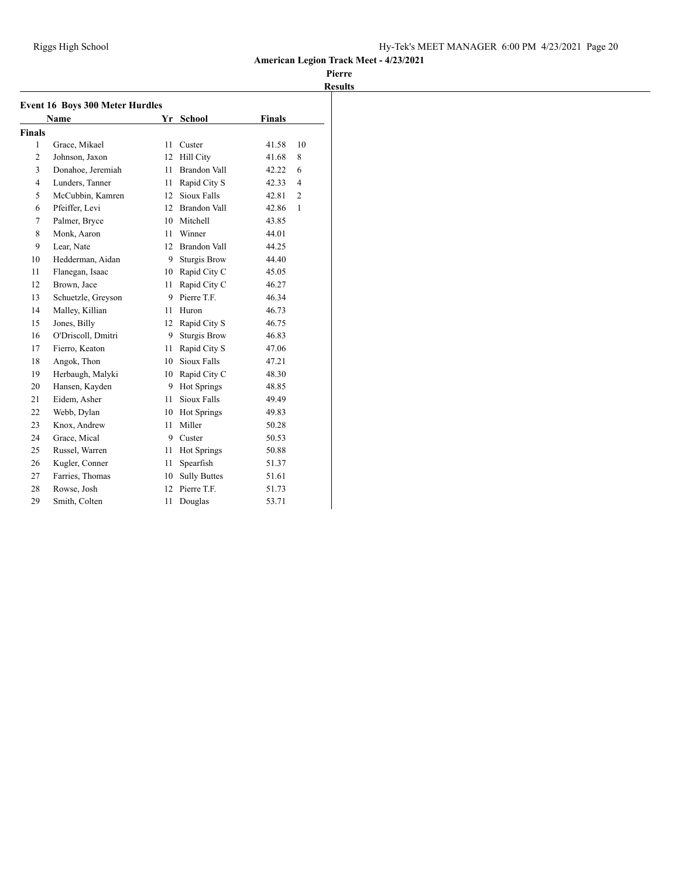**American Legion Track Meet - 4/23/2021**

**Pierre**

**Results**

## Event 16 Boys 300 Meter Hurdles

| | Name | Yr | School | Finals | |
|---|---|---|---|---|---|
| **Finals** | | | | | |
| 1 | Grace, Mikael | 11 | Custer | 41.58 | 10 |
| 2 | Johnson, Jaxon | 12 | Hill City | 41.68 | 8 |
| 3 | Donahoe, Jeremiah | 11 | Brandon Vall | 42.22 | 6 |
| 4 | Lunders, Tanner | 11 | Rapid City S | 42.33 | 4 |
| 5 | McCubbin, Kamren | 12 | Sioux Falls | 42.81 | 2 |
| 6 | Pfeiffer, Levi | 12 | Brandon Vall | 42.86 | 1 |
| 7 | Palmer, Bryce | 10 | Mitchell | 43.85 | |
| 8 | Monk, Aaron | 11 | Winner | 44.01 | |
| 9 | Lear, Nate | 12 | Brandon Vall | 44.25 | |
| 10 | Hedderman, Aidan | 9 | Sturgis Brow | 44.40 | |
| 11 | Flanegan, Isaac | 10 | Rapid City C | 45.05 | |
| 12 | Brown, Jace | 11 | Rapid City C | 46.27 | |
| 13 | Schuetzle, Greyson | 9 | Pierre T.F. | 46.34 | |
| 14 | Malley, Killian | 11 | Huron | 46.73 | |
| 15 | Jones, Billy | 12 | Rapid City S | 46.75 | |
| 16 | O'Driscoll, Dmitri | 9 | Sturgis Brow | 46.83 | |
| 17 | Fierro, Keaton | 11 | Rapid City S | 47.06 | |
| 18 | Angok, Thon | 10 | Sioux Falls | 47.21 | |
| 19 | Herbaugh, Malyki | 10 | Rapid City C | 48.30 | |
| 20 | Hansen, Kayden | 9 | Hot Springs | 48.85 | |
| 21 | Eidem, Asher | 11 | Sioux Falls | 49.49 | |
| 22 | Webb, Dylan | 10 | Hot Springs | 49.83 | |
| 23 | Knox, Andrew | 11 | Miller | 50.28 | |
| 24 | Grace, Mical | 9 | Custer | 50.53 | |
| 25 | Russel, Warren | 11 | Hot Springs | 50.88 | |
| 26 | Kugler, Conner | 11 | Spearfish | 51.37 | |
| 27 | Farries, Thomas | 10 | Sully Buttes | 51.61 | |
| 28 | Rowse, Josh | 12 | Pierre T.F. | 51.73 | |
| 29 | Smith, Colten | 11 | Douglas | 53.71 | |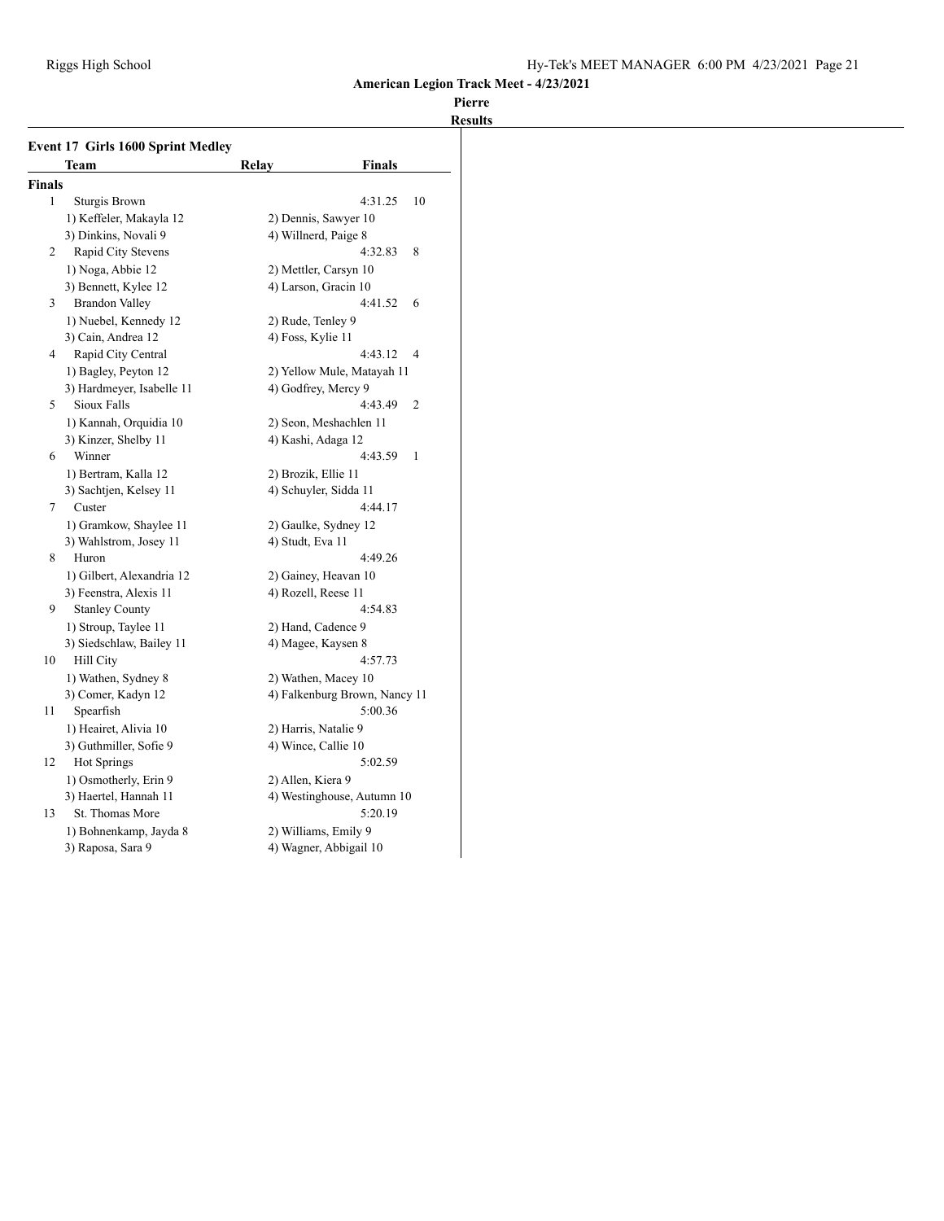**American Legion Track Meet - 4/23/2021**

**Pierre**

**Results**

### Event 17 Girls 1600 Sprint Medley

| | Team | Relay | Finals | Points |
|---|---|---|---|---|
| **Finals** | | | | |
| 1 | Sturgis Brown | | 4:31.25 | 10 |
| | 1) Keffeler, Makayla 12 | 2) Dennis, Sawyer 10 | | |
| | 3) Dinkins, Novali 9 | 4) Willnerd, Paige 8 | | |
| 2 | Rapid City Stevens | | 4:32.83 | 8 |
| | 1) Noga, Abbie 12 | 2) Mettler, Carsyn 10 | | |
| | 3) Bennett, Kylee 12 | 4) Larson, Gracin 10 | | |
| 3 | Brandon Valley | | 4:41.52 | 6 |
| | 1) Nuebel, Kennedy 12 | 2) Rude, Tenley 9 | | |
| | 3) Cain, Andrea 12 | 4) Foss, Kylie 11 | | |
| 4 | Rapid City Central | | 4:43.12 | 4 |
| | 1) Bagley, Peyton 12 | 2) Yellow Mule, Matayah 11 | | |
| | 3) Hardmeyer, Isabelle 11 | 4) Godfrey, Mercy 9 | | |
| 5 | Sioux Falls | | 4:43.49 | 2 |
| | 1) Kannah, Orquidia 10 | 2) Seon, Meshachlen 11 | | |
| | 3) Kinzer, Shelby 11 | 4) Kashi, Adaga 12 | | |
| 6 | Winner | | 4:43.59 | 1 |
| | 1) Bertram, Kalla 12 | 2) Brozik, Ellie 11 | | |
| | 3) Sachtjen, Kelsey 11 | 4) Schuyler, Sidda 11 | | |
| 7 | Custer | | 4:44.17 | |
| | 1) Gramkow, Shaylee 11 | 2) Gaulke, Sydney 12 | | |
| | 3) Wahlstrom, Josey 11 | 4) Studt, Eva 11 | | |
| 8 | Huron | | 4:49.26 | |
| | 1) Gilbert, Alexandria 12 | 2) Gainey, Heavan 10 | | |
| | 3) Feenstra, Alexis 11 | 4) Rozell, Reese 11 | | |
| 9 | Stanley County | | 4:54.83 | |
| | 1) Stroup, Taylee 11 | 2) Hand, Cadence 9 | | |
| | 3) Siedschlaw, Bailey 11 | 4) Magee, Kaysen 8 | | |
| 10 | Hill City | | 4:57.73 | |
| | 1) Wathen, Sydney 8 | 2) Wathen, Macey 10 | | |
| | 3) Comer, Kadyn 12 | 4) Falkenburg Brown, Nancy 11 | | |
| 11 | Spearfish | | 5:00.36 | |
| | 1) Heairet, Alivia 10 | 2) Harris, Natalie 9 | | |
| | 3) Guthmiller, Sofie 9 | 4) Wince, Callie 10 | | |
| 12 | Hot Springs | | 5:02.59 | |
| | 1) Osmotherly, Erin 9 | 2) Allen, Kiera 9 | | |
| | 3) Haertel, Hannah 11 | 4) Westinghouse, Autumn 10 | | |
| 13 | St. Thomas More | | 5:20.19 | |
| | 1) Bohnenkamp, Jayda 8 | 2) Williams, Emily 9 | | |
| | 3) Raposa, Sara 9 | 4) Wagner, Abbigail 10 | | |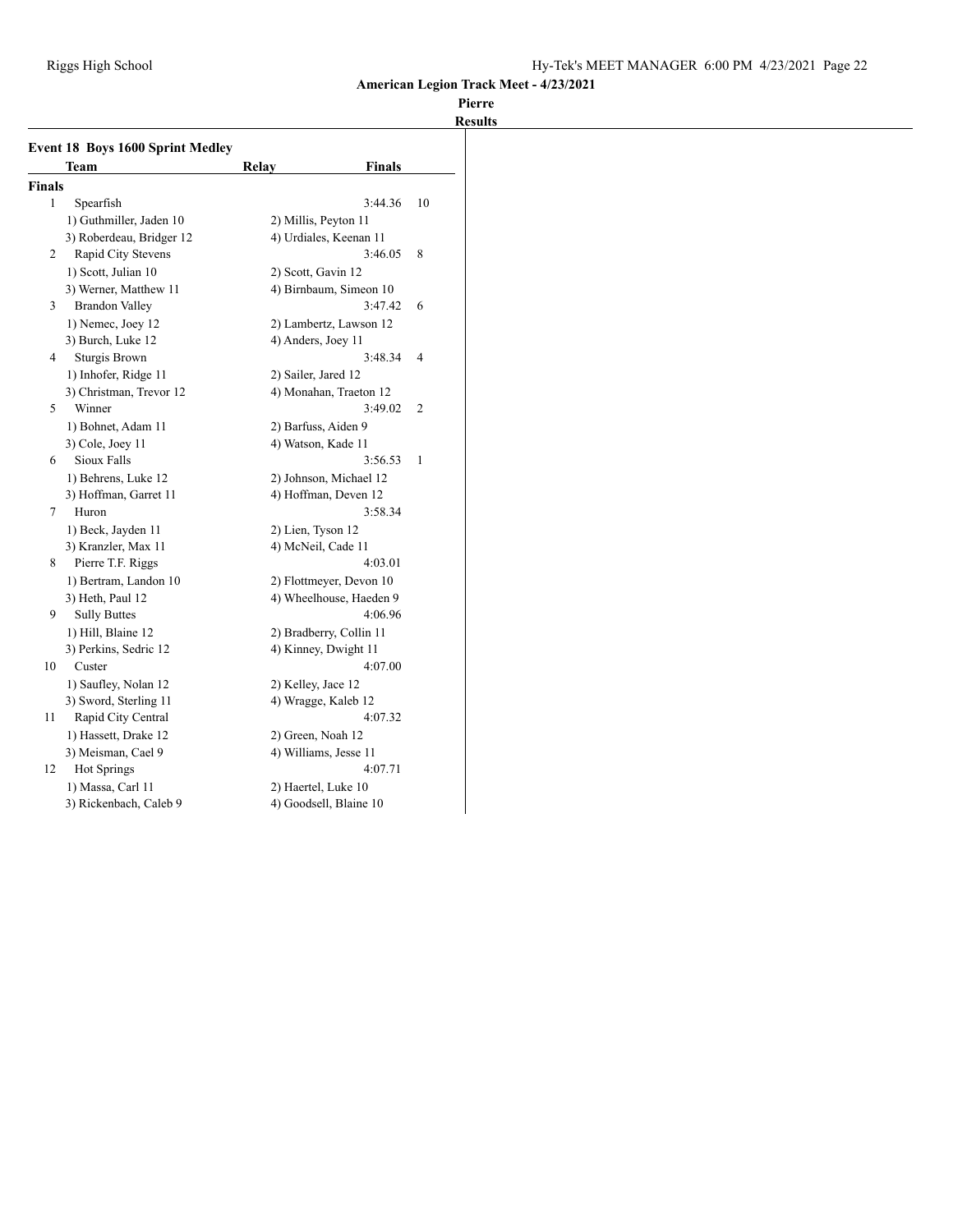**American Legion Track Meet - 4/23/2021**

**Pierre**

**Results**

## Event 18 Boys 1600 Sprint Medley

| | Team | Relay | Finals | |
|---|---|---|---|---|
| **Finals** | | | | |
| 1 | Spearfish | | 3:44.36 | 10 |
| | 1) Guthmiller, Jaden 10 | 2) Millis, Peyton 11 | | |
| | 3) Roberdeau, Bridger 12 | 4) Urdiales, Keenan 11 | | |
| 2 | Rapid City Stevens | | 3:46.05 | 8 |
| | 1) Scott, Julian 10 | 2) Scott, Gavin 12 | | |
| | 3) Werner, Matthew 11 | 4) Birnbaum, Simeon 10 | | |
| 3 | Brandon Valley | | 3:47.42 | 6 |
| | 1) Nemec, Joey 12 | 2) Lambertz, Lawson 12 | | |
| | 3) Burch, Luke 12 | 4) Anders, Joey 11 | | |
| 4 | Sturgis Brown | | 3:48.34 | 4 |
| | 1) Inhofer, Ridge 11 | 2) Sailer, Jared 12 | | |
| | 3) Christman, Trevor 12 | 4) Monahan, Traeton 12 | | |
| 5 | Winner | | 3:49.02 | 2 |
| | 1) Bohnet, Adam 11 | 2) Barfuss, Aiden 9 | | |
| | 3) Cole, Joey 11 | 4) Watson, Kade 11 | | |
| 6 | Sioux Falls | | 3:56.53 | 1 |
| | 1) Behrens, Luke 12 | 2) Johnson, Michael 12 | | |
| | 3) Hoffman, Garret 11 | 4) Hoffman, Deven 12 | | |
| 7 | Huron | | 3:58.34 | |
| | 1) Beck, Jayden 11 | 2) Lien, Tyson 12 | | |
| | 3) Kranzler, Max 11 | 4) McNeil, Cade 11 | | |
| 8 | Pierre T.F. Riggs | | 4:03.01 | |
| | 1) Bertram, Landon 10 | 2) Flottmeyer, Devon 10 | | |
| | 3) Heth, Paul 12 | 4) Wheelhouse, Haeden 9 | | |
| 9 | Sully Buttes | | 4:06.96 | |
| | 1) Hill, Blaine 12 | 2) Bradberry, Collin 11 | | |
| | 3) Perkins, Sedric 12 | 4) Kinney, Dwight 11 | | |
| 10 | Custer | | 4:07.00 | |
| | 1) Saufley, Nolan 12 | 2) Kelley, Jace 12 | | |
| | 3) Sword, Sterling 11 | 4) Wragge, Kaleb 12 | | |
| 11 | Rapid City Central | | 4:07.32 | |
| | 1) Hassett, Drake 12 | 2) Green, Noah 12 | | |
| | 3) Meisman, Cael 9 | 4) Williams, Jesse 11 | | |
| 12 | Hot Springs | | 4:07.71 | |
| | 1) Massa, Carl 11 | 2) Haertel, Luke 10 | | |
| | 3) Rickenbach, Caleb 9 | 4) Goodsell, Blaine 10 | | |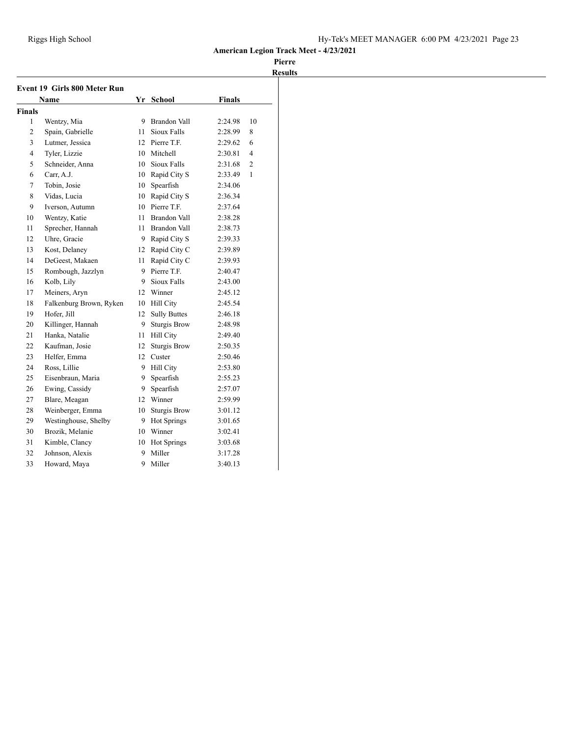# American Legion Track Meet - 4/23/2021

**Pierre**

**Results**

## Event 19 Girls 800 Meter Run

| | Name | Yr | School | Finals | |
|---|---|---|---|---|---|
| **Finals** | | | | | |
| 1 | Wentzy, Mia | 9 | Brandon Vall | 2:24.98 | 10 |
| 2 | Spain, Gabrielle | 11 | Sioux Falls | 2:28.99 | 8 |
| 3 | Lutmer, Jessica | 12 | Pierre T.F. | 2:29.62 | 6 |
| 4 | Tyler, Lizzie | 10 | Mitchell | 2:30.81 | 4 |
| 5 | Schneider, Anna | 10 | Sioux Falls | 2:31.68 | 2 |
| 6 | Carr, A.J. | 10 | Rapid City S | 2:33.49 | 1 |
| 7 | Tobin, Josie | 10 | Spearfish | 2:34.06 | |
| 8 | Vidas, Lucia | 10 | Rapid City S | 2:36.34 | |
| 9 | Iverson, Autumn | 10 | Pierre T.F. | 2:37.64 | |
| 10 | Wentzy, Katie | 11 | Brandon Vall | 2:38.28 | |
| 11 | Sprecher, Hannah | 11 | Brandon Vall | 2:38.73 | |
| 12 | Uhre, Gracie | 9 | Rapid City S | 2:39.33 | |
| 13 | Kost, Delaney | 12 | Rapid City C | 2:39.89 | |
| 14 | DeGeest, Makaen | 11 | Rapid City C | 2:39.93 | |
| 15 | Rombough, Jazzlyn | 9 | Pierre T.F. | 2:40.47 | |
| 16 | Kolb, Lily | 9 | Sioux Falls | 2:43.00 | |
| 17 | Meiners, Aryn | 12 | Winner | 2:45.12 | |
| 18 | Falkenburg Brown, Ryken | 10 | Hill City | 2:45.54 | |
| 19 | Hofer, Jill | 12 | Sully Buttes | 2:46.18 | |
| 20 | Killinger, Hannah | 9 | Sturgis Brow | 2:48.98 | |
| 21 | Hanka, Natalie | 11 | Hill City | 2:49.40 | |
| 22 | Kaufman, Josie | 12 | Sturgis Brow | 2:50.35 | |
| 23 | Helfer, Emma | 12 | Custer | 2:50.46 | |
| 24 | Ross, Lillie | 9 | Hill City | 2:53.80 | |
| 25 | Eisenbraun, Maria | 9 | Spearfish | 2:55.23 | |
| 26 | Ewing, Cassidy | 9 | Spearfish | 2:57.07 | |
| 27 | Blare, Meagan | 12 | Winner | 2:59.99 | |
| 28 | Weinberger, Emma | 10 | Sturgis Brow | 3:01.12 | |
| 29 | Westinghouse, Shelby | 9 | Hot Springs | 3:01.65 | |
| 30 | Brozik, Melanie | 10 | Winner | 3:02.41 | |
| 31 | Kimble, Clancy | 10 | Hot Springs | 3:03.68 | |
| 32 | Johnson, Alexis | 9 | Miller | 3:17.28 | |
| 33 | Howard, Maya | 9 | Miller | 3:40.13 | |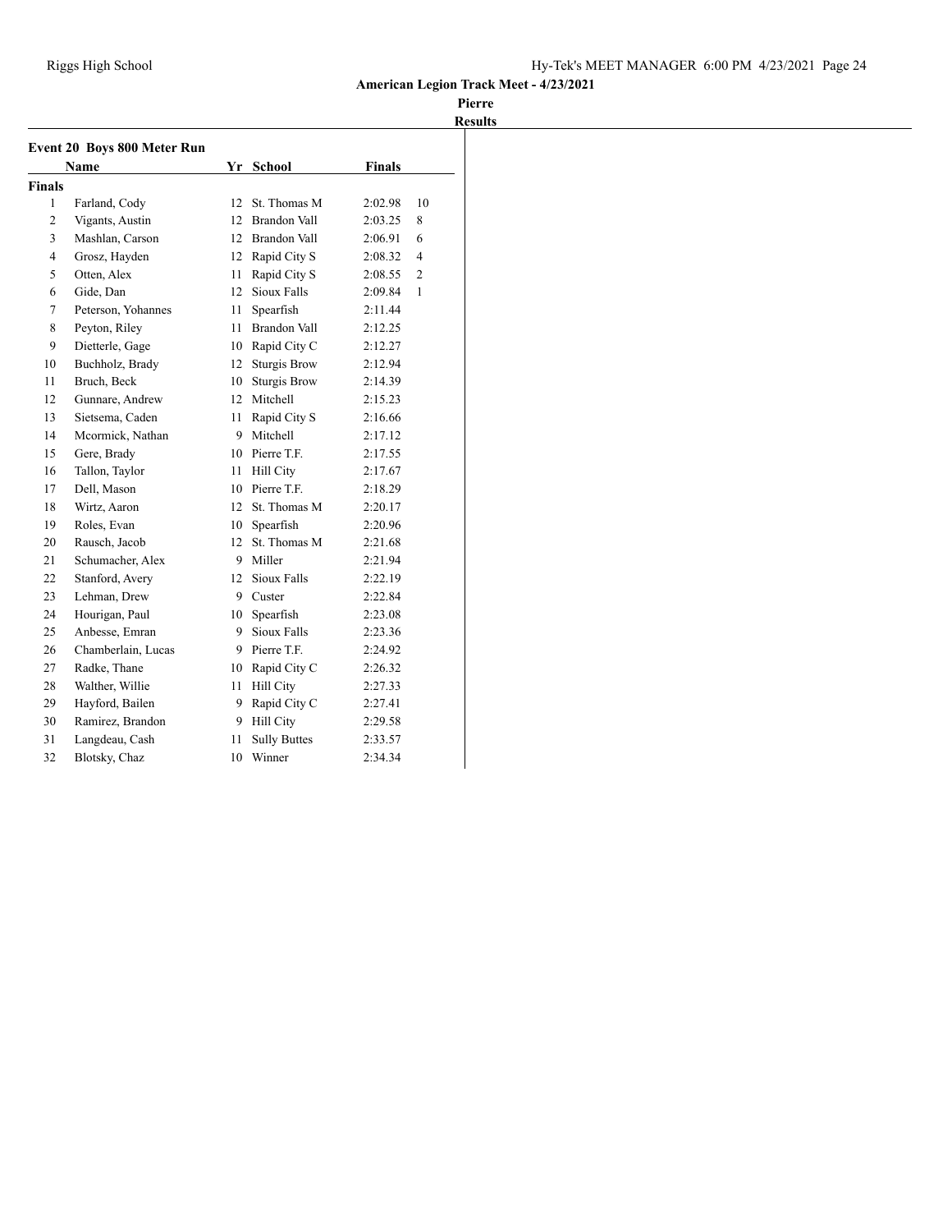**American Legion Track Meet - 4/23/2021**

**Pierre**

**Results**

### Event 20 Boys 800 Meter Run

| | Name | Yr | School | Finals | |
|---|---|---|---|---|---|
| **Finals** | | | | | |
| 1 | Farland, Cody | 12 | St. Thomas M | 2:02.98 | 10 |
| 2 | Vigants, Austin | 12 | Brandon Vall | 2:03.25 | 8 |
| 3 | Mashlan, Carson | 12 | Brandon Vall | 2:06.91 | 6 |
| 4 | Grosz, Hayden | 12 | Rapid City S | 2:08.32 | 4 |
| 5 | Otten, Alex | 11 | Rapid City S | 2:08.55 | 2 |
| 6 | Gide, Dan | 12 | Sioux Falls | 2:09.84 | 1 |
| 7 | Peterson, Yohannes | 11 | Spearfish | 2:11.44 | |
| 8 | Peyton, Riley | 11 | Brandon Vall | 2:12.25 | |
| 9 | Dietterle, Gage | 10 | Rapid City C | 2:12.27 | |
| 10 | Buchholz, Brady | 12 | Sturgis Brow | 2:12.94 | |
| 11 | Bruch, Beck | 10 | Sturgis Brow | 2:14.39 | |
| 12 | Gunnare, Andrew | 12 | Mitchell | 2:15.23 | |
| 13 | Sietsema, Caden | 11 | Rapid City S | 2:16.66 | |
| 14 | Mcormick, Nathan | 9 | Mitchell | 2:17.12 | |
| 15 | Gere, Brady | 10 | Pierre T.F. | 2:17.55 | |
| 16 | Tallon, Taylor | 11 | Hill City | 2:17.67 | |
| 17 | Dell, Mason | 10 | Pierre T.F. | 2:18.29 | |
| 18 | Wirtz, Aaron | 12 | St. Thomas M | 2:20.17 | |
| 19 | Roles, Evan | 10 | Spearfish | 2:20.96 | |
| 20 | Rausch, Jacob | 12 | St. Thomas M | 2:21.68 | |
| 21 | Schumacher, Alex | 9 | Miller | 2:21.94 | |
| 22 | Stanford, Avery | 12 | Sioux Falls | 2:22.19 | |
| 23 | Lehman, Drew | 9 | Custer | 2:22.84 | |
| 24 | Hourigan, Paul | 10 | Spearfish | 2:23.08 | |
| 25 | Anbesse, Emran | 9 | Sioux Falls | 2:23.36 | |
| 26 | Chamberlain, Lucas | 9 | Pierre T.F. | 2:24.92 | |
| 27 | Radke, Thane | 10 | Rapid City C | 2:26.32 | |
| 28 | Walther, Willie | 11 | Hill City | 2:27.33 | |
| 29 | Hayford, Bailen | 9 | Rapid City C | 2:27.41 | |
| 30 | Ramirez, Brandon | 9 | Hill City | 2:29.58 | |
| 31 | Langdeau, Cash | 11 | Sully Buttes | 2:33.57 | |
| 32 | Blotsky, Chaz | 10 | Winner | 2:34.34 | |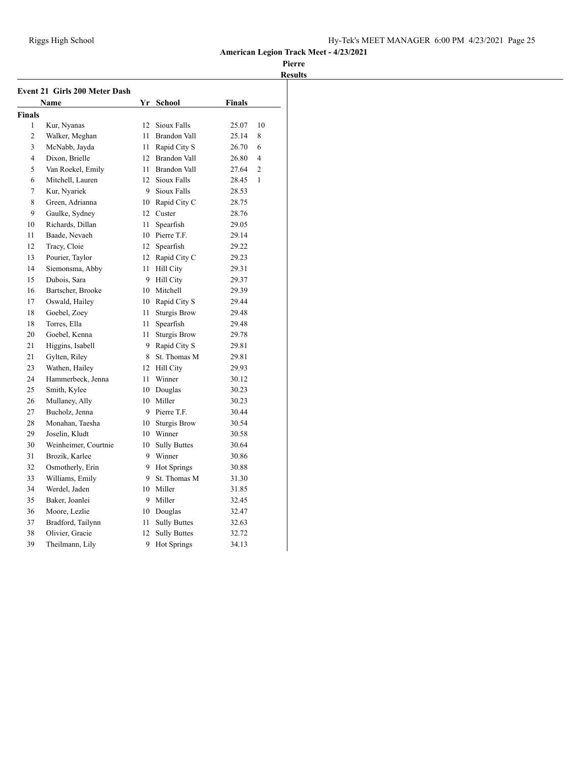**American Legion Track Meet - 4/23/2021**

**Pierre**

**Results**

### Event 21 Girls 200 Meter Dash

| | Name | Yr | School | Finals | |
|---|---|---|---|---|---|
| **Finals** | | | | | |
| 1 | Kur, Nyanas | 12 | Sioux Falls | 25.07 | 10 |
| 2 | Walker, Meghan | 11 | Brandon Vall | 25.14 | 8 |
| 3 | McNabb, Jayda | 11 | Rapid City S | 26.70 | 6 |
| 4 | Dixon, Brielle | 12 | Brandon Vall | 26.80 | 4 |
| 5 | Van Roekel, Emily | 11 | Brandon Vall | 27.64 | 2 |
| 6 | Mitchell, Lauren | 12 | Sioux Falls | 28.45 | 1 |
| 7 | Kur, Nyariek | 9 | Sioux Falls | 28.53 | |
| 8 | Green, Adrianna | 10 | Rapid City C | 28.75 | |
| 9 | Gaulke, Sydney | 12 | Custer | 28.76 | |
| 10 | Richards, Dillan | 11 | Spearfish | 29.05 | |
| 11 | Baade, Nevaeh | 10 | Pierre T.F. | 29.14 | |
| 12 | Tracy, Cloie | 12 | Spearfish | 29.22 | |
| 13 | Pourier, Taylor | 12 | Rapid City C | 29.23 | |
| 14 | Siemonsma, Abby | 11 | Hill City | 29.31 | |
| 15 | Dubois, Sara | 9 | Hill City | 29.37 | |
| 16 | Bartscher, Brooke | 10 | Mitchell | 29.39 | |
| 17 | Oswald, Hailey | 10 | Rapid City S | 29.44 | |
| 18 | Goebel, Zoey | 11 | Sturgis Brow | 29.48 | |
| 18 | Torres, Ella | 11 | Spearfish | 29.48 | |
| 20 | Goebel, Kenna | 11 | Sturgis Brow | 29.78 | |
| 21 | Higgins, Isabell | 9 | Rapid City S | 29.81 | |
| 21 | Gylten, Riley | 8 | St. Thomas M | 29.81 | |
| 23 | Wathen, Hailey | 12 | Hill City | 29.93 | |
| 24 | Hammerbeck, Jenna | 11 | Winner | 30.12 | |
| 25 | Smith, Kylee | 10 | Douglas | 30.23 | |
| 26 | Mullaney, Ally | 10 | Miller | 30.23 | |
| 27 | Bucholz, Jenna | 9 | Pierre T.F. | 30.44 | |
| 28 | Monahan, Taesha | 10 | Sturgis Brow | 30.54 | |
| 29 | Joselin, Kludt | 10 | Winner | 30.58 | |
| 30 | Weinheimer, Courtnie | 10 | Sully Buttes | 30.64 | |
| 31 | Brozik, Karlee | 9 | Winner | 30.86 | |
| 32 | Osmotherly, Erin | 9 | Hot Springs | 30.88 | |
| 33 | Williams, Emily | 9 | St. Thomas M | 31.30 | |
| 34 | Werdel, Jaden | 10 | Miller | 31.85 | |
| 35 | Baker, Joanlei | 9 | Miller | 32.45 | |
| 36 | Moore, Lezlie | 10 | Douglas | 32.47 | |
| 37 | Bradford, Tailynn | 11 | Sully Buttes | 32.63 | |
| 38 | Olivier, Gracie | 12 | Sully Buttes | 32.72 | |
| 39 | Theilmann, Lily | 9 | Hot Springs | 34.13 | |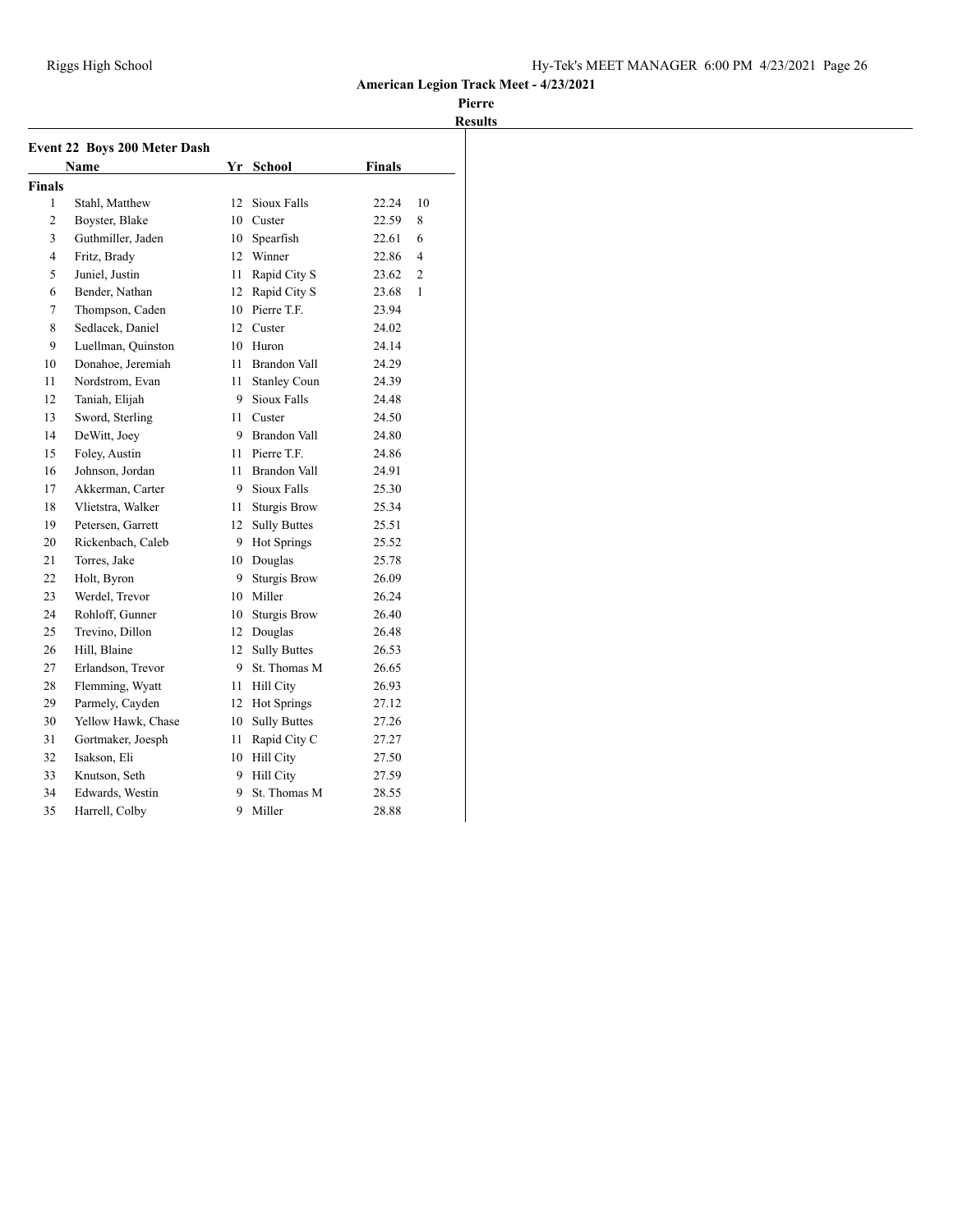**American Legion Track Meet - 4/23/2021**

**Pierre**

**Results**

### Event 22 Boys 200 Meter Dash

| | Name | Yr | School | Finals | |
|---|---|---|---|---|---|
| **Finals** | | | | | |
| 1 | Stahl, Matthew | 12 | Sioux Falls | 22.24 | 10 |
| 2 | Boyster, Blake | 10 | Custer | 22.59 | 8 |
| 3 | Guthmiller, Jaden | 10 | Spearfish | 22.61 | 6 |
| 4 | Fritz, Brady | 12 | Winner | 22.86 | 4 |
| 5 | Juniel, Justin | 11 | Rapid City S | 23.62 | 2 |
| 6 | Bender, Nathan | 12 | Rapid City S | 23.68 | 1 |
| 7 | Thompson, Caden | 10 | Pierre T.F. | 23.94 | |
| 8 | Sedlacek, Daniel | 12 | Custer | 24.02 | |
| 9 | Luellman, Quinston | 10 | Huron | 24.14 | |
| 10 | Donahoe, Jeremiah | 11 | Brandon Vall | 24.29 | |
| 11 | Nordstrom, Evan | 11 | Stanley Coun | 24.39 | |
| 12 | Taniah, Elijah | 9 | Sioux Falls | 24.48 | |
| 13 | Sword, Sterling | 11 | Custer | 24.50 | |
| 14 | DeWitt, Joey | 9 | Brandon Vall | 24.80 | |
| 15 | Foley, Austin | 11 | Pierre T.F. | 24.86 | |
| 16 | Johnson, Jordan | 11 | Brandon Vall | 24.91 | |
| 17 | Akkerman, Carter | 9 | Sioux Falls | 25.30 | |
| 18 | Vlietstra, Walker | 11 | Sturgis Brow | 25.34 | |
| 19 | Petersen, Garrett | 12 | Sully Buttes | 25.51 | |
| 20 | Rickenbach, Caleb | 9 | Hot Springs | 25.52 | |
| 21 | Torres, Jake | 10 | Douglas | 25.78 | |
| 22 | Holt, Byron | 9 | Sturgis Brow | 26.09 | |
| 23 | Werdel, Trevor | 10 | Miller | 26.24 | |
| 24 | Rohloff, Gunner | 10 | Sturgis Brow | 26.40 | |
| 25 | Trevino, Dillon | 12 | Douglas | 26.48 | |
| 26 | Hill, Blaine | 12 | Sully Buttes | 26.53 | |
| 27 | Erlandson, Trevor | 9 | St. Thomas M | 26.65 | |
| 28 | Flemming, Wyatt | 11 | Hill City | 26.93 | |
| 29 | Parmely, Cayden | 12 | Hot Springs | 27.12 | |
| 30 | Yellow Hawk, Chase | 10 | Sully Buttes | 27.26 | |
| 31 | Gortmaker, Joesph | 11 | Rapid City C | 27.27 | |
| 32 | Isakson, Eli | 10 | Hill City | 27.50 | |
| 33 | Knutson, Seth | 9 | Hill City | 27.59 | |
| 34 | Edwards, Westin | 9 | St. Thomas M | 28.55 | |
| 35 | Harrell, Colby | 9 | Miller | 28.88 | |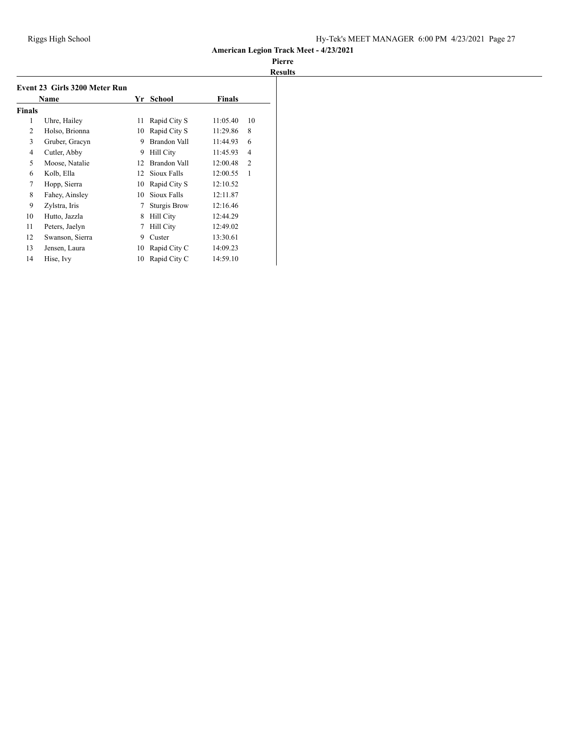**American Legion Track Meet - 4/23/2021**

**Pierre**

**Results**

### Event 23 Girls 3200 Meter Run

| | Name | Yr | School | Finals | |
|---|---|---|---|---|---|
| **Finals** | | | | | |
| 1 | Uhre, Hailey | 11 | Rapid City S | 11:05.40 | 10 |
| 2 | Holso, Brionna | 10 | Rapid City S | 11:29.86 | 8 |
| 3 | Gruber, Gracyn | 9 | Brandon Vall | 11:44.93 | 6 |
| 4 | Cutler, Abby | 9 | Hill City | 11:45.93 | 4 |
| 5 | Moose, Natalie | 12 | Brandon Vall | 12:00.48 | 2 |
| 6 | Kolb, Ella | 12 | Sioux Falls | 12:00.55 | 1 |
| 7 | Hopp, Sierra | 10 | Rapid City S | 12:10.52 | |
| 8 | Fahey, Ainsley | 10 | Sioux Falls | 12:11.87 | |
| 9 | Zylstra, Iris | 7 | Sturgis Brow | 12:16.46 | |
| 10 | Hutto, Jazzla | 8 | Hill City | 12:44.29 | |
| 11 | Peters, Jaelyn | 7 | Hill City | 12:49.02 | |
| 12 | Swanson, Sierra | 9 | Custer | 13:30.61 | |
| 13 | Jensen, Laura | 10 | Rapid City C | 14:09.23 | |
| 14 | Hise, Ivy | 10 | Rapid City C | 14:59.10 | |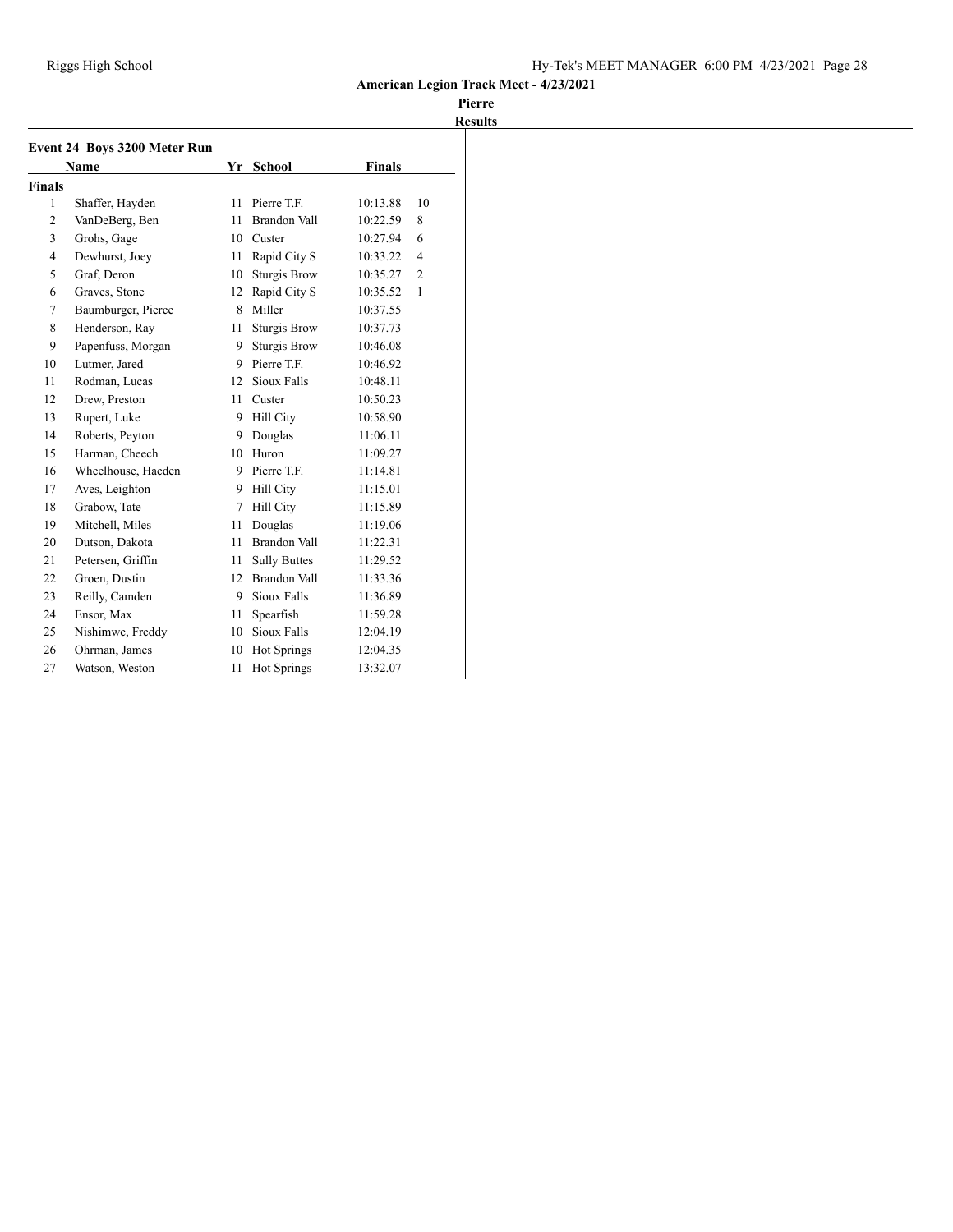American Legion Track Meet - 4/23/2021

Pierre

Results

### Event 24 Boys 3200 Meter Run

| | Name | Yr | School | Finals | |
|---|---|---|---|---|---|
| **Finals** | | | | | |
| 1 | Shaffer, Hayden | 11 | Pierre T.F. | 10:13.88 | 10 |
| 2 | VanDeBerg, Ben | 11 | Brandon Vall | 10:22.59 | 8 |
| 3 | Grohs, Gage | 10 | Custer | 10:27.94 | 6 |
| 4 | Dewhurst, Joey | 11 | Rapid City S | 10:33.22 | 4 |
| 5 | Graf, Deron | 10 | Sturgis Brow | 10:35.27 | 2 |
| 6 | Graves, Stone | 12 | Rapid City S | 10:35.52 | 1 |
| 7 | Baumburger, Pierce | 8 | Miller | 10:37.55 | |
| 8 | Henderson, Ray | 11 | Sturgis Brow | 10:37.73 | |
| 9 | Papenfuss, Morgan | 9 | Sturgis Brow | 10:46.08 | |
| 10 | Lutmer, Jared | 9 | Pierre T.F. | 10:46.92 | |
| 11 | Rodman, Lucas | 12 | Sioux Falls | 10:48.11 | |
| 12 | Drew, Preston | 11 | Custer | 10:50.23 | |
| 13 | Rupert, Luke | 9 | Hill City | 10:58.90 | |
| 14 | Roberts, Peyton | 9 | Douglas | 11:06.11 | |
| 15 | Harman, Cheech | 10 | Huron | 11:09.27 | |
| 16 | Wheelhouse, Haeden | 9 | Pierre T.F. | 11:14.81 | |
| 17 | Aves, Leighton | 9 | Hill City | 11:15.01 | |
| 18 | Grabow, Tate | 7 | Hill City | 11:15.89 | |
| 19 | Mitchell, Miles | 11 | Douglas | 11:19.06 | |
| 20 | Dutson, Dakota | 11 | Brandon Vall | 11:22.31 | |
| 21 | Petersen, Griffin | 11 | Sully Buttes | 11:29.52 | |
| 22 | Groen, Dustin | 12 | Brandon Vall | 11:33.36 | |
| 23 | Reilly, Camden | 9 | Sioux Falls | 11:36.89 | |
| 24 | Ensor, Max | 11 | Spearfish | 11:59.28 | |
| 25 | Nishimwe, Freddy | 10 | Sioux Falls | 12:04.19 | |
| 26 | Ohrman, James | 10 | Hot Springs | 12:04.35 | |
| 27 | Watson, Weston | 11 | Hot Springs | 13:32.07 | |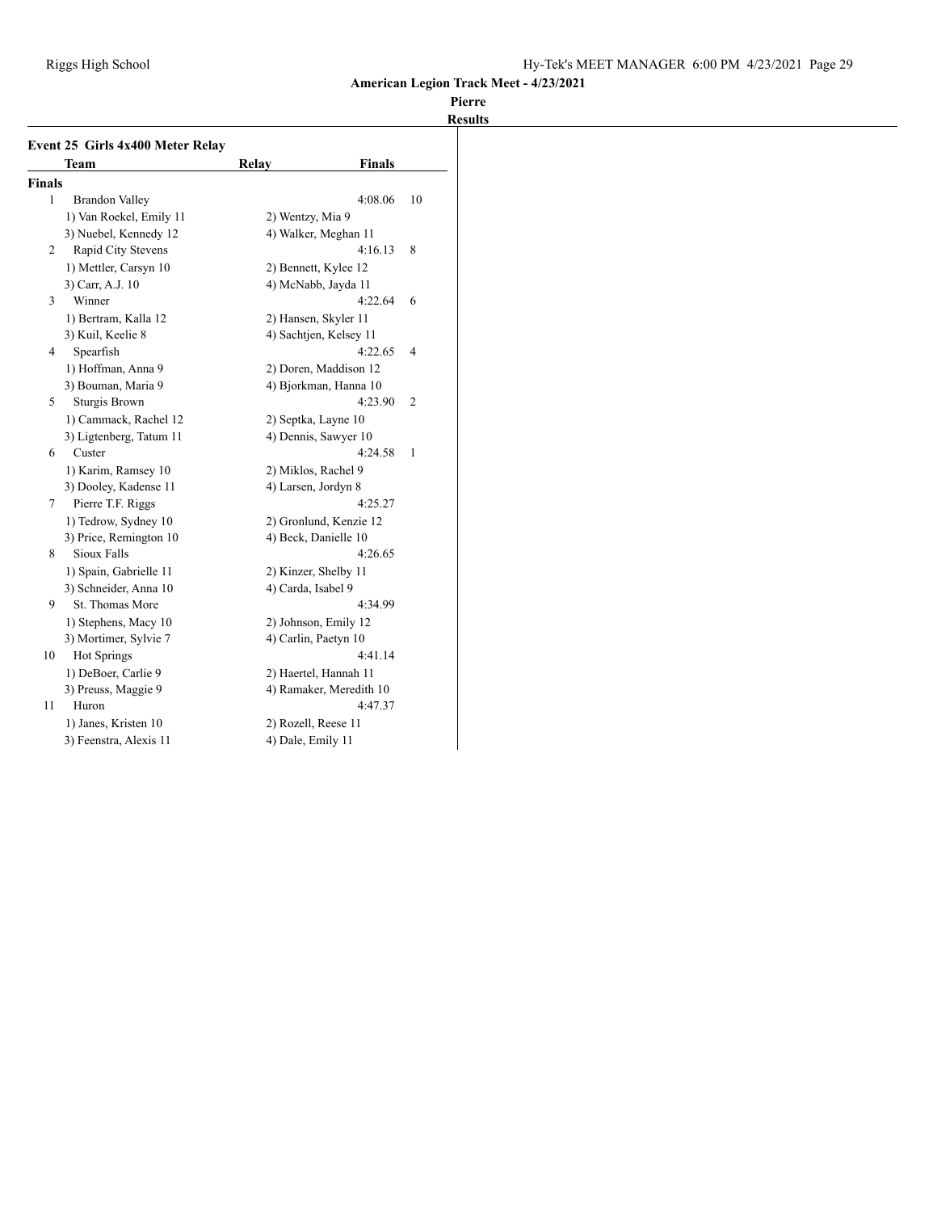American Legion Track Meet - 4/23/2021

Pierre

Results

## Event 25 Girls 4x400 Meter Relay

| | Team | Relay | Finals | |
|---|---|---|---|---|
| **Finals** | | | | |
| 1 | Brandon Valley | | 4:08.06 | 10 |
| | 1) Van Roekel, Emily 11 | 2) Wentzy, Mia 9 | | |
| | 3) Nuebel, Kennedy 12 | 4) Walker, Meghan 11 | | |
| 2 | Rapid City Stevens | | 4:16.13 | 8 |
| | 1) Mettler, Carsyn 10 | 2) Bennett, Kylee 12 | | |
| | 3) Carr, A.J. 10 | 4) McNabb, Jayda 11 | | |
| 3 | Winner | | 4:22.64 | 6 |
| | 1) Bertram, Kalla 12 | 2) Hansen, Skyler 11 | | |
| | 3) Kuil, Keelie 8 | 4) Sachtjen, Kelsey 11 | | |
| 4 | Spearfish | | 4:22.65 | 4 |
| | 1) Hoffman, Anna 9 | 2) Doren, Maddison 12 | | |
| | 3) Bouman, Maria 9 | 4) Bjorkman, Hanna 10 | | |
| 5 | Sturgis Brown | | 4:23.90 | 2 |
| | 1) Cammack, Rachel 12 | 2) Septka, Layne 10 | | |
| | 3) Ligtenberg, Tatum 11 | 4) Dennis, Sawyer 10 | | |
| 6 | Custer | | 4:24.58 | 1 |
| | 1) Karim, Ramsey 10 | 2) Miklos, Rachel 9 | | |
| | 3) Dooley, Kadense 11 | 4) Larsen, Jordyn 8 | | |
| 7 | Pierre T.F. Riggs | | 4:25.27 | |
| | 1) Tedrow, Sydney 10 | 2) Gronlund, Kenzie 12 | | |
| | 3) Price, Remington 10 | 4) Beck, Danielle 10 | | |
| 8 | Sioux Falls | | 4:26.65 | |
| | 1) Spain, Gabrielle 11 | 2) Kinzer, Shelby 11 | | |
| | 3) Schneider, Anna 10 | 4) Carda, Isabel 9 | | |
| 9 | St. Thomas More | | 4:34.99 | |
| | 1) Stephens, Macy 10 | 2) Johnson, Emily 12 | | |
| | 3) Mortimer, Sylvie 7 | 4) Carlin, Paetyn 10 | | |
| 10 | Hot Springs | | 4:41.14 | |
| | 1) DeBoer, Carlie 9 | 2) Haertel, Hannah 11 | | |
| | 3) Preuss, Maggie 9 | 4) Ramaker, Meredith 10 | | |
| 11 | Huron | | 4:47.37 | |
| | 1) Janes, Kristen 10 | 2) Rozell, Reese 11 | | |
| | 3) Feenstra, Alexis 11 | 4) Dale, Emily 11 | | |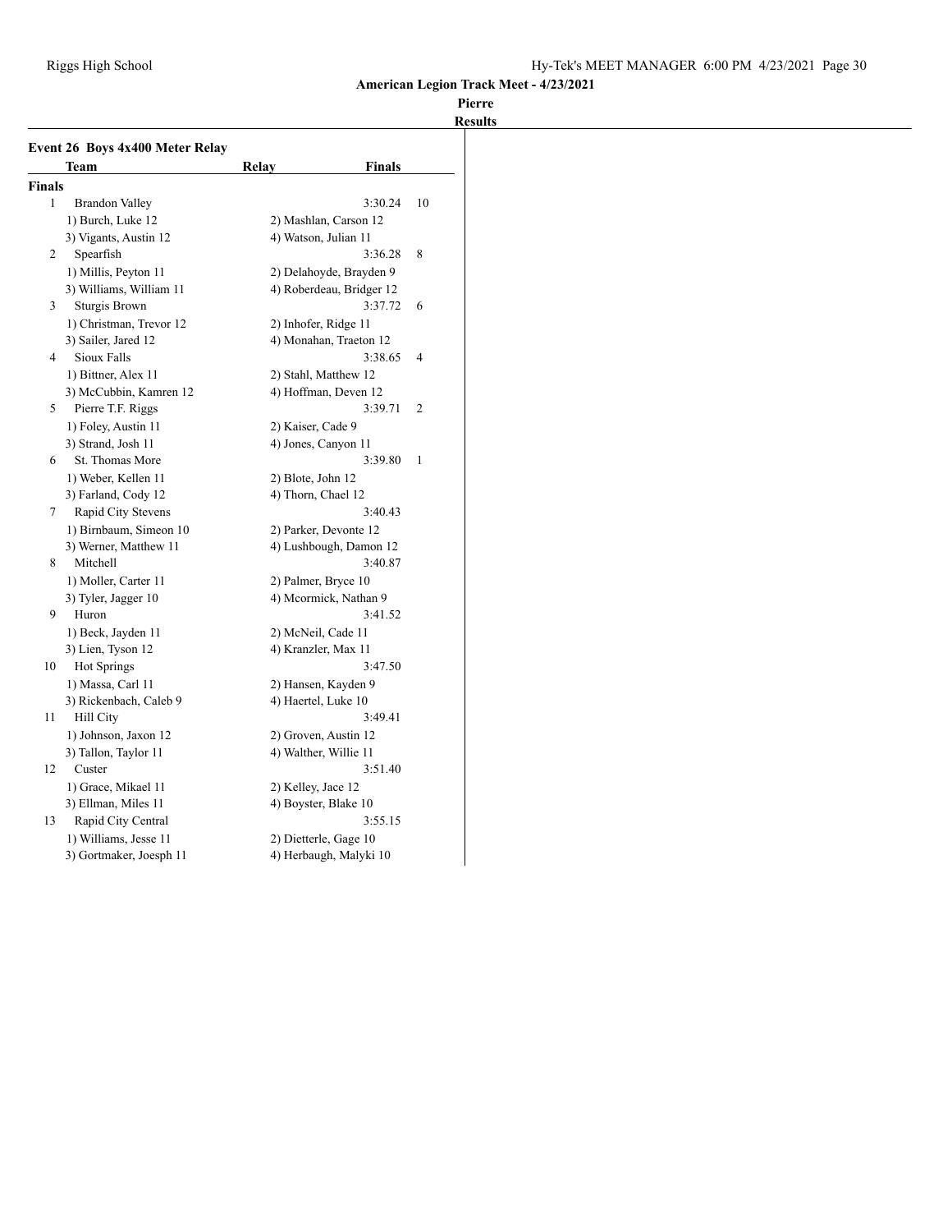**American Legion Track Meet - 4/23/2021**

**Pierre**

**Results**

## Event 26 Boys 4x400 Meter Relay

| | Team | Relay | Finals | |
|---|---|---|---|---|
| **Finals** | | | | |
| 1 | Brandon Valley | | 3:30.24 | 10 |
| | 1) Burch, Luke 12 | 2) Mashlan, Carson 12 | | |
| | 3) Vigants, Austin 12 | 4) Watson, Julian 11 | | |
| 2 | Spearfish | | 3:36.28 | 8 |
| | 1) Millis, Peyton 11 | 2) Delahoyde, Brayden 9 | | |
| | 3) Williams, William 11 | 4) Roberdeau, Bridger 12 | | |
| 3 | Sturgis Brown | | 3:37.72 | 6 |
| | 1) Christman, Trevor 12 | 2) Inhofer, Ridge 11 | | |
| | 3) Sailer, Jared 12 | 4) Monahan, Traeton 12 | | |
| 4 | Sioux Falls | | 3:38.65 | 4 |
| | 1) Bittner, Alex 11 | 2) Stahl, Matthew 12 | | |
| | 3) McCubbin, Kamren 12 | 4) Hoffman, Deven 12 | | |
| 5 | Pierre T.F. Riggs | | 3:39.71 | 2 |
| | 1) Foley, Austin 11 | 2) Kaiser, Cade 9 | | |
| | 3) Strand, Josh 11 | 4) Jones, Canyon 11 | | |
| 6 | St. Thomas More | | 3:39.80 | 1 |
| | 1) Weber, Kellen 11 | 2) Blote, John 12 | | |
| | 3) Farland, Cody 12 | 4) Thorn, Chael 12 | | |
| 7 | Rapid City Stevens | | 3:40.43 | |
| | 1) Birnbaum, Simeon 10 | 2) Parker, Devonte 12 | | |
| | 3) Werner, Matthew 11 | 4) Lushbough, Damon 12 | | |
| 8 | Mitchell | | 3:40.87 | |
| | 1) Moller, Carter 11 | 2) Palmer, Bryce 10 | | |
| | 3) Tyler, Jagger 10 | 4) Mcormick, Nathan 9 | | |
| 9 | Huron | | 3:41.52 | |
| | 1) Beck, Jayden 11 | 2) McNeil, Cade 11 | | |
| | 3) Lien, Tyson 12 | 4) Kranzler, Max 11 | | |
| 10 | Hot Springs | | 3:47.50 | |
| | 1) Massa, Carl 11 | 2) Hansen, Kayden 9 | | |
| | 3) Rickenbach, Caleb 9 | 4) Haertel, Luke 10 | | |
| 11 | Hill City | | 3:49.41 | |
| | 1) Johnson, Jaxon 12 | 2) Groven, Austin 12 | | |
| | 3) Tallon, Taylor 11 | 4) Walther, Willie 11 | | |
| 12 | Custer | | 3:51.40 | |
| | 1) Grace, Mikael 11 | 2) Kelley, Jace 12 | | |
| | 3) Ellman, Miles 11 | 4) Boyster, Blake 10 | | |
| 13 | Rapid City Central | | 3:55.15 | |
| | 1) Williams, Jesse 11 | 2) Dietterle, Gage 10 | | |
| | 3) Gortmaker, Joesph 11 | 4) Herbaugh, Malyki 10 | | |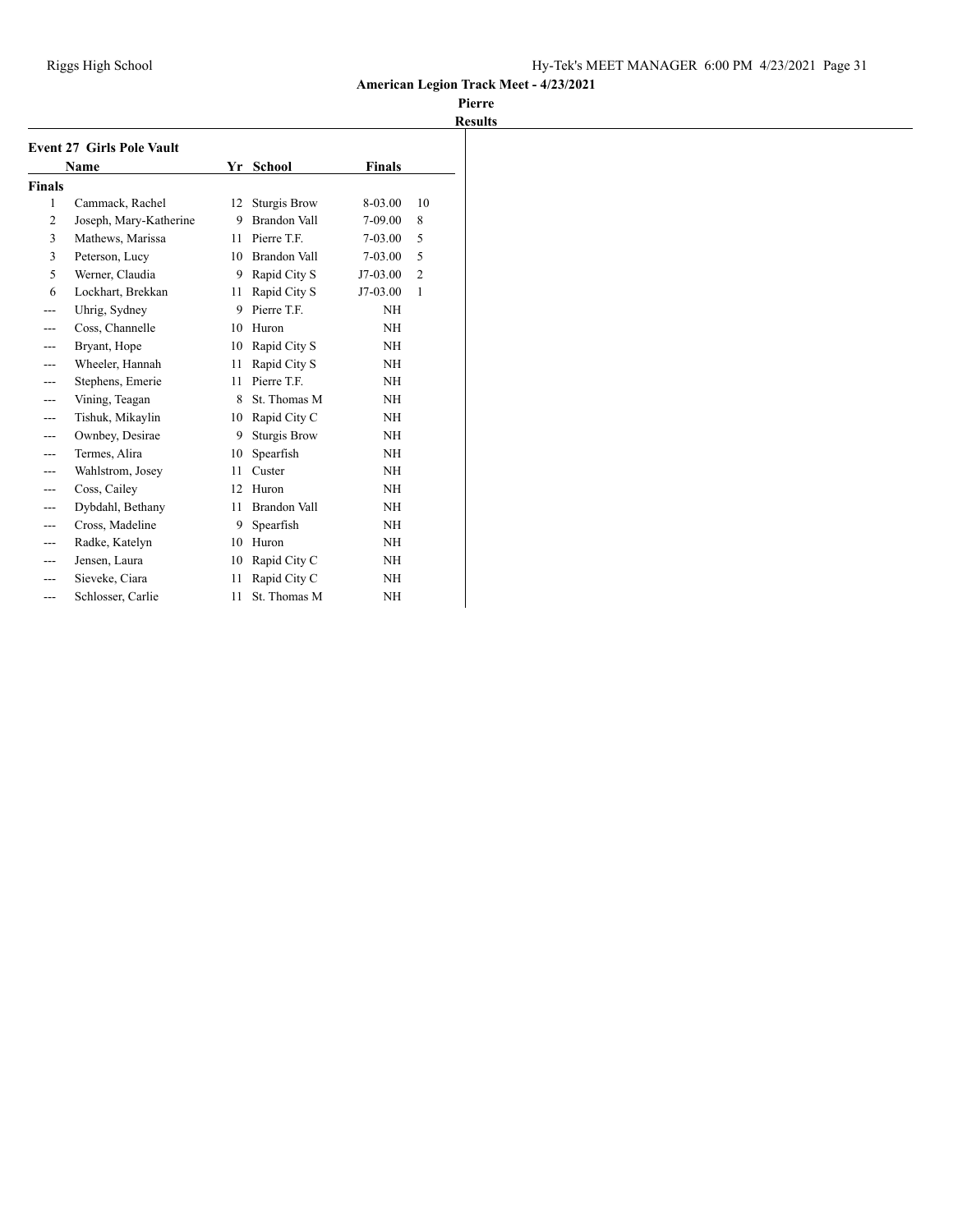**American Legion Track Meet - 4/23/2021**

**Pierre**

**Results**

### Event 27 Girls Pole Vault

| | Name | Yr | School | Finals | |
|---|---|---|---|---|---|
| **Finals** | | | | | |
| 1 | Cammack, Rachel | 12 | Sturgis Brow | 8-03.00 | 10 |
| 2 | Joseph, Mary-Katherine | 9 | Brandon Vall | 7-09.00 | 8 |
| 3 | Mathews, Marissa | 11 | Pierre T.F. | 7-03.00 | 5 |
| 3 | Peterson, Lucy | 10 | Brandon Vall | 7-03.00 | 5 |
| 5 | Werner, Claudia | 9 | Rapid City S | J7-03.00 | 2 |
| 6 | Lockhart, Brekkan | 11 | Rapid City S | J7-03.00 | 1 |
| --- | Uhrig, Sydney | 9 | Pierre T.F. | NH | |
| --- | Coss, Channelle | 10 | Huron | NH | |
| --- | Bryant, Hope | 10 | Rapid City S | NH | |
| --- | Wheeler, Hannah | 11 | Rapid City S | NH | |
| --- | Stephens, Emerie | 11 | Pierre T.F. | NH | |
| --- | Vining, Teagan | 8 | St. Thomas M | NH | |
| --- | Tishuk, Mikaylin | 10 | Rapid City C | NH | |
| --- | Ownbey, Desirae | 9 | Sturgis Brow | NH | |
| --- | Termes, Alira | 10 | Spearfish | NH | |
| --- | Wahlstrom, Josey | 11 | Custer | NH | |
| --- | Coss, Cailey | 12 | Huron | NH | |
| --- | Dybdahl, Bethany | 11 | Brandon Vall | NH | |
| --- | Cross, Madeline | 9 | Spearfish | NH | |
| --- | Radke, Katelyn | 10 | Huron | NH | |
| --- | Jensen, Laura | 10 | Rapid City C | NH | |
| --- | Sieveke, Ciara | 11 | Rapid City C | NH | |
| --- | Schlosser, Carlie | 11 | St. Thomas M | NH | |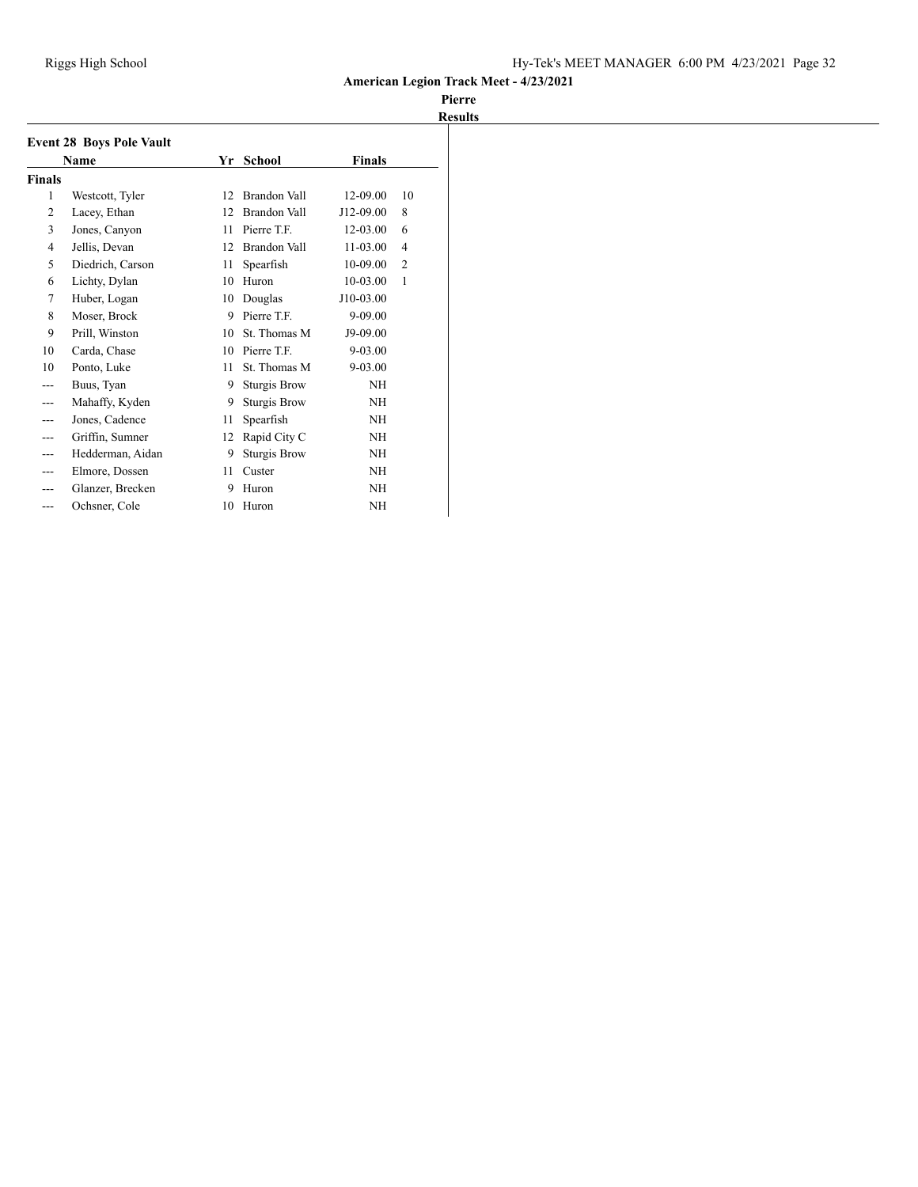## American Legion Track Meet - 4/23/2021

**Pierre**

**Results**

### Event 28 Boys Pole Vault

| | Name | Yr | School | Finals | |
|---|---|---|---|---|---|
| **Finals** | | | | | |
| 1 | Westcott, Tyler | 12 | Brandon Vall | 12-09.00 | 10 |
| 2 | Lacey, Ethan | 12 | Brandon Vall | J12-09.00 | 8 |
| 3 | Jones, Canyon | 11 | Pierre T.F. | 12-03.00 | 6 |
| 4 | Jellis, Devan | 12 | Brandon Vall | 11-03.00 | 4 |
| 5 | Diedrich, Carson | 11 | Spearfish | 10-09.00 | 2 |
| 6 | Lichty, Dylan | 10 | Huron | 10-03.00 | 1 |
| 7 | Huber, Logan | 10 | Douglas | J10-03.00 | |
| 8 | Moser, Brock | 9 | Pierre T.F. | 9-09.00 | |
| 9 | Prill, Winston | 10 | St. Thomas M | J9-09.00 | |
| 10 | Carda, Chase | 10 | Pierre T.F. | 9-03.00 | |
| 10 | Ponto, Luke | 11 | St. Thomas M | 9-03.00 | |
| --- | Buus, Tyan | 9 | Sturgis Brow | NH | |
| --- | Mahaffy, Kyden | 9 | Sturgis Brow | NH | |
| --- | Jones, Cadence | 11 | Spearfish | NH | |
| --- | Griffin, Sumner | 12 | Rapid City C | NH | |
| --- | Hedderman, Aidan | 9 | Sturgis Brow | NH | |
| --- | Elmore, Dossen | 11 | Custer | NH | |
| --- | Glanzer, Brecken | 9 | Huron | NH | |
| --- | Ochsner, Cole | 10 | Huron | NH | |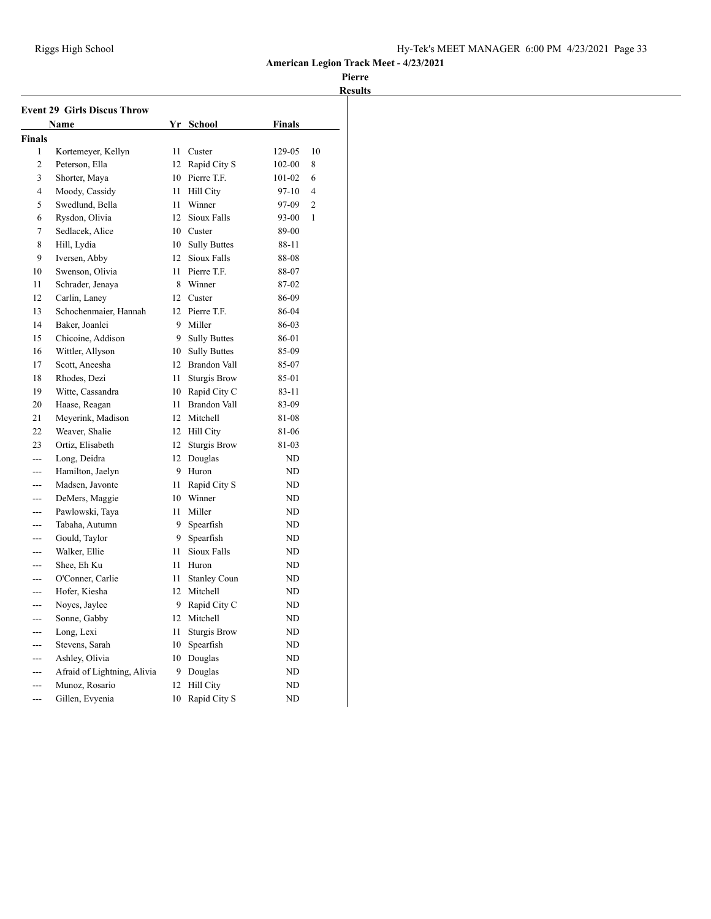**American Legion Track Meet - 4/23/2021**

**Pierre**

**Results**

### Event 29 Girls Discus Throw

| | Name | Yr | School | Finals | |
|---|---|---|---|---|---|
| **Finals** | | | | | |
| 1 | Kortemeyer, Kellyn | 11 | Custer | 129-05 | 10 |
| 2 | Peterson, Ella | 12 | Rapid City S | 102-00 | 8 |
| 3 | Shorter, Maya | 10 | Pierre T.F. | 101-02 | 6 |
| 4 | Moody, Cassidy | 11 | Hill City | 97-10 | 4 |
| 5 | Swedlund, Bella | 11 | Winner | 97-09 | 2 |
| 6 | Rysdon, Olivia | 12 | Sioux Falls | 93-00 | 1 |
| 7 | Sedlacek, Alice | 10 | Custer | 89-00 | |
| 8 | Hill, Lydia | 10 | Sully Buttes | 88-11 | |
| 9 | Iversen, Abby | 12 | Sioux Falls | 88-08 | |
| 10 | Swenson, Olivia | 11 | Pierre T.F. | 88-07 | |
| 11 | Schrader, Jenaya | 8 | Winner | 87-02 | |
| 12 | Carlin, Laney | 12 | Custer | 86-09 | |
| 13 | Schochenmaier, Hannah | 12 | Pierre T.F. | 86-04 | |
| 14 | Baker, Joanlei | 9 | Miller | 86-03 | |
| 15 | Chicoine, Addison | 9 | Sully Buttes | 86-01 | |
| 16 | Wittler, Allyson | 10 | Sully Buttes | 85-09 | |
| 17 | Scott, Aneesha | 12 | Brandon Vall | 85-07 | |
| 18 | Rhodes, Dezi | 11 | Sturgis Brow | 85-01 | |
| 19 | Witte, Cassandra | 10 | Rapid City C | 83-11 | |
| 20 | Haase, Reagan | 11 | Brandon Vall | 83-09 | |
| 21 | Meyerink, Madison | 12 | Mitchell | 81-08 | |
| 22 | Weaver, Shalie | 12 | Hill City | 81-06 | |
| 23 | Ortiz, Elisabeth | 12 | Sturgis Brow | 81-03 | |
| --- | Long, Deidra | 12 | Douglas | ND | |
| --- | Hamilton, Jaelyn | 9 | Huron | ND | |
| --- | Madsen, Javonte | 11 | Rapid City S | ND | |
| --- | DeMers, Maggie | 10 | Winner | ND | |
| --- | Pawlowski, Taya | 11 | Miller | ND | |
| --- | Tabaha, Autumn | 9 | Spearfish | ND | |
| --- | Gould, Taylor | 9 | Spearfish | ND | |
| --- | Walker, Ellie | 11 | Sioux Falls | ND | |
| --- | Shee, Eh Ku | 11 | Huron | ND | |
| --- | O'Conner, Carlie | 11 | Stanley Coun | ND | |
| --- | Hofer, Kiesha | 12 | Mitchell | ND | |
| --- | Noyes, Jaylee | 9 | Rapid City C | ND | |
| --- | Sonne, Gabby | 12 | Mitchell | ND | |
| --- | Long, Lexi | 11 | Sturgis Brow | ND | |
| --- | Stevens, Sarah | 10 | Spearfish | ND | |
| --- | Ashley, Olivia | 10 | Douglas | ND | |
| --- | Afraid of Lightning, Alivia | 9 | Douglas | ND | |
| --- | Munoz, Rosario | 12 | Hill City | ND | |
| --- | Gillen, Evyenia | 10 | Rapid City S | ND | |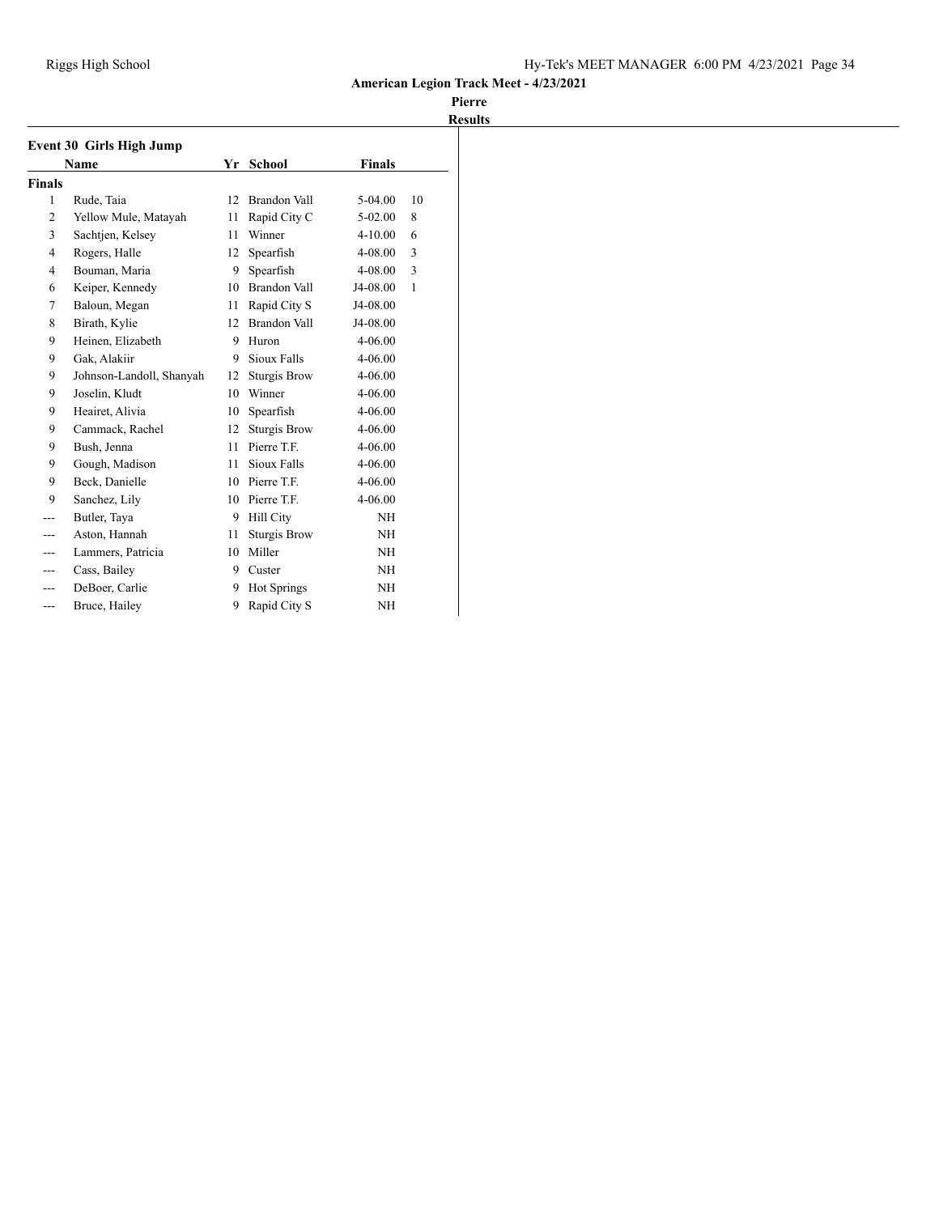**American Legion Track Meet - 4/23/2021**

**Pierre**

**Results**

### Event 30 Girls High Jump

| | Name | Yr | School | Finals | |
|---|---|---|---|---|---|
| **Finals** | | | | | |
| 1 | Rude, Taia | 12 | Brandon Vall | 5-04.00 | 10 |
| 2 | Yellow Mule, Matayah | 11 | Rapid City C | 5-02.00 | 8 |
| 3 | Sachtjen, Kelsey | 11 | Winner | 4-10.00 | 6 |
| 4 | Rogers, Halle | 12 | Spearfish | 4-08.00 | 3 |
| 4 | Bouman, Maria | 9 | Spearfish | 4-08.00 | 3 |
| 6 | Keiper, Kennedy | 10 | Brandon Vall | J4-08.00 | 1 |
| 7 | Baloun, Megan | 11 | Rapid City S | J4-08.00 | |
| 8 | Birath, Kylie | 12 | Brandon Vall | J4-08.00 | |
| 9 | Heinen, Elizabeth | 9 | Huron | 4-06.00 | |
| 9 | Gak, Alakiir | 9 | Sioux Falls | 4-06.00 | |
| 9 | Johnson-Landoll, Shanyah | 12 | Sturgis Brow | 4-06.00 | |
| 9 | Joselin, Kludt | 10 | Winner | 4-06.00 | |
| 9 | Heairet, Alivia | 10 | Spearfish | 4-06.00 | |
| 9 | Cammack, Rachel | 12 | Sturgis Brow | 4-06.00 | |
| 9 | Bush, Jenna | 11 | Pierre T.F. | 4-06.00 | |
| 9 | Gough, Madison | 11 | Sioux Falls | 4-06.00 | |
| 9 | Beck, Danielle | 10 | Pierre T.F. | 4-06.00 | |
| 9 | Sanchez, Lily | 10 | Pierre T.F. | 4-06.00 | |
| --- | Butler, Taya | 9 | Hill City | NH | |
| --- | Aston, Hannah | 11 | Sturgis Brow | NH | |
| --- | Lammers, Patricia | 10 | Miller | NH | |
| --- | Cass, Bailey | 9 | Custer | NH | |
| --- | DeBoer, Carlie | 9 | Hot Springs | NH | |
| --- | Bruce, Hailey | 9 | Rapid City S | NH | |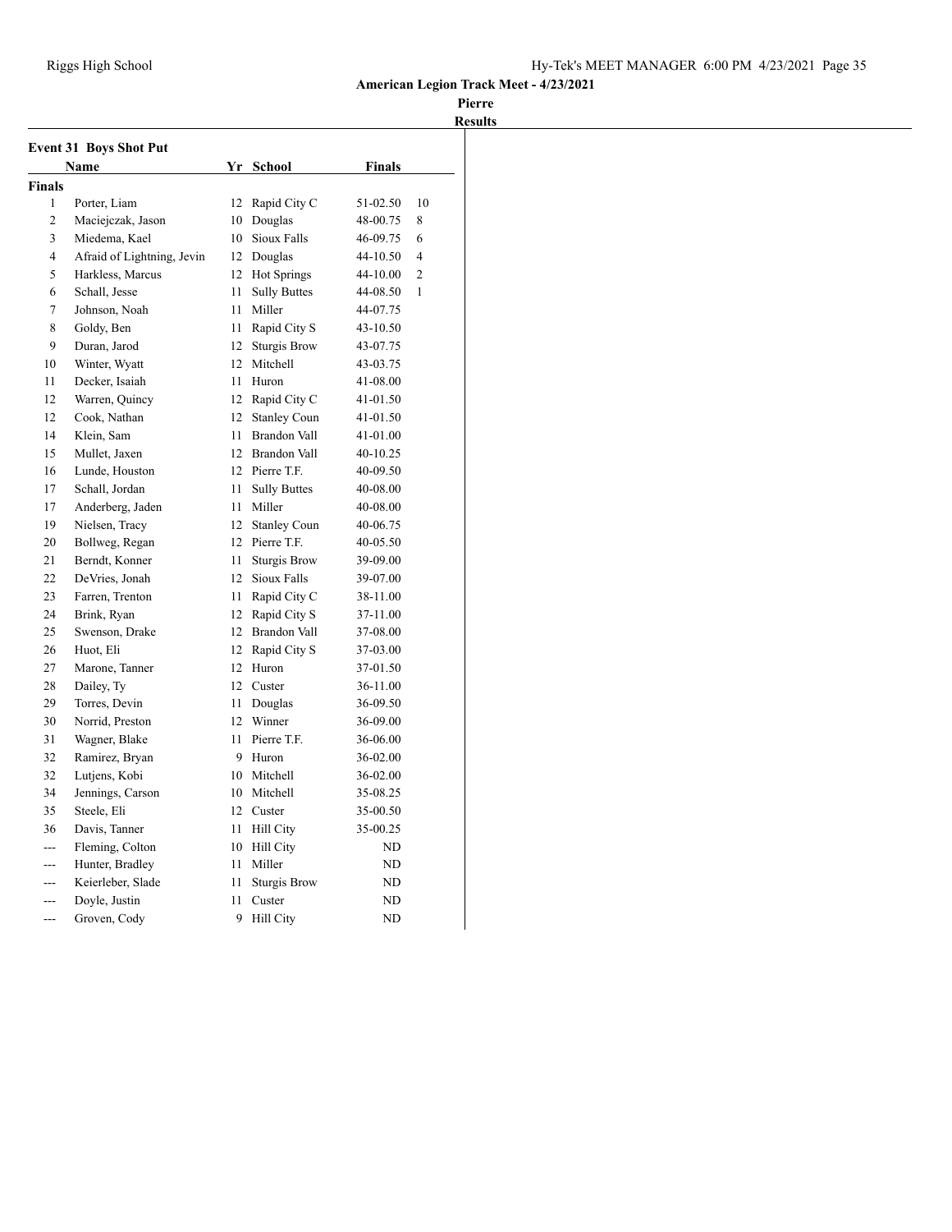## American Legion Track Meet - 4/23/2021

### Pierre

### Results

**Event 31 Boys Shot Put**

| | Name | Yr | School | Finals | |
|---|---|---|---|---|---|
| **Finals** | | | | | |
| 1 | Porter, Liam | 12 | Rapid City C | 51-02.50 | 10 |
| 2 | Maciejczak, Jason | 10 | Douglas | 48-00.75 | 8 |
| 3 | Miedema, Kael | 10 | Sioux Falls | 46-09.75 | 6 |
| 4 | Afraid of Lightning, Jevin | 12 | Douglas | 44-10.50 | 4 |
| 5 | Harkless, Marcus | 12 | Hot Springs | 44-10.00 | 2 |
| 6 | Schall, Jesse | 11 | Sully Buttes | 44-08.50 | 1 |
| 7 | Johnson, Noah | 11 | Miller | 44-07.75 | |
| 8 | Goldy, Ben | 11 | Rapid City S | 43-10.50 | |
| 9 | Duran, Jarod | 12 | Sturgis Brow | 43-07.75 | |
| 10 | Winter, Wyatt | 12 | Mitchell | 43-03.75 | |
| 11 | Decker, Isaiah | 11 | Huron | 41-08.00 | |
| 12 | Warren, Quincy | 12 | Rapid City C | 41-01.50 | |
| 12 | Cook, Nathan | 12 | Stanley Coun | 41-01.50 | |
| 14 | Klein, Sam | 11 | Brandon Vall | 41-01.00 | |
| 15 | Mullet, Jaxen | 12 | Brandon Vall | 40-10.25 | |
| 16 | Lunde, Houston | 12 | Pierre T.F. | 40-09.50 | |
| 17 | Schall, Jordan | 11 | Sully Buttes | 40-08.00 | |
| 17 | Anderberg, Jaden | 11 | Miller | 40-08.00 | |
| 19 | Nielsen, Tracy | 12 | Stanley Coun | 40-06.75 | |
| 20 | Bollweg, Regan | 12 | Pierre T.F. | 40-05.50 | |
| 21 | Berndt, Konner | 11 | Sturgis Brow | 39-09.00 | |
| 22 | DeVries, Jonah | 12 | Sioux Falls | 39-07.00 | |
| 23 | Farren, Trenton | 11 | Rapid City C | 38-11.00 | |
| 24 | Brink, Ryan | 12 | Rapid City S | 37-11.00 | |
| 25 | Swenson, Drake | 12 | Brandon Vall | 37-08.00 | |
| 26 | Huot, Eli | 12 | Rapid City S | 37-03.00 | |
| 27 | Marone, Tanner | 12 | Huron | 37-01.50 | |
| 28 | Dailey, Ty | 12 | Custer | 36-11.00 | |
| 29 | Torres, Devin | 11 | Douglas | 36-09.50 | |
| 30 | Norrid, Preston | 12 | Winner | 36-09.00 | |
| 31 | Wagner, Blake | 11 | Pierre T.F. | 36-06.00 | |
| 32 | Ramirez, Bryan | 9 | Huron | 36-02.00 | |
| 32 | Lutjens, Kobi | 10 | Mitchell | 36-02.00 | |
| 34 | Jennings, Carson | 10 | Mitchell | 35-08.25 | |
| 35 | Steele, Eli | 12 | Custer | 35-00.50 | |
| 36 | Davis, Tanner | 11 | Hill City | 35-00.25 | |
| --- | Fleming, Colton | 10 | Hill City | ND | |
| --- | Hunter, Bradley | 11 | Miller | ND | |
| --- | Keierleber, Slade | 11 | Sturgis Brow | ND | |
| --- | Doyle, Justin | 11 | Custer | ND | |
| --- | Groven, Cody | 9 | Hill City | ND | |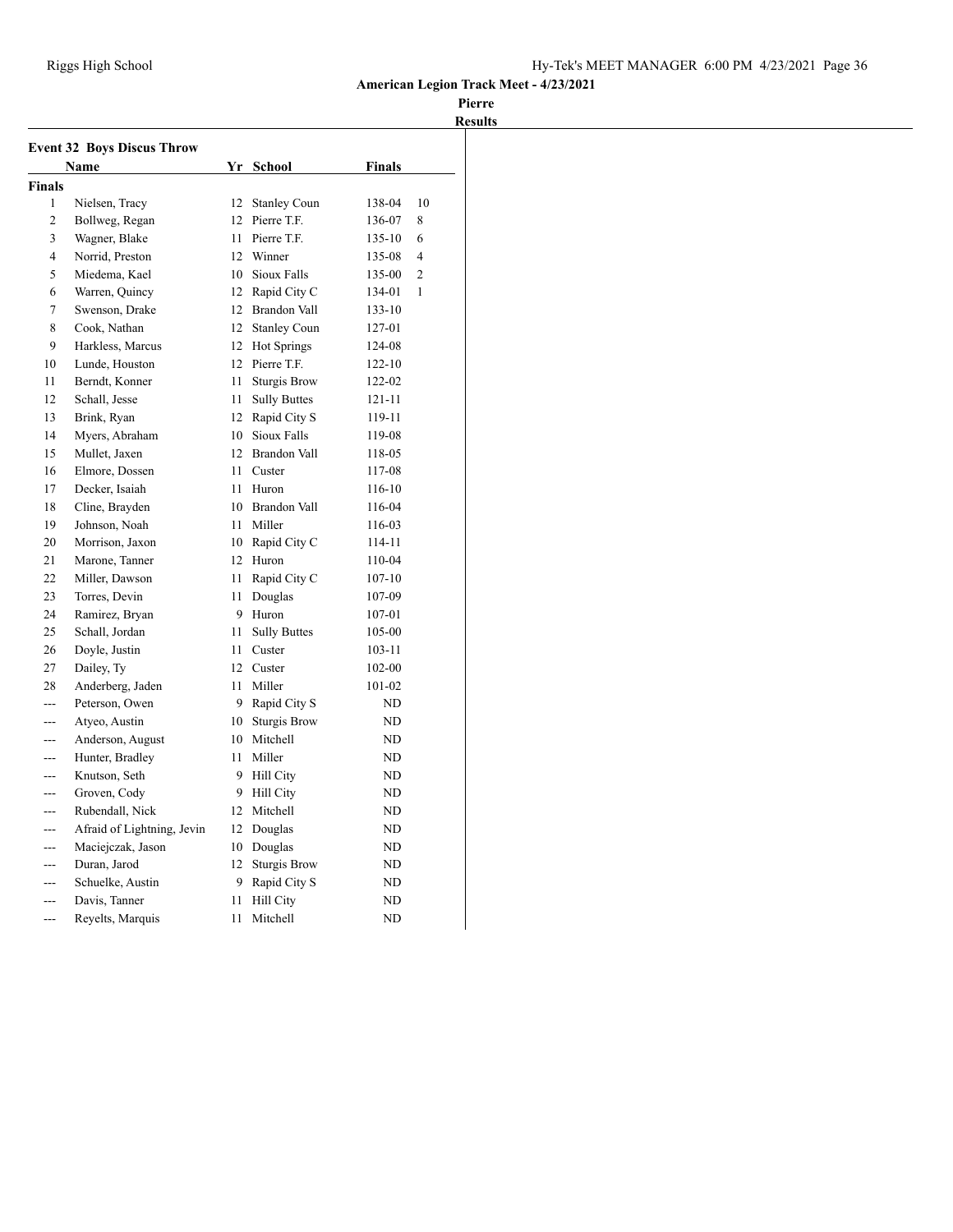American Legion Track Meet - 4/23/2021

Pierre

Results

### Event 32 Boys Discus Throw

| | Name | Yr | School | Finals | |
|---|---|---|---|---|---|
| **Finals** | | | | | |
| 1 | Nielsen, Tracy | 12 | Stanley Coun | 138-04 | 10 |
| 2 | Bollweg, Regan | 12 | Pierre T.F. | 136-07 | 8 |
| 3 | Wagner, Blake | 11 | Pierre T.F. | 135-10 | 6 |
| 4 | Norrid, Preston | 12 | Winner | 135-08 | 4 |
| 5 | Miedema, Kael | 10 | Sioux Falls | 135-00 | 2 |
| 6 | Warren, Quincy | 12 | Rapid City C | 134-01 | 1 |
| 7 | Swenson, Drake | 12 | Brandon Vall | 133-10 | |
| 8 | Cook, Nathan | 12 | Stanley Coun | 127-01 | |
| 9 | Harkless, Marcus | 12 | Hot Springs | 124-08 | |
| 10 | Lunde, Houston | 12 | Pierre T.F. | 122-10 | |
| 11 | Berndt, Konner | 11 | Sturgis Brow | 122-02 | |
| 12 | Schall, Jesse | 11 | Sully Buttes | 121-11 | |
| 13 | Brink, Ryan | 12 | Rapid City S | 119-11 | |
| 14 | Myers, Abraham | 10 | Sioux Falls | 119-08 | |
| 15 | Mullet, Jaxen | 12 | Brandon Vall | 118-05 | |
| 16 | Elmore, Dossen | 11 | Custer | 117-08 | |
| 17 | Decker, Isaiah | 11 | Huron | 116-10 | |
| 18 | Cline, Brayden | 10 | Brandon Vall | 116-04 | |
| 19 | Johnson, Noah | 11 | Miller | 116-03 | |
| 20 | Morrison, Jaxon | 10 | Rapid City C | 114-11 | |
| 21 | Marone, Tanner | 12 | Huron | 110-04 | |
| 22 | Miller, Dawson | 11 | Rapid City C | 107-10 | |
| 23 | Torres, Devin | 11 | Douglas | 107-09 | |
| 24 | Ramirez, Bryan | 9 | Huron | 107-01 | |
| 25 | Schall, Jordan | 11 | Sully Buttes | 105-00 | |
| 26 | Doyle, Justin | 11 | Custer | 103-11 | |
| 27 | Dailey, Ty | 12 | Custer | 102-00 | |
| 28 | Anderberg, Jaden | 11 | Miller | 101-02 | |
| --- | Peterson, Owen | 9 | Rapid City S | ND | |
| --- | Atyeo, Austin | 10 | Sturgis Brow | ND | |
| --- | Anderson, August | 10 | Mitchell | ND | |
| --- | Hunter, Bradley | 11 | Miller | ND | |
| --- | Knutson, Seth | 9 | Hill City | ND | |
| --- | Groven, Cody | 9 | Hill City | ND | |
| --- | Rubendall, Nick | 12 | Mitchell | ND | |
| --- | Afraid of Lightning, Jevin | 12 | Douglas | ND | |
| --- | Maciejczak, Jason | 10 | Douglas | ND | |
| --- | Duran, Jarod | 12 | Sturgis Brow | ND | |
| --- | Schuelke, Austin | 9 | Rapid City S | ND | |
| --- | Davis, Tanner | 11 | Hill City | ND | |
| --- | Reyelts, Marquis | 11 | Mitchell | ND | |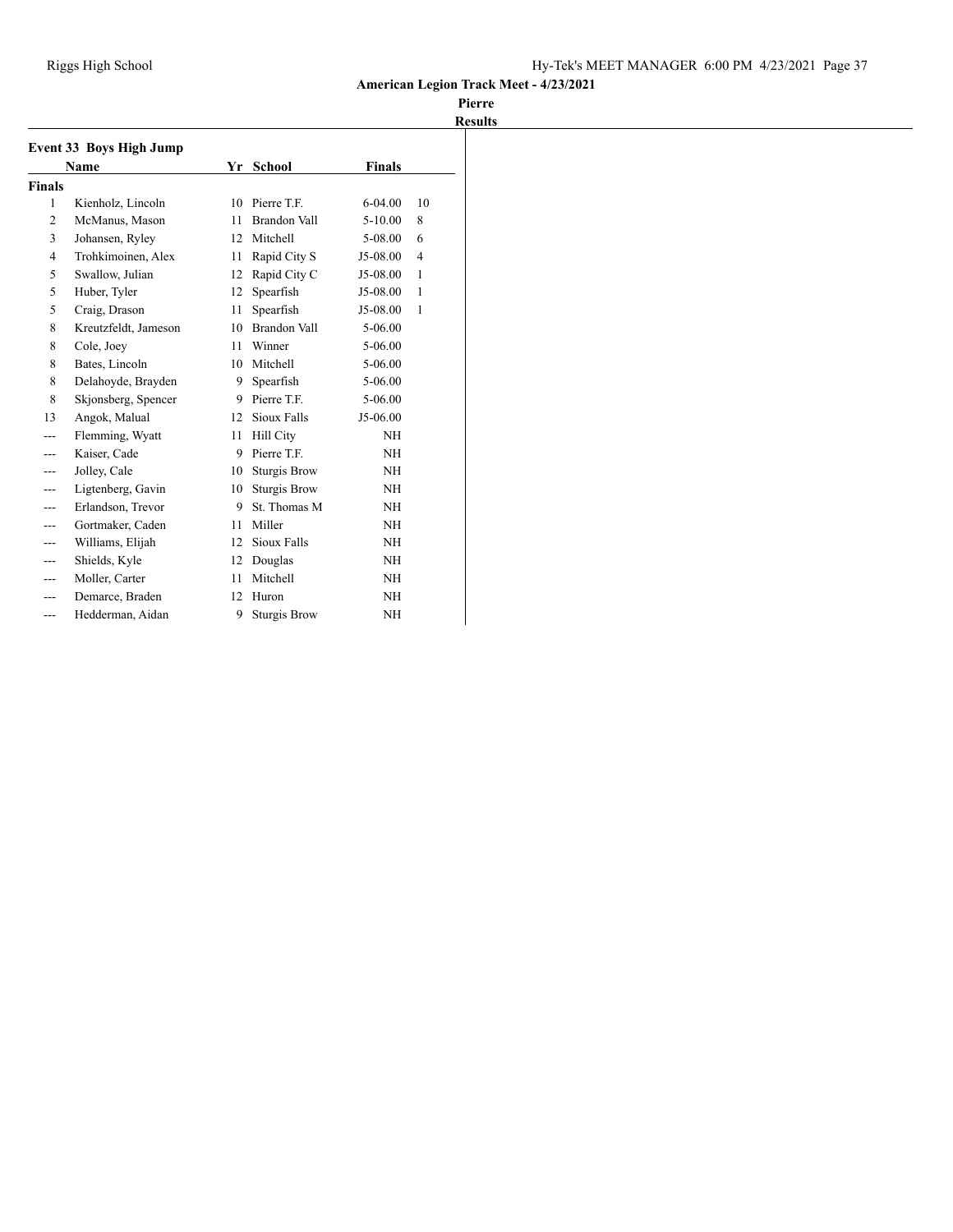## American Legion Track Meet - 4/23/2021

**Pierre**

**Results**

### Event 33 Boys High Jump

| | Name | Yr | School | Finals | |
|---|---|---|---|---|---|
| **Finals** | | | | | |
| 1 | Kienholz, Lincoln | 10 | Pierre T.F. | 6-04.00 | 10 |
| 2 | McManus, Mason | 11 | Brandon Vall | 5-10.00 | 8 |
| 3 | Johansen, Ryley | 12 | Mitchell | 5-08.00 | 6 |
| 4 | Trohkimoinen, Alex | 11 | Rapid City S | J5-08.00 | 4 |
| 5 | Swallow, Julian | 12 | Rapid City C | J5-08.00 | 1 |
| 5 | Huber, Tyler | 12 | Spearfish | J5-08.00 | 1 |
| 5 | Craig, Drason | 11 | Spearfish | J5-08.00 | 1 |
| 8 | Kreutzfeldt, Jameson | 10 | Brandon Vall | 5-06.00 | |
| 8 | Cole, Joey | 11 | Winner | 5-06.00 | |
| 8 | Bates, Lincoln | 10 | Mitchell | 5-06.00 | |
| 8 | Delahoyde, Brayden | 9 | Spearfish | 5-06.00 | |
| 8 | Skjonsberg, Spencer | 9 | Pierre T.F. | 5-06.00 | |
| 13 | Angok, Malual | 12 | Sioux Falls | J5-06.00 | |
| --- | Flemming, Wyatt | 11 | Hill City | NH | |
| --- | Kaiser, Cade | 9 | Pierre T.F. | NH | |
| --- | Jolley, Cale | 10 | Sturgis Brow | NH | |
| --- | Ligtenberg, Gavin | 10 | Sturgis Brow | NH | |
| --- | Erlandson, Trevor | 9 | St. Thomas M | NH | |
| --- | Gortmaker, Caden | 11 | Miller | NH | |
| --- | Williams, Elijah | 12 | Sioux Falls | NH | |
| --- | Shields, Kyle | 12 | Douglas | NH | |
| --- | Moller, Carter | 11 | Mitchell | NH | |
| --- | Demarce, Braden | 12 | Huron | NH | |
| --- | Hedderman, Aidan | 9 | Sturgis Brow | NH | |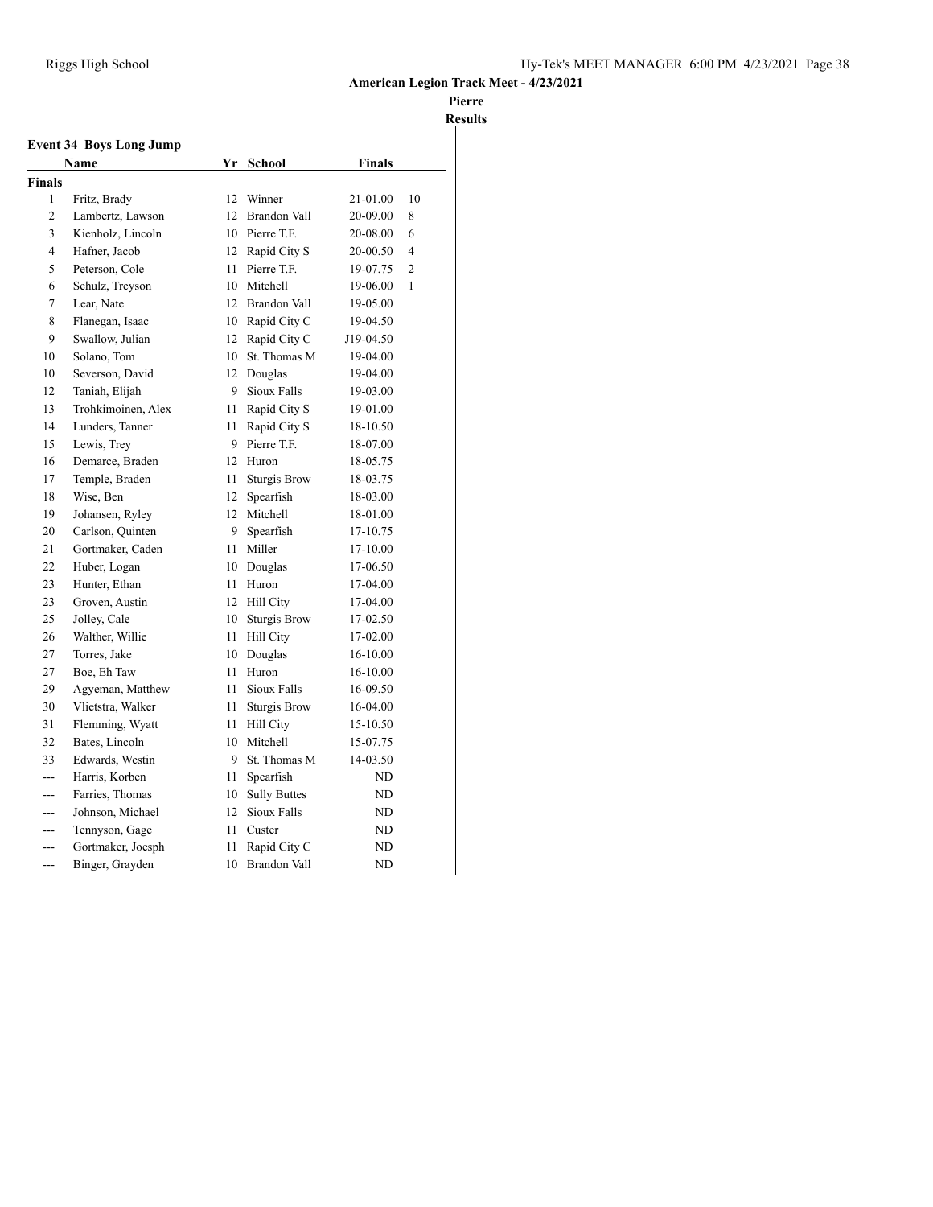American Legion Track Meet - 4/23/2021

Pierre

Results

### Event 34 Boys Long Jump

| | Name | Yr | School | Finals | |
|---|---|---|---|---|---|
| **Finals** | | | | | |
| 1 | Fritz, Brady | 12 | Winner | 21-01.00 | 10 |
| 2 | Lambertz, Lawson | 12 | Brandon Vall | 20-09.00 | 8 |
| 3 | Kienholz, Lincoln | 10 | Pierre T.F. | 20-08.00 | 6 |
| 4 | Hafner, Jacob | 12 | Rapid City S | 20-00.50 | 4 |
| 5 | Peterson, Cole | 11 | Pierre T.F. | 19-07.75 | 2 |
| 6 | Schulz, Treyson | 10 | Mitchell | 19-06.00 | 1 |
| 7 | Lear, Nate | 12 | Brandon Vall | 19-05.00 | |
| 8 | Flanegan, Isaac | 10 | Rapid City C | 19-04.50 | |
| 9 | Swallow, Julian | 12 | Rapid City C | J19-04.50 | |
| 10 | Solano, Tom | 10 | St. Thomas M | 19-04.00 | |
| 10 | Severson, David | 12 | Douglas | 19-04.00 | |
| 12 | Taniah, Elijah | 9 | Sioux Falls | 19-03.00 | |
| 13 | Trohkimoinen, Alex | 11 | Rapid City S | 19-01.00 | |
| 14 | Lunders, Tanner | 11 | Rapid City S | 18-10.50 | |
| 15 | Lewis, Trey | 9 | Pierre T.F. | 18-07.00 | |
| 16 | Demarce, Braden | 12 | Huron | 18-05.75 | |
| 17 | Temple, Braden | 11 | Sturgis Brow | 18-03.75 | |
| 18 | Wise, Ben | 12 | Spearfish | 18-03.00 | |
| 19 | Johansen, Ryley | 12 | Mitchell | 18-01.00 | |
| 20 | Carlson, Quinten | 9 | Spearfish | 17-10.75 | |
| 21 | Gortmaker, Caden | 11 | Miller | 17-10.00 | |
| 22 | Huber, Logan | 10 | Douglas | 17-06.50 | |
| 23 | Hunter, Ethan | 11 | Huron | 17-04.00 | |
| 23 | Groven, Austin | 12 | Hill City | 17-04.00 | |
| 25 | Jolley, Cale | 10 | Sturgis Brow | 17-02.50 | |
| 26 | Walther, Willie | 11 | Hill City | 17-02.00 | |
| 27 | Torres, Jake | 10 | Douglas | 16-10.00 | |
| 27 | Boe, Eh Taw | 11 | Huron | 16-10.00 | |
| 29 | Agyeman, Matthew | 11 | Sioux Falls | 16-09.50 | |
| 30 | Vlietstra, Walker | 11 | Sturgis Brow | 16-04.00 | |
| 31 | Flemming, Wyatt | 11 | Hill City | 15-10.50 | |
| 32 | Bates, Lincoln | 10 | Mitchell | 15-07.75 | |
| 33 | Edwards, Westin | 9 | St. Thomas M | 14-03.50 | |
| --- | Harris, Korben | 11 | Spearfish | ND | |
| --- | Farries, Thomas | 10 | Sully Buttes | ND | |
| --- | Johnson, Michael | 12 | Sioux Falls | ND | |
| --- | Tennyson, Gage | 11 | Custer | ND | |
| --- | Gortmaker, Joesph | 11 | Rapid City C | ND | |
| --- | Binger, Grayden | 10 | Brandon Vall | ND | |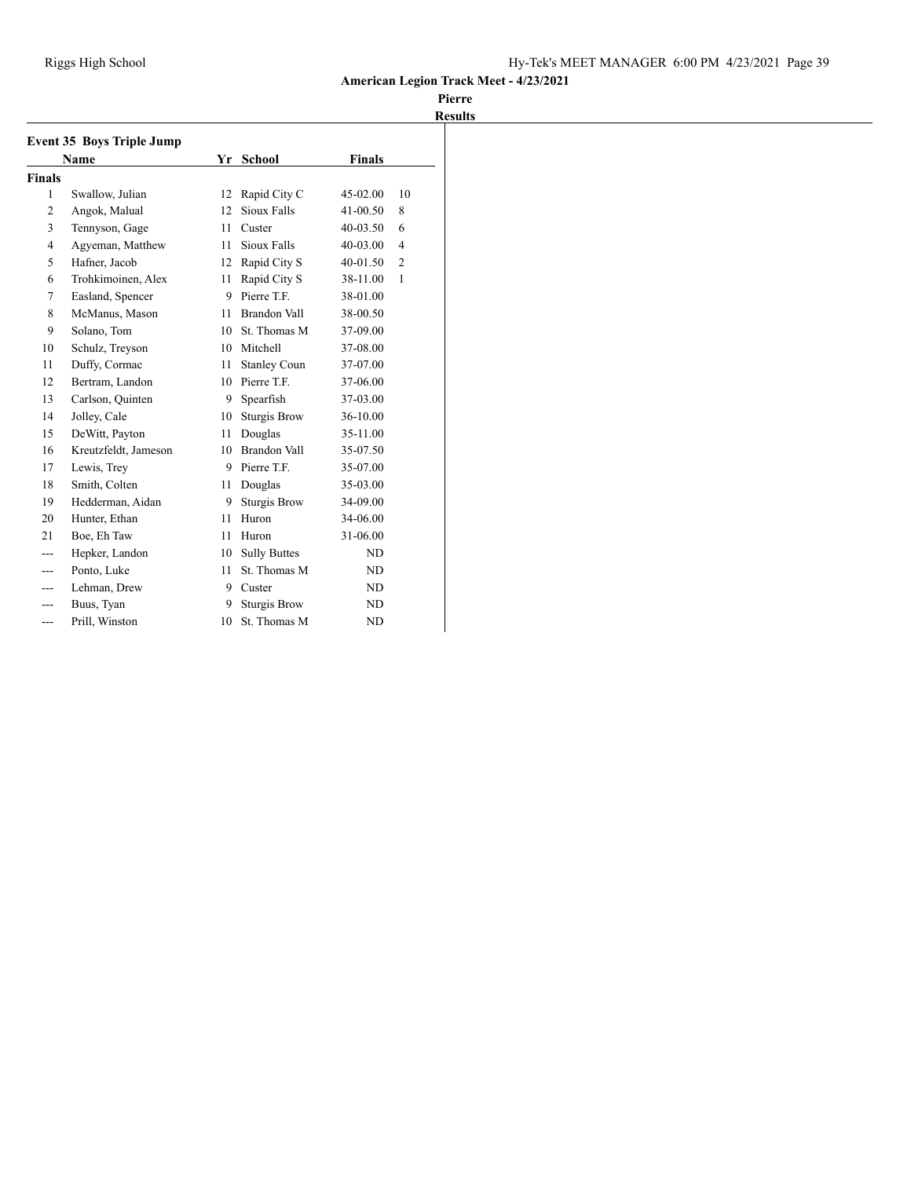**American Legion Track Meet - 4/23/2021**

**Pierre**

**Results**

### Event 35 Boys Triple Jump

| | Name | Yr | School | Finals | |
|---|---|---|---|---|---|
| **Finals** | | | | | |
| 1 | Swallow, Julian | 12 | Rapid City C | 45-02.00 | 10 |
| 2 | Angok, Malual | 12 | Sioux Falls | 41-00.50 | 8 |
| 3 | Tennyson, Gage | 11 | Custer | 40-03.50 | 6 |
| 4 | Agyeman, Matthew | 11 | Sioux Falls | 40-03.00 | 4 |
| 5 | Hafner, Jacob | 12 | Rapid City S | 40-01.50 | 2 |
| 6 | Trohkimoinen, Alex | 11 | Rapid City S | 38-11.00 | 1 |
| 7 | Easland, Spencer | 9 | Pierre T.F. | 38-01.00 | |
| 8 | McManus, Mason | 11 | Brandon Vall | 38-00.50 | |
| 9 | Solano, Tom | 10 | St. Thomas M | 37-09.00 | |
| 10 | Schulz, Treyson | 10 | Mitchell | 37-08.00 | |
| 11 | Duffy, Cormac | 11 | Stanley Coun | 37-07.00 | |
| 12 | Bertram, Landon | 10 | Pierre T.F. | 37-06.00 | |
| 13 | Carlson, Quinten | 9 | Spearfish | 37-03.00 | |
| 14 | Jolley, Cale | 10 | Sturgis Brow | 36-10.00 | |
| 15 | DeWitt, Payton | 11 | Douglas | 35-11.00 | |
| 16 | Kreutzfeldt, Jameson | 10 | Brandon Vall | 35-07.50 | |
| 17 | Lewis, Trey | 9 | Pierre T.F. | 35-07.00 | |
| 18 | Smith, Colten | 11 | Douglas | 35-03.00 | |
| 19 | Hedderman, Aidan | 9 | Sturgis Brow | 34-09.00 | |
| 20 | Hunter, Ethan | 11 | Huron | 34-06.00 | |
| 21 | Boe, Eh Taw | 11 | Huron | 31-06.00 | |
| --- | Hepker, Landon | 10 | Sully Buttes | ND | |
| --- | Ponto, Luke | 11 | St. Thomas M | ND | |
| --- | Lehman, Drew | 9 | Custer | ND | |
| --- | Buus, Tyan | 9 | Sturgis Brow | ND | |
| --- | Prill, Winston | 10 | St. Thomas M | ND | |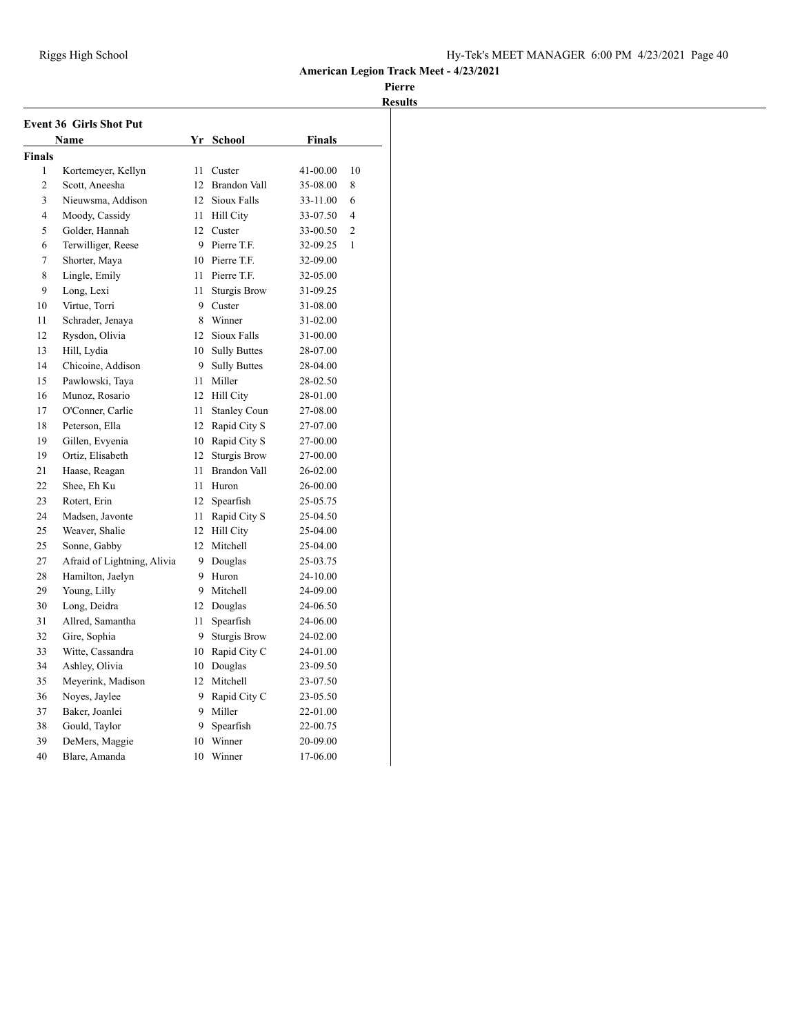American Legion Track Meet - 4/23/2021

Pierre

Results

### Event 36 Girls Shot Put

| | Name | Yr | School | Finals | |
|---|---|---|---|---|---|
| **Finals** | | | | | |
| 1 | Kortemeyer, Kellyn | 11 | Custer | 41-00.00 | 10 |
| 2 | Scott, Aneesha | 12 | Brandon Vall | 35-08.00 | 8 |
| 3 | Nieuwsma, Addison | 12 | Sioux Falls | 33-11.00 | 6 |
| 4 | Moody, Cassidy | 11 | Hill City | 33-07.50 | 4 |
| 5 | Golder, Hannah | 12 | Custer | 33-00.50 | 2 |
| 6 | Terwilliger, Reese | 9 | Pierre T.F. | 32-09.25 | 1 |
| 7 | Shorter, Maya | 10 | Pierre T.F. | 32-09.00 | |
| 8 | Lingle, Emily | 11 | Pierre T.F. | 32-05.00 | |
| 9 | Long, Lexi | 11 | Sturgis Brow | 31-09.25 | |
| 10 | Virtue, Torri | 9 | Custer | 31-08.00 | |
| 11 | Schrader, Jenaya | 8 | Winner | 31-02.00 | |
| 12 | Rysdon, Olivia | 12 | Sioux Falls | 31-00.00 | |
| 13 | Hill, Lydia | 10 | Sully Buttes | 28-07.00 | |
| 14 | Chicoine, Addison | 9 | Sully Buttes | 28-04.00 | |
| 15 | Pawlowski, Taya | 11 | Miller | 28-02.50 | |
| 16 | Munoz, Rosario | 12 | Hill City | 28-01.00 | |
| 17 | O'Conner, Carlie | 11 | Stanley Coun | 27-08.00 | |
| 18 | Peterson, Ella | 12 | Rapid City S | 27-07.00 | |
| 19 | Gillen, Evyenia | 10 | Rapid City S | 27-00.00 | |
| 19 | Ortiz, Elisabeth | 12 | Sturgis Brow | 27-00.00 | |
| 21 | Haase, Reagan | 11 | Brandon Vall | 26-02.00 | |
| 22 | Shee, Eh Ku | 11 | Huron | 26-00.00 | |
| 23 | Rotert, Erin | 12 | Spearfish | 25-05.75 | |
| 24 | Madsen, Javonte | 11 | Rapid City S | 25-04.50 | |
| 25 | Weaver, Shalie | 12 | Hill City | 25-04.00 | |
| 25 | Sonne, Gabby | 12 | Mitchell | 25-04.00 | |
| 27 | Afraid of Lightning, Alivia | 9 | Douglas | 25-03.75 | |
| 28 | Hamilton, Jaelyn | 9 | Huron | 24-10.00 | |
| 29 | Young, Lilly | 9 | Mitchell | 24-09.00 | |
| 30 | Long, Deidra | 12 | Douglas | 24-06.50 | |
| 31 | Allred, Samantha | 11 | Spearfish | 24-06.00 | |
| 32 | Gire, Sophia | 9 | Sturgis Brow | 24-02.00 | |
| 33 | Witte, Cassandra | 10 | Rapid City C | 24-01.00 | |
| 34 | Ashley, Olivia | 10 | Douglas | 23-09.50 | |
| 35 | Meyerink, Madison | 12 | Mitchell | 23-07.50 | |
| 36 | Noyes, Jaylee | 9 | Rapid City C | 23-05.50 | |
| 37 | Baker, Joanlei | 9 | Miller | 22-01.00 | |
| 38 | Gould, Taylor | 9 | Spearfish | 22-00.75 | |
| 39 | DeMers, Maggie | 10 | Winner | 20-09.00 | |
| 40 | Blare, Amanda | 10 | Winner | 17-06.00 | |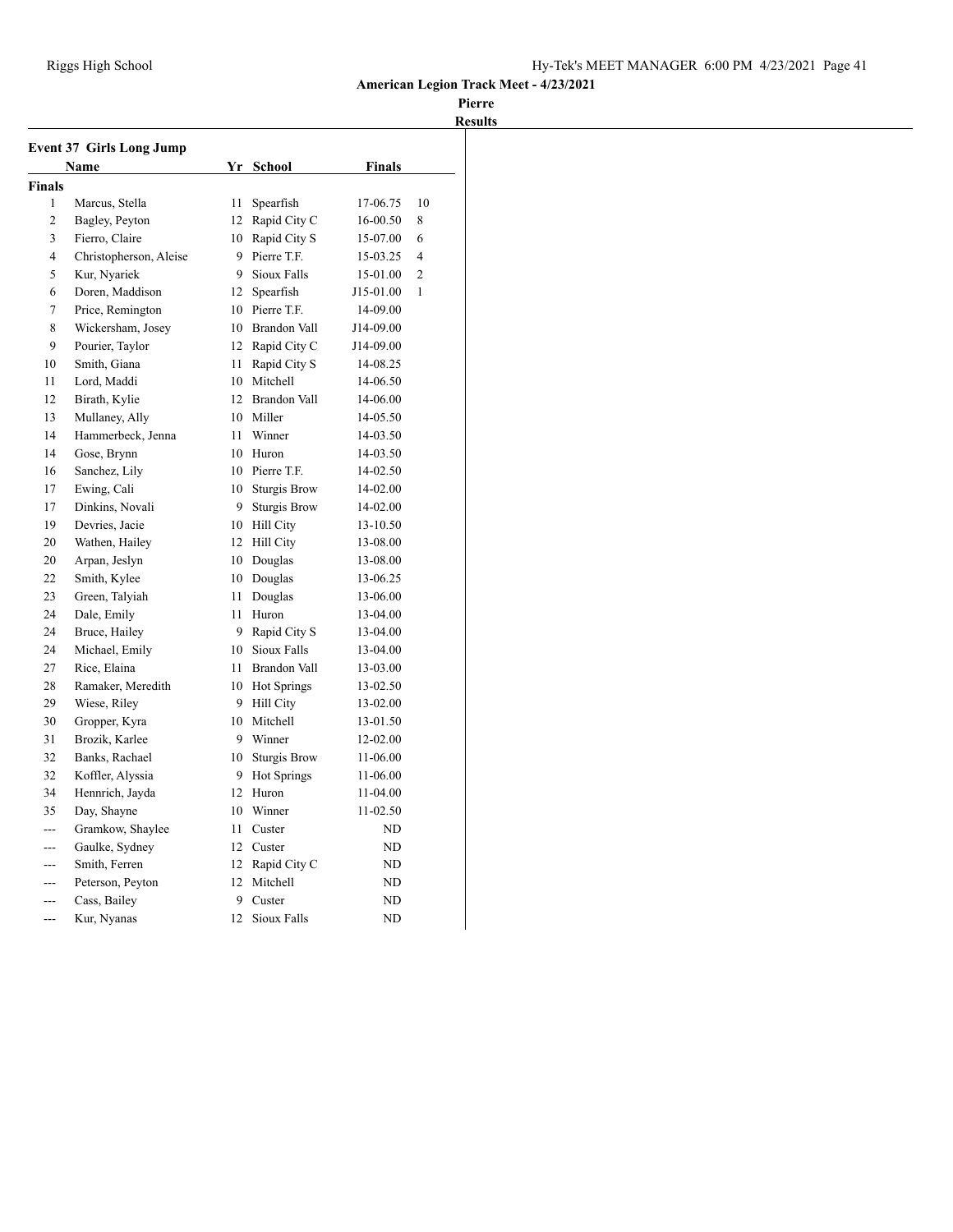## American Legion Track Meet - 4/23/2021

**Pierre**

**Results**

### Event 37 Girls Long Jump

| | Name | Yr | School | Finals | |
|---|---|---|---|---|---|
| **Finals** | | | | | |
| 1 | Marcus, Stella | 11 | Spearfish | 17-06.75 | 10 |
| 2 | Bagley, Peyton | 12 | Rapid City C | 16-00.50 | 8 |
| 3 | Fierro, Claire | 10 | Rapid City S | 15-07.00 | 6 |
| 4 | Christopherson, Aleise | 9 | Pierre T.F. | 15-03.25 | 4 |
| 5 | Kur, Nyariek | 9 | Sioux Falls | 15-01.00 | 2 |
| 6 | Doren, Maddison | 12 | Spearfish | J15-01.00 | 1 |
| 7 | Price, Remington | 10 | Pierre T.F. | 14-09.00 | |
| 8 | Wickersham, Josey | 10 | Brandon Vall | J14-09.00 | |
| 9 | Pourier, Taylor | 12 | Rapid City C | J14-09.00 | |
| 10 | Smith, Giana | 11 | Rapid City S | 14-08.25 | |
| 11 | Lord, Maddi | 10 | Mitchell | 14-06.50 | |
| 12 | Birath, Kylie | 12 | Brandon Vall | 14-06.00 | |
| 13 | Mullaney, Ally | 10 | Miller | 14-05.50 | |
| 14 | Hammerbeck, Jenna | 11 | Winner | 14-03.50 | |
| 14 | Gose, Brynn | 10 | Huron | 14-03.50 | |
| 16 | Sanchez, Lily | 10 | Pierre T.F. | 14-02.50 | |
| 17 | Ewing, Cali | 10 | Sturgis Brow | 14-02.00 | |
| 17 | Dinkins, Novali | 9 | Sturgis Brow | 14-02.00 | |
| 19 | Devries, Jacie | 10 | Hill City | 13-10.50 | |
| 20 | Wathen, Hailey | 12 | Hill City | 13-08.00 | |
| 20 | Arpan, Jeslyn | 10 | Douglas | 13-08.00 | |
| 22 | Smith, Kylee | 10 | Douglas | 13-06.25 | |
| 23 | Green, Talyiah | 11 | Douglas | 13-06.00 | |
| 24 | Dale, Emily | 11 | Huron | 13-04.00 | |
| 24 | Bruce, Hailey | 9 | Rapid City S | 13-04.00 | |
| 24 | Michael, Emily | 10 | Sioux Falls | 13-04.00 | |
| 27 | Rice, Elaina | 11 | Brandon Vall | 13-03.00 | |
| 28 | Ramaker, Meredith | 10 | Hot Springs | 13-02.50 | |
| 29 | Wiese, Riley | 9 | Hill City | 13-02.00 | |
| 30 | Gropper, Kyra | 10 | Mitchell | 13-01.50 | |
| 31 | Brozik, Karlee | 9 | Winner | 12-02.00 | |
| 32 | Banks, Rachael | 10 | Sturgis Brow | 11-06.00 | |
| 32 | Koffler, Alyssia | 9 | Hot Springs | 11-06.00 | |
| 34 | Hennrich, Jayda | 12 | Huron | 11-04.00 | |
| 35 | Day, Shayne | 10 | Winner | 11-02.50 | |
| --- | Gramkow, Shaylee | 11 | Custer | ND | |
| --- | Gaulke, Sydney | 12 | Custer | ND | |
| --- | Smith, Ferren | 12 | Rapid City C | ND | |
| --- | Peterson, Peyton | 12 | Mitchell | ND | |
| --- | Cass, Bailey | 9 | Custer | ND | |
| --- | Kur, Nyanas | 12 | Sioux Falls | ND | |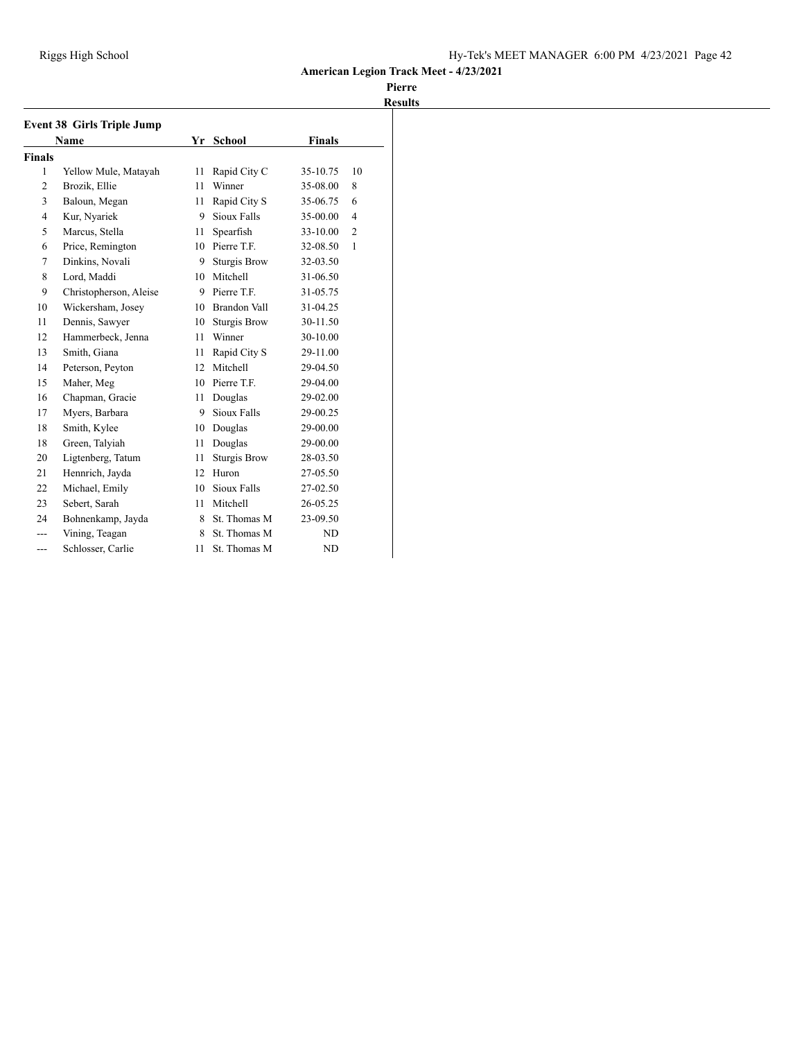**American Legion Track Meet - 4/23/2021**

**Pierre**

**Results**

## Event 38 Girls Triple Jump

| | Name | Yr | School | Finals | |
|---|---|---|---|---|---|
| **Finals** | | | | | |
| 1 | Yellow Mule, Matayah | 11 | Rapid City C | 35-10.75 | 10 |
| 2 | Brozik, Ellie | 11 | Winner | 35-08.00 | 8 |
| 3 | Baloun, Megan | 11 | Rapid City S | 35-06.75 | 6 |
| 4 | Kur, Nyariek | 9 | Sioux Falls | 35-00.00 | 4 |
| 5 | Marcus, Stella | 11 | Spearfish | 33-10.00 | 2 |
| 6 | Price, Remington | 10 | Pierre T.F. | 32-08.50 | 1 |
| 7 | Dinkins, Novali | 9 | Sturgis Brow | 32-03.50 | |
| 8 | Lord, Maddi | 10 | Mitchell | 31-06.50 | |
| 9 | Christopherson, Aleise | 9 | Pierre T.F. | 31-05.75 | |
| 10 | Wickersham, Josey | 10 | Brandon Vall | 31-04.25 | |
| 11 | Dennis, Sawyer | 10 | Sturgis Brow | 30-11.50 | |
| 12 | Hammerbeck, Jenna | 11 | Winner | 30-10.00 | |
| 13 | Smith, Giana | 11 | Rapid City S | 29-11.00 | |
| 14 | Peterson, Peyton | 12 | Mitchell | 29-04.50 | |
| 15 | Maher, Meg | 10 | Pierre T.F. | 29-04.00 | |
| 16 | Chapman, Gracie | 11 | Douglas | 29-02.00 | |
| 17 | Myers, Barbara | 9 | Sioux Falls | 29-00.25 | |
| 18 | Smith, Kylee | 10 | Douglas | 29-00.00 | |
| 18 | Green, Talyiah | 11 | Douglas | 29-00.00 | |
| 20 | Ligtenberg, Tatum | 11 | Sturgis Brow | 28-03.50 | |
| 21 | Hennrich, Jayda | 12 | Huron | 27-05.50 | |
| 22 | Michael, Emily | 10 | Sioux Falls | 27-02.50 | |
| 23 | Sebert, Sarah | 11 | Mitchell | 26-05.25 | |
| 24 | Bohnenkamp, Jayda | 8 | St. Thomas M | 23-09.50 | |
| --- | Vining, Teagan | 8 | St. Thomas M | ND | |
| --- | Schlosser, Carlie | 11 | St. Thomas M | ND | |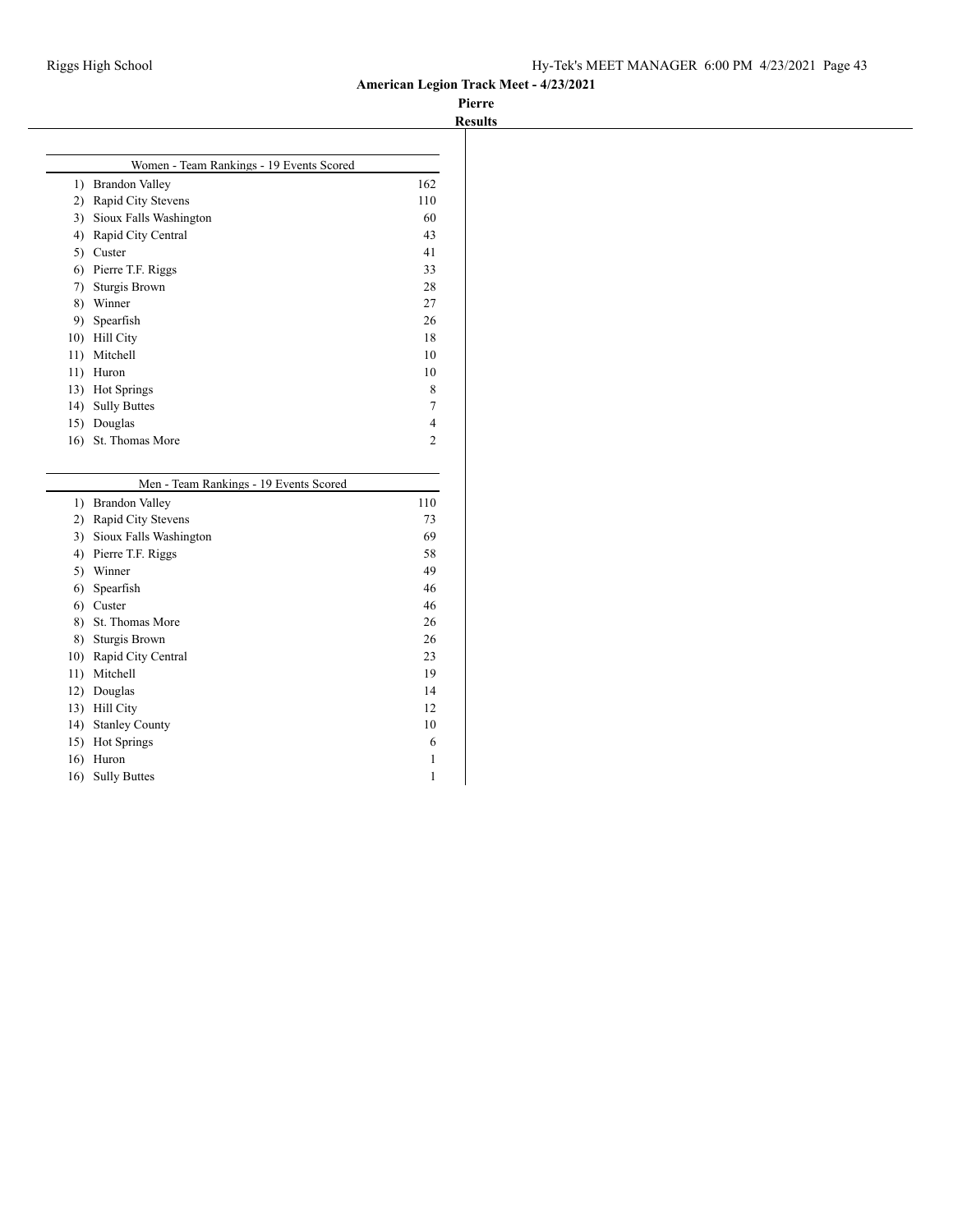**American Legion Track Meet - 4/23/2021**

**Pierre**

**Results**

| Women - Team Rankings - 19 Events Scored | | |
|---|---|---|
| 1) | Brandon Valley | 162 |
| 2) | Rapid City Stevens | 110 |
| 3) | Sioux Falls Washington | 60 |
| 4) | Rapid City Central | 43 |
| 5) | Custer | 41 |
| 6) | Pierre T.F. Riggs | 33 |
| 7) | Sturgis Brown | 28 |
| 8) | Winner | 27 |
| 9) | Spearfish | 26 |
| 10) | Hill City | 18 |
| 11) | Mitchell | 10 |
| 11) | Huron | 10 |
| 13) | Hot Springs | 8 |
| 14) | Sully Buttes | 7 |
| 15) | Douglas | 4 |
| 16) | St. Thomas More | 2 |

| Men - Team Rankings - 19 Events Scored | | |
|---|---|---|
| 1) | Brandon Valley | 110 |
| 2) | Rapid City Stevens | 73 |
| 3) | Sioux Falls Washington | 69 |
| 4) | Pierre T.F. Riggs | 58 |
| 5) | Winner | 49 |
| 6) | Spearfish | 46 |
| 6) | Custer | 46 |
| 8) | St. Thomas More | 26 |
| 8) | Sturgis Brown | 26 |
| 10) | Rapid City Central | 23 |
| 11) | Mitchell | 19 |
| 12) | Douglas | 14 |
| 13) | Hill City | 12 |
| 14) | Stanley County | 10 |
| 15) | Hot Springs | 6 |
| 16) | Huron | 1 |
| 16) | Sully Buttes | 1 |